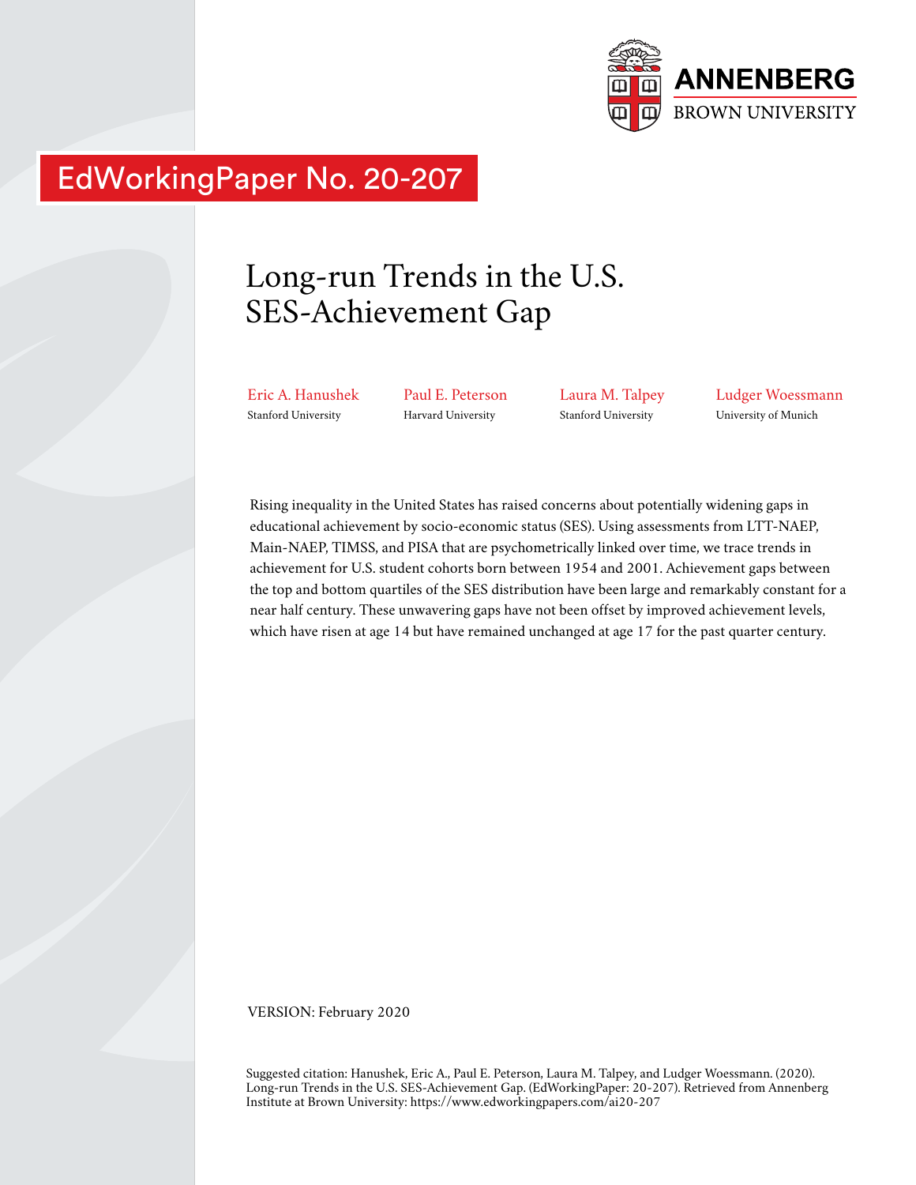ANNENBERG
BROWN UNIVERSITY

EdWorkingPaper No. 20-207

# Long-run Trends in the U.S. SES-Achievement Gap

Eric A. Hanushek
Stanford University

Paul E. Peterson
Harvard University

Laura M. Talpey
Stanford University

Ludger Woessmann
University of Munich

Rising inequality in the United States has raised concerns about potentially widening gaps in educational achievement by socio-economic status (SES). Using assessments from LTT-NAEP, Main-NAEP, TIMSS, and PISA that are psychometrically linked over time, we trace trends in achievement for U.S. student cohorts born between 1954 and 2001. Achievement gaps between the top and bottom quartiles of the SES distribution have been large and remarkably constant for a near half century. These unwavering gaps have not been offset by improved achievement levels, which have risen at age 14 but have remained unchanged at age 17 for the past quarter century.

VERSION: February 2020

Suggested citation: Hanushek, Eric A., Paul E. Peterson, Laura M. Talpey, and Ludger Woessmann. (2020). Long-run Trends in the U.S. SES-Achievement Gap. (EdWorkingPaper: 20-207). Retrieved from Annenberg Institute at Brown University: https://www.edworkingpapers.com/ai20-207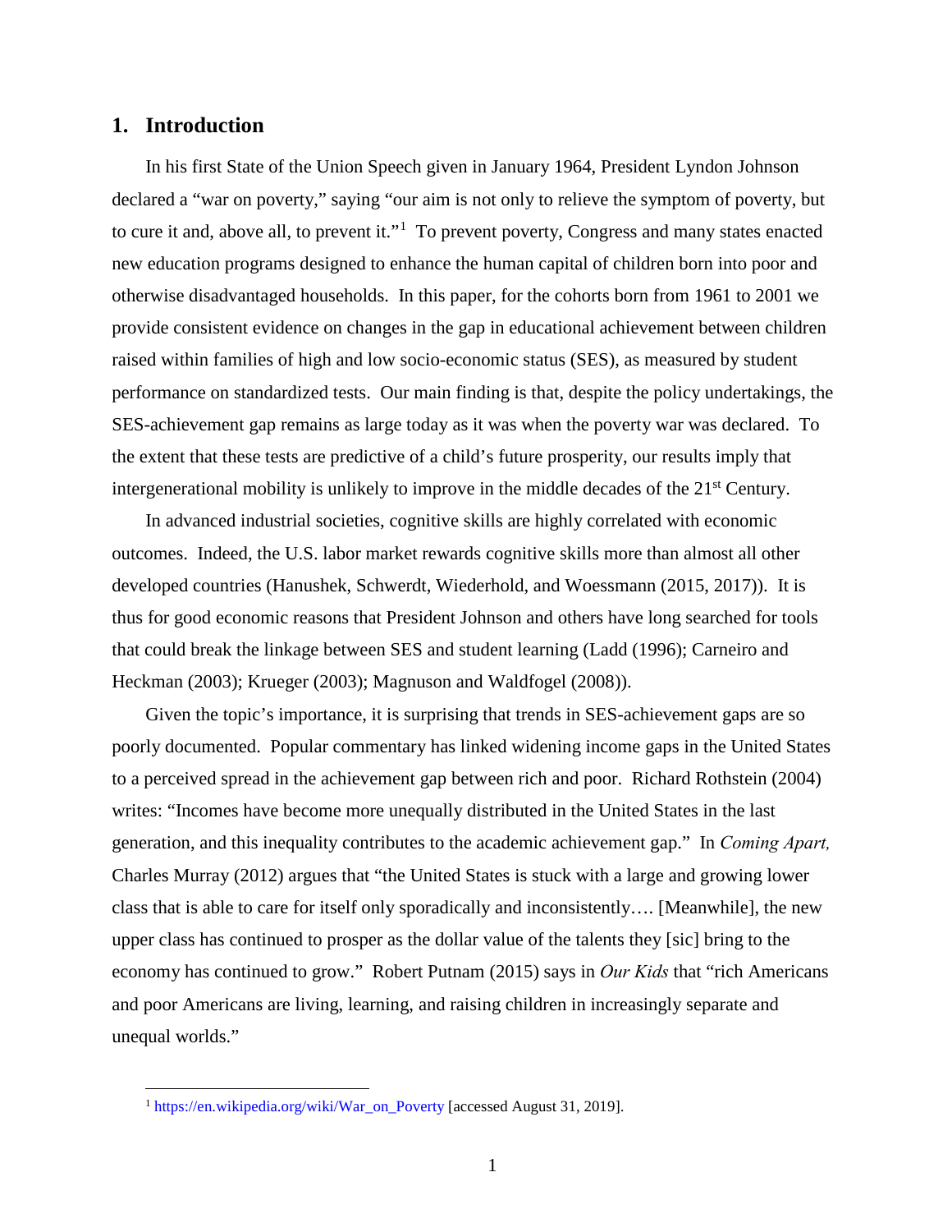## 1. Introduction

In his first State of the Union Speech given in January 1964, President Lyndon Johnson declared a "war on poverty," saying "our aim is not only to relieve the symptom of poverty, but to cure it and, above all, to prevent it."[1] To prevent poverty, Congress and many states enacted new education programs designed to enhance the human capital of children born into poor and otherwise disadvantaged households. In this paper, for the cohorts born from 1961 to 2001 we provide consistent evidence on changes in the gap in educational achievement between children raised within families of high and low socio-economic status (SES), as measured by student performance on standardized tests. Our main finding is that, despite the policy undertakings, the SES-achievement gap remains as large today as it was when the poverty war was declared. To the extent that these tests are predictive of a child's future prosperity, our results imply that intergenerational mobility is unlikely to improve in the middle decades of the 21st Century.

In advanced industrial societies, cognitive skills are highly correlated with economic outcomes. Indeed, the U.S. labor market rewards cognitive skills more than almost all other developed countries (Hanushek, Schwerdt, Wiederhold, and Woessmann (2015, 2017)). It is thus for good economic reasons that President Johnson and others have long searched for tools that could break the linkage between SES and student learning (Ladd (1996); Carneiro and Heckman (2003); Krueger (2003); Magnuson and Waldfogel (2008)).

Given the topic's importance, it is surprising that trends in SES-achievement gaps are so poorly documented. Popular commentary has linked widening income gaps in the United States to a perceived spread in the achievement gap between rich and poor. Richard Rothstein (2004) writes: "Incomes have become more unequally distributed in the United States in the last generation, and this inequality contributes to the academic achievement gap." In *Coming Apart,* Charles Murray (2012) argues that "the United States is stuck with a large and growing lower class that is able to care for itself only sporadically and inconsistently…. [Meanwhile], the new upper class has continued to prosper as the dollar value of the talents they [sic] bring to the economy has continued to grow." Robert Putnam (2015) says in *Our Kids* that "rich Americans and poor Americans are living, learning, and raising children in increasingly separate and unequal worlds."

---

[1] https://en.wikipedia.org/wiki/War_on_Poverty [accessed August 31, 2019].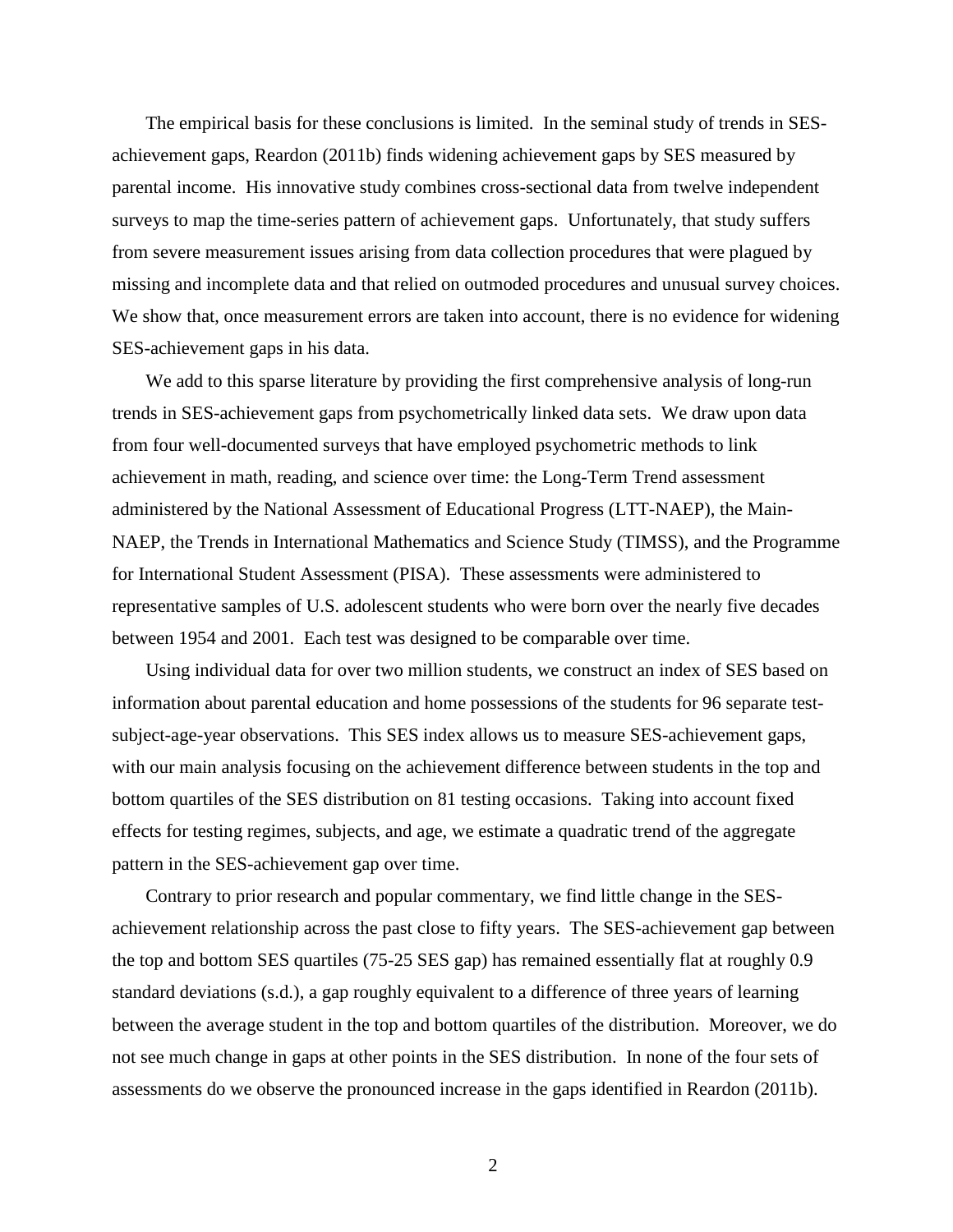The empirical basis for these conclusions is limited. In the seminal study of trends in SES-achievement gaps, Reardon (2011b) finds widening achievement gaps by SES measured by parental income. His innovative study combines cross-sectional data from twelve independent surveys to map the time-series pattern of achievement gaps. Unfortunately, that study suffers from severe measurement issues arising from data collection procedures that were plagued by missing and incomplete data and that relied on outmoded procedures and unusual survey choices. We show that, once measurement errors are taken into account, there is no evidence for widening SES-achievement gaps in his data.

We add to this sparse literature by providing the first comprehensive analysis of long-run trends in SES-achievement gaps from psychometrically linked data sets. We draw upon data from four well-documented surveys that have employed psychometric methods to link achievement in math, reading, and science over time: the Long-Term Trend assessment administered by the National Assessment of Educational Progress (LTT-NAEP), the Main-NAEP, the Trends in International Mathematics and Science Study (TIMSS), and the Programme for International Student Assessment (PISA). These assessments were administered to representative samples of U.S. adolescent students who were born over the nearly five decades between 1954 and 2001. Each test was designed to be comparable over time.

Using individual data for over two million students, we construct an index of SES based on information about parental education and home possessions of the students for 96 separate test-subject-age-year observations. This SES index allows us to measure SES-achievement gaps, with our main analysis focusing on the achievement difference between students in the top and bottom quartiles of the SES distribution on 81 testing occasions. Taking into account fixed effects for testing regimes, subjects, and age, we estimate a quadratic trend of the aggregate pattern in the SES-achievement gap over time.

Contrary to prior research and popular commentary, we find little change in the SES-achievement relationship across the past close to fifty years. The SES-achievement gap between the top and bottom SES quartiles (75-25 SES gap) has remained essentially flat at roughly 0.9 standard deviations (s.d.), a gap roughly equivalent to a difference of three years of learning between the average student in the top and bottom quartiles of the distribution. Moreover, we do not see much change in gaps at other points in the SES distribution. In none of the four sets of assessments do we observe the pronounced increase in the gaps identified in Reardon (2011b).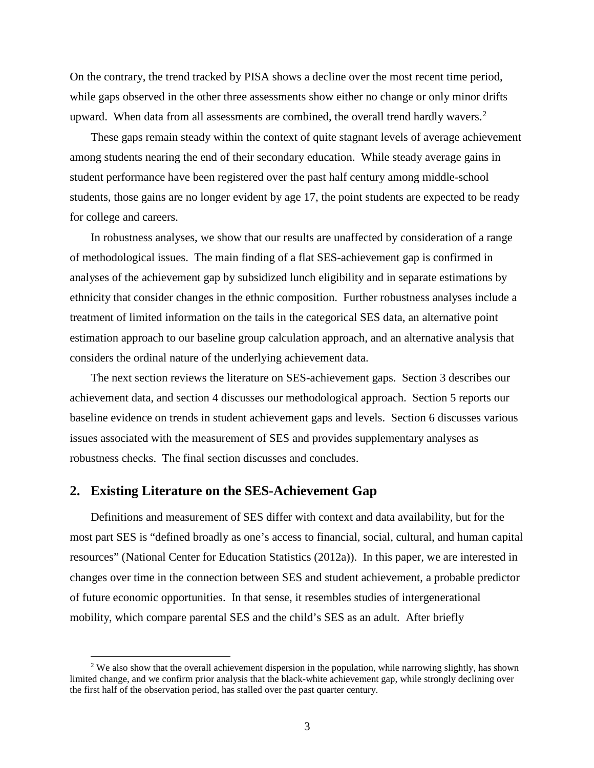On the contrary, the trend tracked by PISA shows a decline over the most recent time period, while gaps observed in the other three assessments show either no change or only minor drifts upward. When data from all assessments are combined, the overall trend hardly wavers.[2]

These gaps remain steady within the context of quite stagnant levels of average achievement among students nearing the end of their secondary education. While steady average gains in student performance have been registered over the past half century among middle-school students, those gains are no longer evident by age 17, the point students are expected to be ready for college and careers.

In robustness analyses, we show that our results are unaffected by consideration of a range of methodological issues. The main finding of a flat SES-achievement gap is confirmed in analyses of the achievement gap by subsidized lunch eligibility and in separate estimations by ethnicity that consider changes in the ethnic composition. Further robustness analyses include a treatment of limited information on the tails in the categorical SES data, an alternative point estimation approach to our baseline group calculation approach, and an alternative analysis that considers the ordinal nature of the underlying achievement data.

The next section reviews the literature on SES-achievement gaps. Section 3 describes our achievement data, and section 4 discusses our methodological approach. Section 5 reports our baseline evidence on trends in student achievement gaps and levels. Section 6 discusses various issues associated with the measurement of SES and provides supplementary analyses as robustness checks. The final section discusses and concludes.

## 2. Existing Literature on the SES-Achievement Gap

Definitions and measurement of SES differ with context and data availability, but for the most part SES is "defined broadly as one's access to financial, social, cultural, and human capital resources" (National Center for Education Statistics (2012a)). In this paper, we are interested in changes over time in the connection between SES and student achievement, a probable predictor of future economic opportunities. In that sense, it resembles studies of intergenerational mobility, which compare parental SES and the child's SES as an adult. After briefly

[2] We also show that the overall achievement dispersion in the population, while narrowing slightly, has shown limited change, and we confirm prior analysis that the black-white achievement gap, while strongly declining over the first half of the observation period, has stalled over the past quarter century.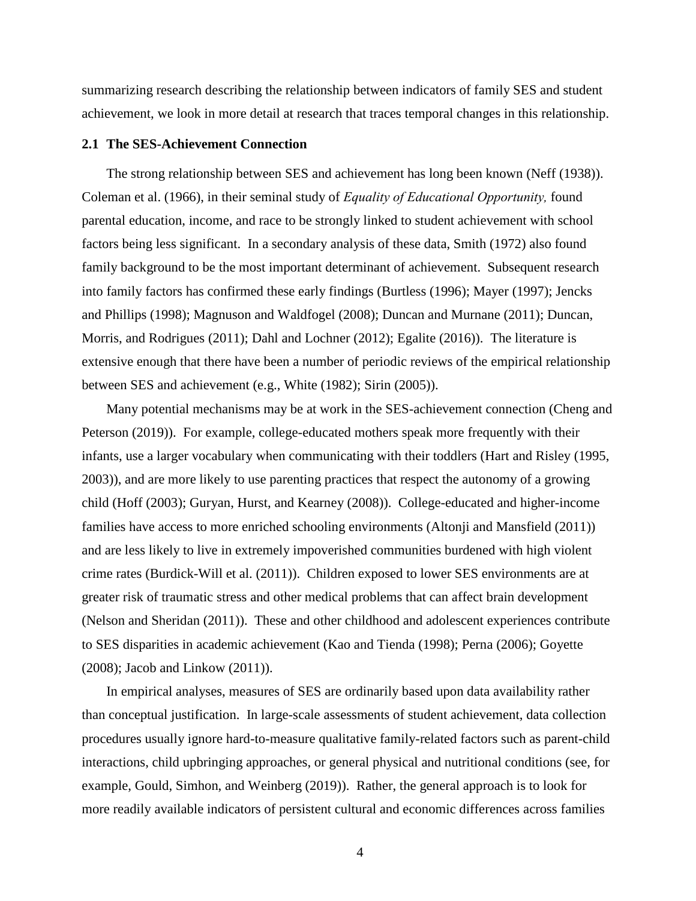summarizing research describing the relationship between indicators of family SES and student achievement, we look in more detail at research that traces temporal changes in this relationship.

### 2.1 The SES-Achievement Connection

The strong relationship between SES and achievement has long been known (Neff (1938)). Coleman et al. (1966), in their seminal study of *Equality of Educational Opportunity,* found parental education, income, and race to be strongly linked to student achievement with school factors being less significant. In a secondary analysis of these data, Smith (1972) also found family background to be the most important determinant of achievement. Subsequent research into family factors has confirmed these early findings (Burtless (1996); Mayer (1997); Jencks and Phillips (1998); Magnuson and Waldfogel (2008); Duncan and Murnane (2011); Duncan, Morris, and Rodrigues (2011); Dahl and Lochner (2012); Egalite (2016)). The literature is extensive enough that there have been a number of periodic reviews of the empirical relationship between SES and achievement (e.g., White (1982); Sirin (2005)).

Many potential mechanisms may be at work in the SES-achievement connection (Cheng and Peterson (2019)). For example, college-educated mothers speak more frequently with their infants, use a larger vocabulary when communicating with their toddlers (Hart and Risley (1995, 2003)), and are more likely to use parenting practices that respect the autonomy of a growing child (Hoff (2003); Guryan, Hurst, and Kearney (2008)). College-educated and higher-income families have access to more enriched schooling environments (Altonji and Mansfield (2011)) and are less likely to live in extremely impoverished communities burdened with high violent crime rates (Burdick-Will et al. (2011)). Children exposed to lower SES environments are at greater risk of traumatic stress and other medical problems that can affect brain development (Nelson and Sheridan (2011)). These and other childhood and adolescent experiences contribute to SES disparities in academic achievement (Kao and Tienda (1998); Perna (2006); Goyette (2008); Jacob and Linkow (2011)).

In empirical analyses, measures of SES are ordinarily based upon data availability rather than conceptual justification. In large-scale assessments of student achievement, data collection procedures usually ignore hard-to-measure qualitative family-related factors such as parent-child interactions, child upbringing approaches, or general physical and nutritional conditions (see, for example, Gould, Simhon, and Weinberg (2019)). Rather, the general approach is to look for more readily available indicators of persistent cultural and economic differences across families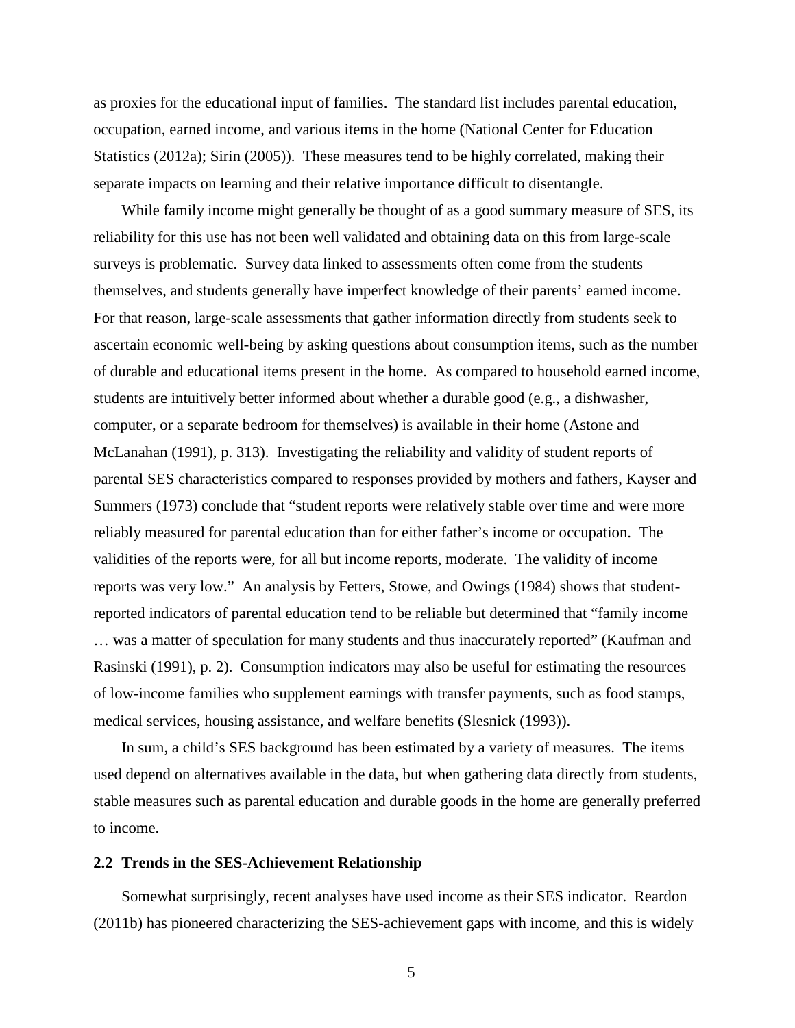as proxies for the educational input of families. The standard list includes parental education, occupation, earned income, and various items in the home (National Center for Education Statistics (2012a); Sirin (2005)). These measures tend to be highly correlated, making their separate impacts on learning and their relative importance difficult to disentangle.

While family income might generally be thought of as a good summary measure of SES, its reliability for this use has not been well validated and obtaining data on this from large-scale surveys is problematic. Survey data linked to assessments often come from the students themselves, and students generally have imperfect knowledge of their parents' earned income. For that reason, large-scale assessments that gather information directly from students seek to ascertain economic well-being by asking questions about consumption items, such as the number of durable and educational items present in the home. As compared to household earned income, students are intuitively better informed about whether a durable good (e.g., a dishwasher, computer, or a separate bedroom for themselves) is available in their home (Astone and McLanahan (1991), p. 313). Investigating the reliability and validity of student reports of parental SES characteristics compared to responses provided by mothers and fathers, Kayser and Summers (1973) conclude that "student reports were relatively stable over time and were more reliably measured for parental education than for either father's income or occupation. The validities of the reports were, for all but income reports, moderate. The validity of income reports was very low." An analysis by Fetters, Stowe, and Owings (1984) shows that student-reported indicators of parental education tend to be reliable but determined that "family income … was a matter of speculation for many students and thus inaccurately reported" (Kaufman and Rasinski (1991), p. 2). Consumption indicators may also be useful for estimating the resources of low-income families who supplement earnings with transfer payments, such as food stamps, medical services, housing assistance, and welfare benefits (Slesnick (1993)).

In sum, a child's SES background has been estimated by a variety of measures. The items used depend on alternatives available in the data, but when gathering data directly from students, stable measures such as parental education and durable goods in the home are generally preferred to income.

## 2.2 Trends in the SES-Achievement Relationship

Somewhat surprisingly, recent analyses have used income as their SES indicator. Reardon (2011b) has pioneered characterizing the SES-achievement gaps with income, and this is widely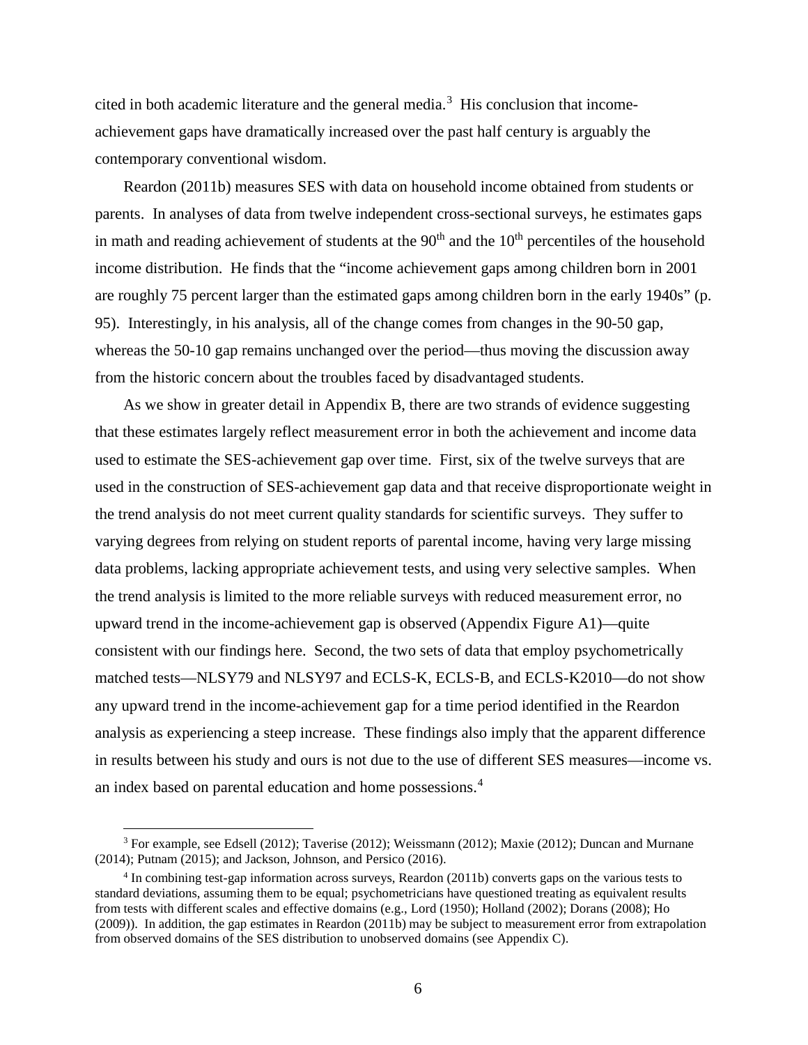cited in both academic literature and the general media.[3] His conclusion that income-achievement gaps have dramatically increased over the past half century is arguably the contemporary conventional wisdom.

Reardon (2011b) measures SES with data on household income obtained from students or parents. In analyses of data from twelve independent cross-sectional surveys, he estimates gaps in math and reading achievement of students at the 90th and the 10th percentiles of the household income distribution. He finds that the "income achievement gaps among children born in 2001 are roughly 75 percent larger than the estimated gaps among children born in the early 1940s" (p. 95). Interestingly, in his analysis, all of the change comes from changes in the 90-50 gap, whereas the 50-10 gap remains unchanged over the period—thus moving the discussion away from the historic concern about the troubles faced by disadvantaged students.

As we show in greater detail in Appendix B, there are two strands of evidence suggesting that these estimates largely reflect measurement error in both the achievement and income data used to estimate the SES-achievement gap over time. First, six of the twelve surveys that are used in the construction of SES-achievement gap data and that receive disproportionate weight in the trend analysis do not meet current quality standards for scientific surveys. They suffer to varying degrees from relying on student reports of parental income, having very large missing data problems, lacking appropriate achievement tests, and using very selective samples. When the trend analysis is limited to the more reliable surveys with reduced measurement error, no upward trend in the income-achievement gap is observed (Appendix Figure A1)—quite consistent with our findings here. Second, the two sets of data that employ psychometrically matched tests—NLSY79 and NLSY97 and ECLS-K, ECLS-B, and ECLS-K2010—do not show any upward trend in the income-achievement gap for a time period identified in the Reardon analysis as experiencing a steep increase. These findings also imply that the apparent difference in results between his study and ours is not due to the use of different SES measures—income vs. an index based on parental education and home possessions.[4]

[3] For example, see Edsell (2012); Taverise (2012); Weissmann (2012); Maxie (2012); Duncan and Murnane (2014); Putnam (2015); and Jackson, Johnson, and Persico (2016).

[4] In combining test-gap information across surveys, Reardon (2011b) converts gaps on the various tests to standard deviations, assuming them to be equal; psychometricians have questioned treating as equivalent results from tests with different scales and effective domains (e.g., Lord (1950); Holland (2002); Dorans (2008); Ho (2009)). In addition, the gap estimates in Reardon (2011b) may be subject to measurement error from extrapolation from observed domains of the SES distribution to unobserved domains (see Appendix C).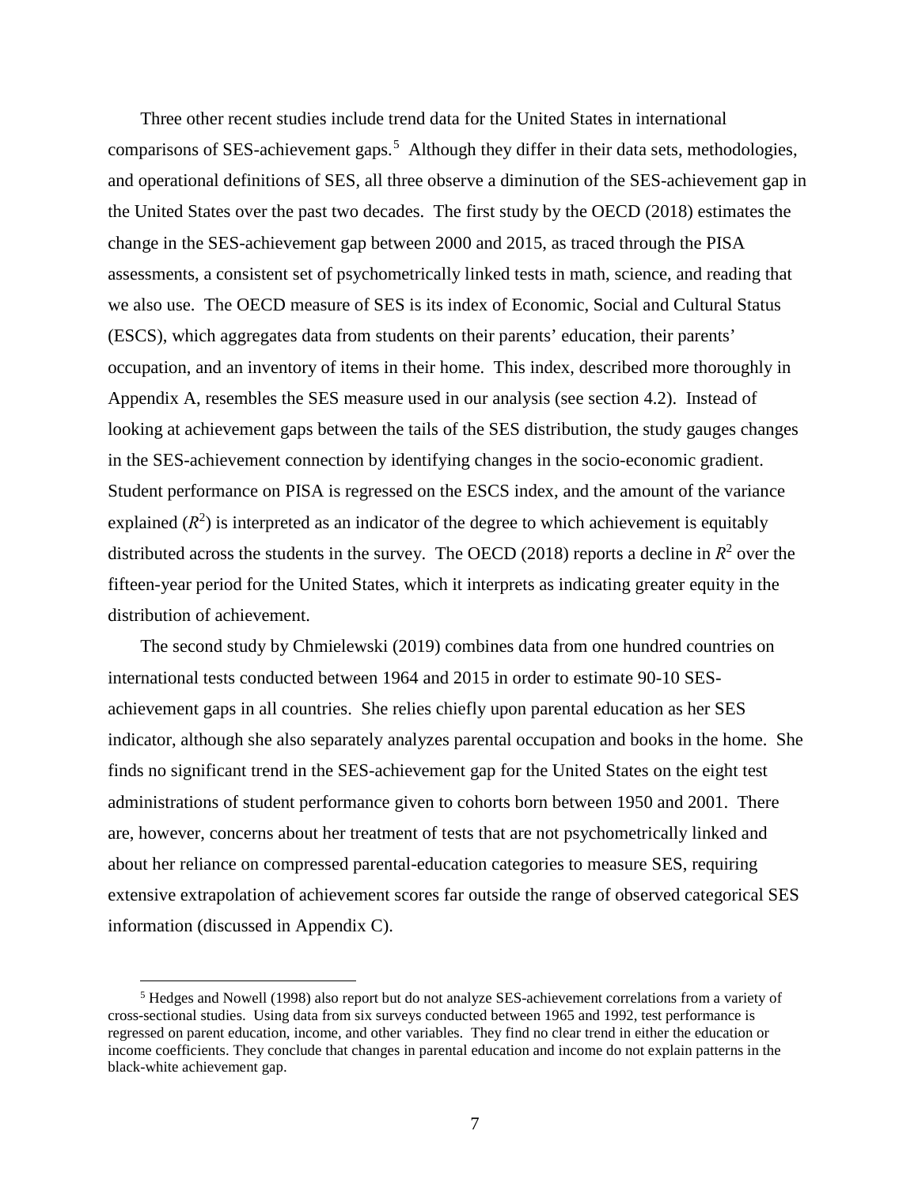Three other recent studies include trend data for the United States in international comparisons of SES-achievement gaps.[5] Although they differ in their data sets, methodologies, and operational definitions of SES, all three observe a diminution of the SES-achievement gap in the United States over the past two decades. The first study by the OECD (2018) estimates the change in the SES-achievement gap between 2000 and 2015, as traced through the PISA assessments, a consistent set of psychometrically linked tests in math, science, and reading that we also use. The OECD measure of SES is its index of Economic, Social and Cultural Status (ESCS), which aggregates data from students on their parents' education, their parents' occupation, and an inventory of items in their home. This index, described more thoroughly in Appendix A, resembles the SES measure used in our analysis (see section 4.2). Instead of looking at achievement gaps between the tails of the SES distribution, the study gauges changes in the SES-achievement connection by identifying changes in the socio-economic gradient. Student performance on PISA is regressed on the ESCS index, and the amount of the variance explained ($R^2$) is interpreted as an indicator of the degree to which achievement is equitably distributed across the students in the survey. The OECD (2018) reports a decline in $R^2$ over the fifteen-year period for the United States, which it interprets as indicating greater equity in the distribution of achievement.

The second study by Chmielewski (2019) combines data from one hundred countries on international tests conducted between 1964 and 2015 in order to estimate 90-10 SES-achievement gaps in all countries. She relies chiefly upon parental education as her SES indicator, although she also separately analyzes parental occupation and books in the home. She finds no significant trend in the SES-achievement gap for the United States on the eight test administrations of student performance given to cohorts born between 1950 and 2001. There are, however, concerns about her treatment of tests that are not psychometrically linked and about her reliance on compressed parental-education categories to measure SES, requiring extensive extrapolation of achievement scores far outside the range of observed categorical SES information (discussed in Appendix C).

[5] Hedges and Nowell (1998) also report but do not analyze SES-achievement correlations from a variety of cross-sectional studies. Using data from six surveys conducted between 1965 and 1992, test performance is regressed on parent education, income, and other variables. They find no clear trend in either the education or income coefficients. They conclude that changes in parental education and income do not explain patterns in the black-white achievement gap.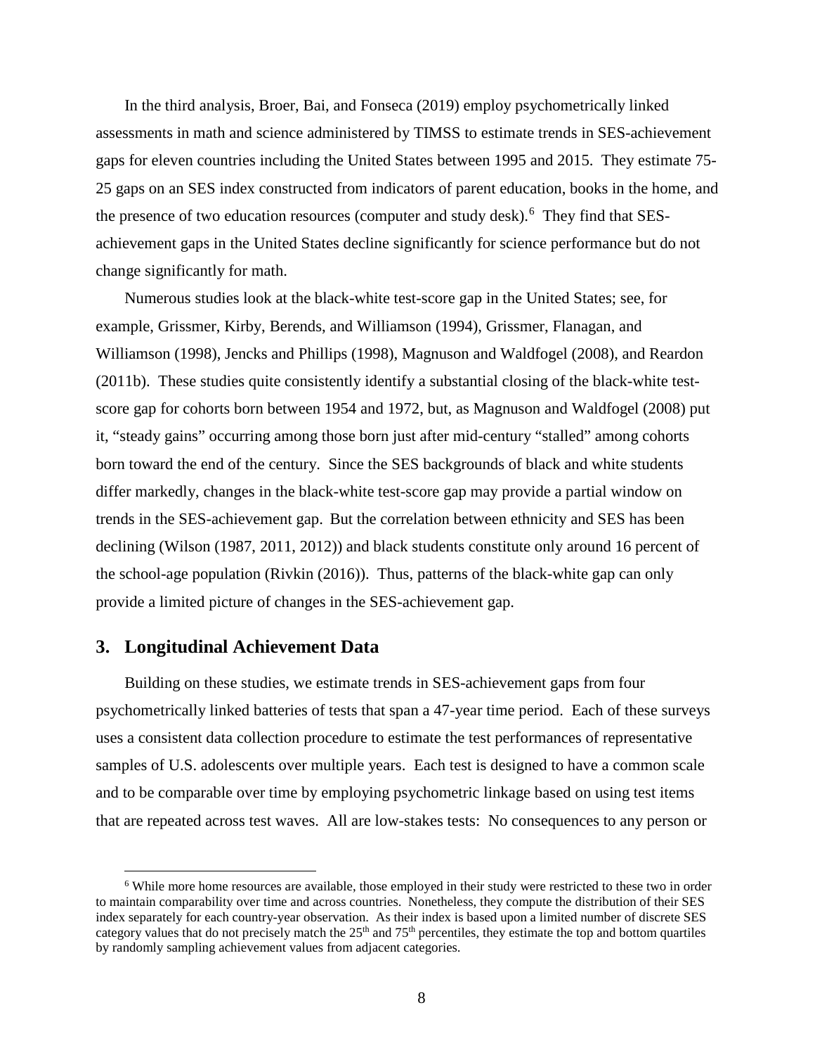In the third analysis, Broer, Bai, and Fonseca (2019) employ psychometrically linked assessments in math and science administered by TIMSS to estimate trends in SES-achievement gaps for eleven countries including the United States between 1995 and 2015. They estimate 75-25 gaps on an SES index constructed from indicators of parent education, books in the home, and the presence of two education resources (computer and study desk).[6] They find that SES-achievement gaps in the United States decline significantly for science performance but do not change significantly for math.

Numerous studies look at the black-white test-score gap in the United States; see, for example, Grissmer, Kirby, Berends, and Williamson (1994), Grissmer, Flanagan, and Williamson (1998), Jencks and Phillips (1998), Magnuson and Waldfogel (2008), and Reardon (2011b). These studies quite consistently identify a substantial closing of the black-white test-score gap for cohorts born between 1954 and 1972, but, as Magnuson and Waldfogel (2008) put it, "steady gains" occurring among those born just after mid-century "stalled" among cohorts born toward the end of the century. Since the SES backgrounds of black and white students differ markedly, changes in the black-white test-score gap may provide a partial window on trends in the SES-achievement gap. But the correlation between ethnicity and SES has been declining (Wilson (1987, 2011, 2012)) and black students constitute only around 16 percent of the school-age population (Rivkin (2016)). Thus, patterns of the black-white gap can only provide a limited picture of changes in the SES-achievement gap.

## 3. Longitudinal Achievement Data

Building on these studies, we estimate trends in SES-achievement gaps from four psychometrically linked batteries of tests that span a 47-year time period. Each of these surveys uses a consistent data collection procedure to estimate the test performances of representative samples of U.S. adolescents over multiple years. Each test is designed to have a common scale and to be comparable over time by employing psychometric linkage based on using test items that are repeated across test waves. All are low-stakes tests: No consequences to any person or

---

[6] While more home resources are available, those employed in their study were restricted to these two in order to maintain comparability over time and across countries. Nonetheless, they compute the distribution of their SES index separately for each country-year observation. As their index is based upon a limited number of discrete SES category values that do not precisely match the 25th and 75th percentiles, they estimate the top and bottom quartiles by randomly sampling achievement values from adjacent categories.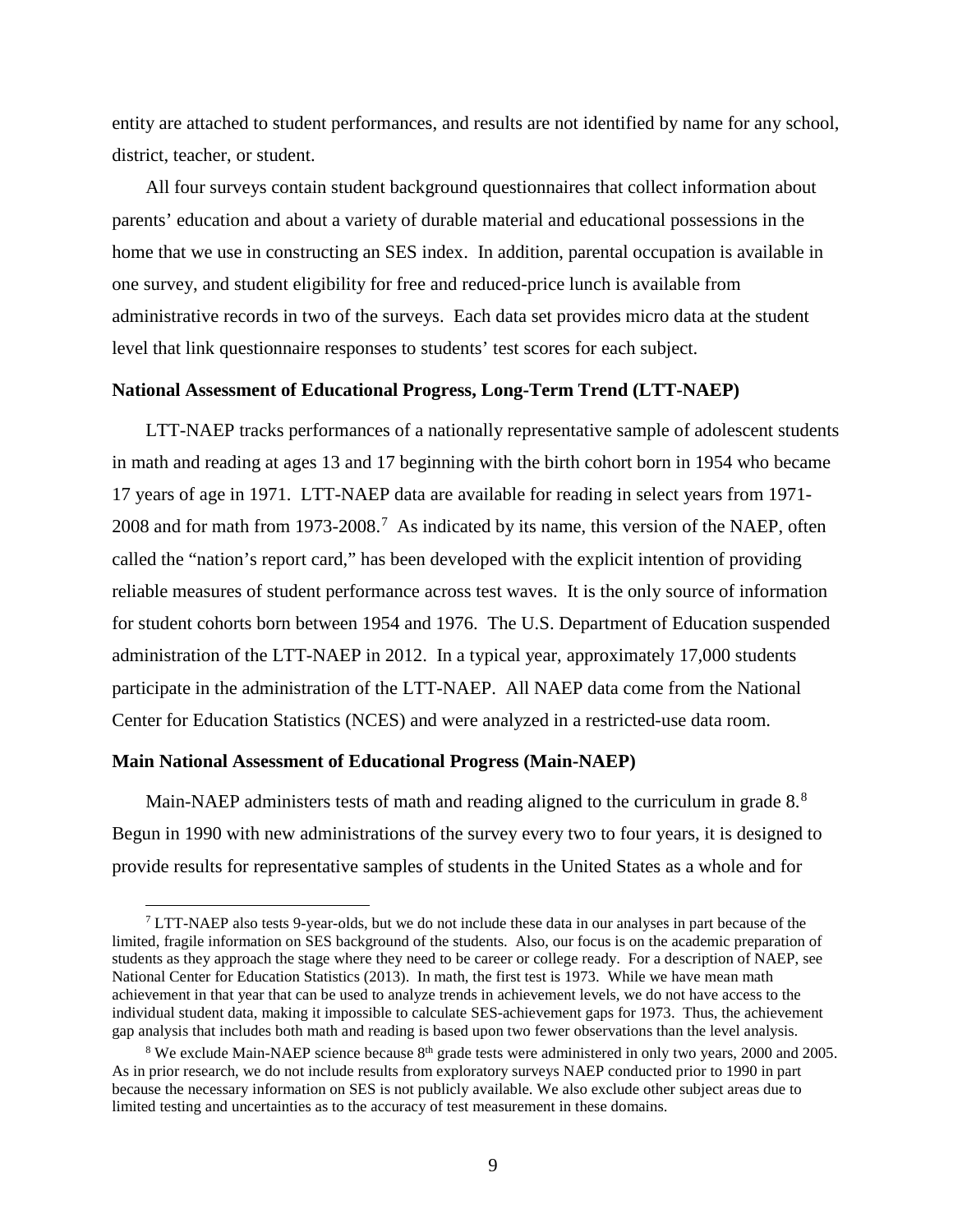entity are attached to student performances, and results are not identified by name for any school, district, teacher, or student.

All four surveys contain student background questionnaires that collect information about parents' education and about a variety of durable material and educational possessions in the home that we use in constructing an SES index. In addition, parental occupation is available in one survey, and student eligibility for free and reduced-price lunch is available from administrative records in two of the surveys. Each data set provides micro data at the student level that link questionnaire responses to students' test scores for each subject.

### National Assessment of Educational Progress, Long-Term Trend (LTT-NAEP)

LTT-NAEP tracks performances of a nationally representative sample of adolescent students in math and reading at ages 13 and 17 beginning with the birth cohort born in 1954 who became 17 years of age in 1971. LTT-NAEP data are available for reading in select years from 1971-2008 and for math from 1973-2008.[7] As indicated by its name, this version of the NAEP, often called the "nation's report card," has been developed with the explicit intention of providing reliable measures of student performance across test waves. It is the only source of information for student cohorts born between 1954 and 1976. The U.S. Department of Education suspended administration of the LTT-NAEP in 2012. In a typical year, approximately 17,000 students participate in the administration of the LTT-NAEP. All NAEP data come from the National Center for Education Statistics (NCES) and were analyzed in a restricted-use data room.

### Main National Assessment of Educational Progress (Main-NAEP)

Main-NAEP administers tests of math and reading aligned to the curriculum in grade 8.[8] Begun in 1990 with new administrations of the survey every two to four years, it is designed to provide results for representative samples of students in the United States as a whole and for

---

[7] LTT-NAEP also tests 9-year-olds, but we do not include these data in our analyses in part because of the limited, fragile information on SES background of the students. Also, our focus is on the academic preparation of students as they approach the stage where they need to be career or college ready. For a description of NAEP, see National Center for Education Statistics (2013). In math, the first test is 1973. While we have mean math achievement in that year that can be used to analyze trends in achievement levels, we do not have access to the individual student data, making it impossible to calculate SES-achievement gaps for 1973. Thus, the achievement gap analysis that includes both math and reading is based upon two fewer observations than the level analysis.

[8] We exclude Main-NAEP science because 8th grade tests were administered in only two years, 2000 and 2005. As in prior research, we do not include results from exploratory surveys NAEP conducted prior to 1990 in part because the necessary information on SES is not publicly available. We also exclude other subject areas due to limited testing and uncertainties as to the accuracy of test measurement in these domains.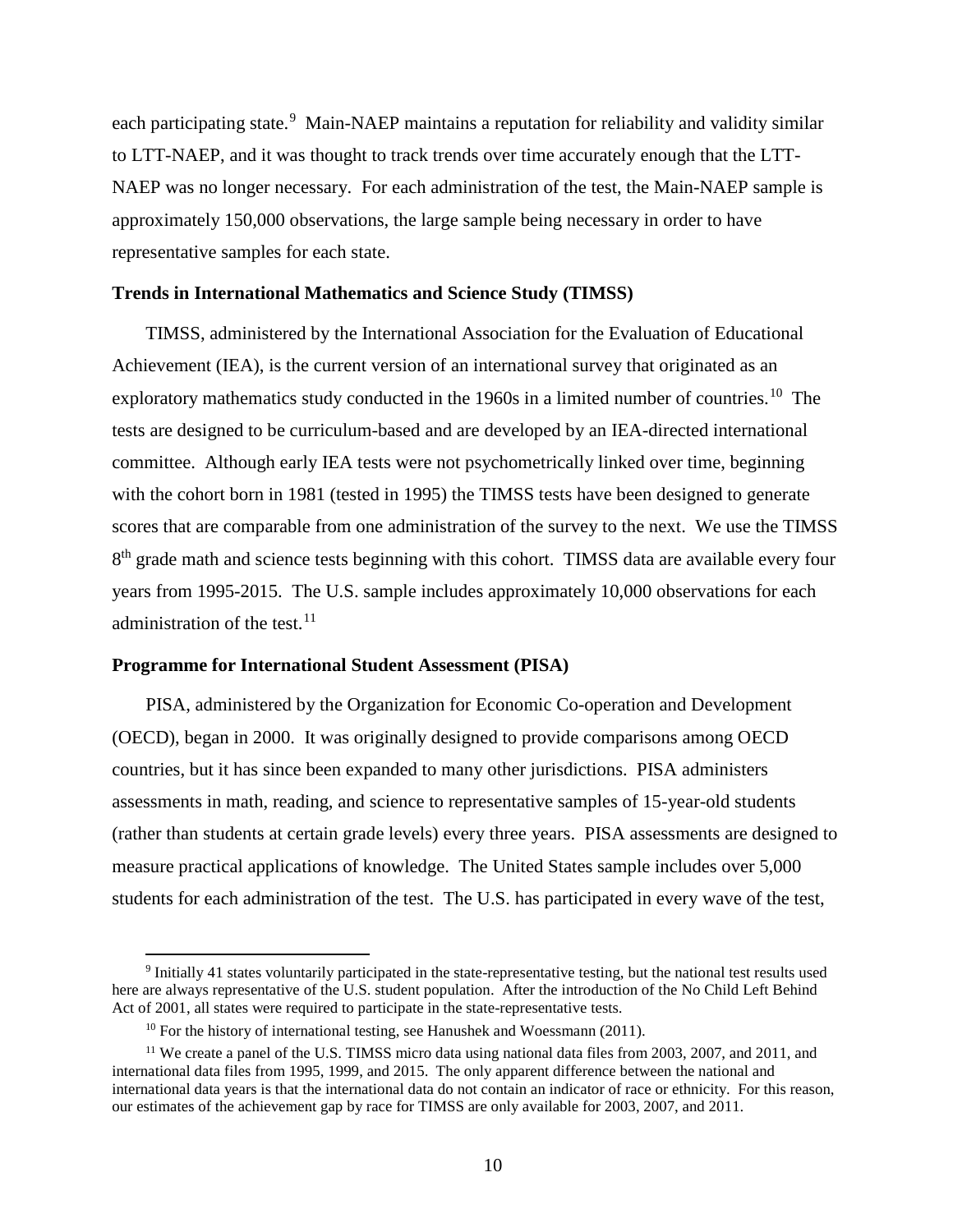each participating state.[9] Main-NAEP maintains a reputation for reliability and validity similar to LTT-NAEP, and it was thought to track trends over time accurately enough that the LTT-NAEP was no longer necessary. For each administration of the test, the Main-NAEP sample is approximately 150,000 observations, the large sample being necessary in order to have representative samples for each state.

### Trends in International Mathematics and Science Study (TIMSS)

TIMSS, administered by the International Association for the Evaluation of Educational Achievement (IEA), is the current version of an international survey that originated as an exploratory mathematics study conducted in the 1960s in a limited number of countries.[10] The tests are designed to be curriculum-based and are developed by an IEA-directed international committee. Although early IEA tests were not psychometrically linked over time, beginning with the cohort born in 1981 (tested in 1995) the TIMSS tests have been designed to generate scores that are comparable from one administration of the survey to the next. We use the TIMSS 8th grade math and science tests beginning with this cohort. TIMSS data are available every four years from 1995-2015. The U.S. sample includes approximately 10,000 observations for each administration of the test.[11]

### Programme for International Student Assessment (PISA)

PISA, administered by the Organization for Economic Co-operation and Development (OECD), began in 2000. It was originally designed to provide comparisons among OECD countries, but it has since been expanded to many other jurisdictions. PISA administers assessments in math, reading, and science to representative samples of 15-year-old students (rather than students at certain grade levels) every three years. PISA assessments are designed to measure practical applications of knowledge. The United States sample includes over 5,000 students for each administration of the test. The U.S. has participated in every wave of the test,

---

[9] Initially 41 states voluntarily participated in the state-representative testing, but the national test results used here are always representative of the U.S. student population. After the introduction of the No Child Left Behind Act of 2001, all states were required to participate in the state-representative tests.

[10] For the history of international testing, see Hanushek and Woessmann (2011).

[11] We create a panel of the U.S. TIMSS micro data using national data files from 2003, 2007, and 2011, and international data files from 1995, 1999, and 2015. The only apparent difference between the national and international data years is that the international data do not contain an indicator of race or ethnicity. For this reason, our estimates of the achievement gap by race for TIMSS are only available for 2003, 2007, and 2011.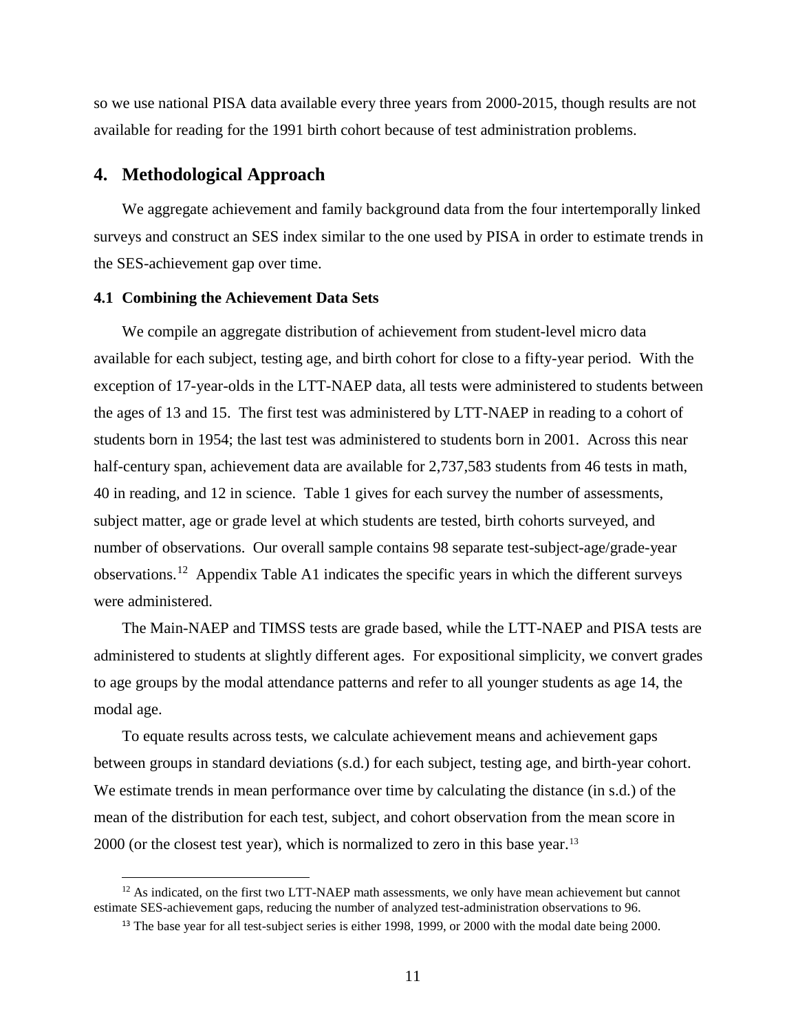so we use national PISA data available every three years from 2000-2015, though results are not available for reading for the 1991 birth cohort because of test administration problems.

## 4. Methodological Approach

We aggregate achievement and family background data from the four intertemporally linked surveys and construct an SES index similar to the one used by PISA in order to estimate trends in the SES-achievement gap over time.

### 4.1 Combining the Achievement Data Sets

We compile an aggregate distribution of achievement from student-level micro data available for each subject, testing age, and birth cohort for close to a fifty-year period. With the exception of 17-year-olds in the LTT-NAEP data, all tests were administered to students between the ages of 13 and 15. The first test was administered by LTT-NAEP in reading to a cohort of students born in 1954; the last test was administered to students born in 2001. Across this near half-century span, achievement data are available for 2,737,583 students from 46 tests in math, 40 in reading, and 12 in science. Table 1 gives for each survey the number of assessments, subject matter, age or grade level at which students are tested, birth cohorts surveyed, and number of observations. Our overall sample contains 98 separate test-subject-age/grade-year observations.[12] Appendix Table A1 indicates the specific years in which the different surveys were administered.

The Main-NAEP and TIMSS tests are grade based, while the LTT-NAEP and PISA tests are administered to students at slightly different ages. For expositional simplicity, we convert grades to age groups by the modal attendance patterns and refer to all younger students as age 14, the modal age.

To equate results across tests, we calculate achievement means and achievement gaps between groups in standard deviations (s.d.) for each subject, testing age, and birth-year cohort. We estimate trends in mean performance over time by calculating the distance (in s.d.) of the mean of the distribution for each test, subject, and cohort observation from the mean score in 2000 (or the closest test year), which is normalized to zero in this base year.[13]

[12] As indicated, on the first two LTT-NAEP math assessments, we only have mean achievement but cannot estimate SES-achievement gaps, reducing the number of analyzed test-administration observations to 96.

[13] The base year for all test-subject series is either 1998, 1999, or 2000 with the modal date being 2000.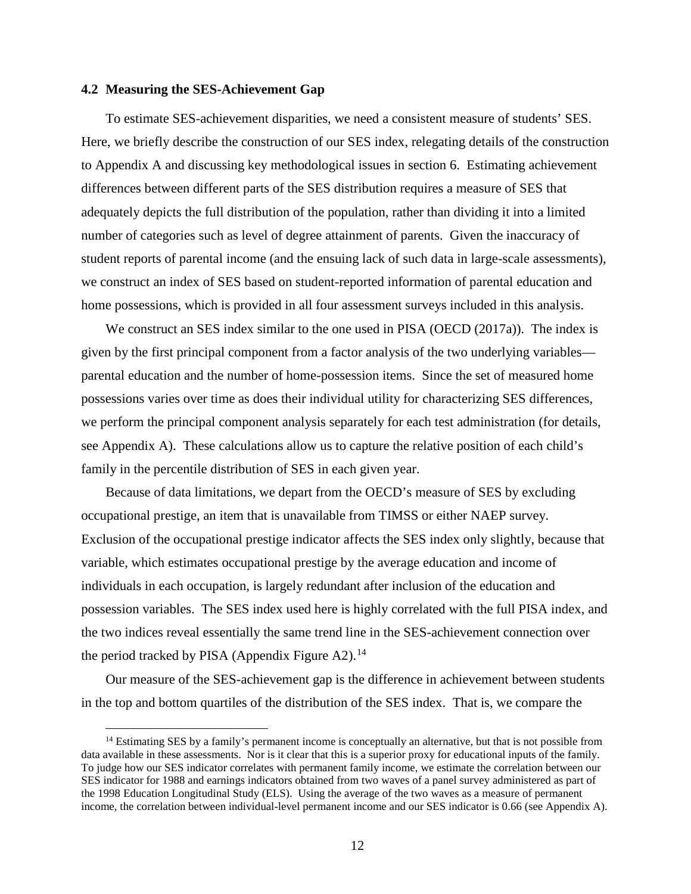### 4.2 Measuring the SES-Achievement Gap

To estimate SES-achievement disparities, we need a consistent measure of students' SES. Here, we briefly describe the construction of our SES index, relegating details of the construction to Appendix A and discussing key methodological issues in section 6. Estimating achievement differences between different parts of the SES distribution requires a measure of SES that adequately depicts the full distribution of the population, rather than dividing it into a limited number of categories such as level of degree attainment of parents. Given the inaccuracy of student reports of parental income (and the ensuing lack of such data in large-scale assessments), we construct an index of SES based on student-reported information of parental education and home possessions, which is provided in all four assessment surveys included in this analysis.

We construct an SES index similar to the one used in PISA (OECD (2017a)). The index is given by the first principal component from a factor analysis of the two underlying variables—parental education and the number of home-possession items. Since the set of measured home possessions varies over time as does their individual utility for characterizing SES differences, we perform the principal component analysis separately for each test administration (for details, see Appendix A). These calculations allow us to capture the relative position of each child's family in the percentile distribution of SES in each given year.

Because of data limitations, we depart from the OECD's measure of SES by excluding occupational prestige, an item that is unavailable from TIMSS or either NAEP survey. Exclusion of the occupational prestige indicator affects the SES index only slightly, because that variable, which estimates occupational prestige by the average education and income of individuals in each occupation, is largely redundant after inclusion of the education and possession variables. The SES index used here is highly correlated with the full PISA index, and the two indices reveal essentially the same trend line in the SES-achievement connection over the period tracked by PISA (Appendix Figure A2).[14]

Our measure of the SES-achievement gap is the difference in achievement between students in the top and bottom quartiles of the distribution of the SES index. That is, we compare the

[14] Estimating SES by a family's permanent income is conceptually an alternative, but that is not possible from data available in these assessments. Nor is it clear that this is a superior proxy for educational inputs of the family. To judge how our SES indicator correlates with permanent family income, we estimate the correlation between our SES indicator for 1988 and earnings indicators obtained from two waves of a panel survey administered as part of the 1998 Education Longitudinal Study (ELS). Using the average of the two waves as a measure of permanent income, the correlation between individual-level permanent income and our SES indicator is 0.66 (see Appendix A).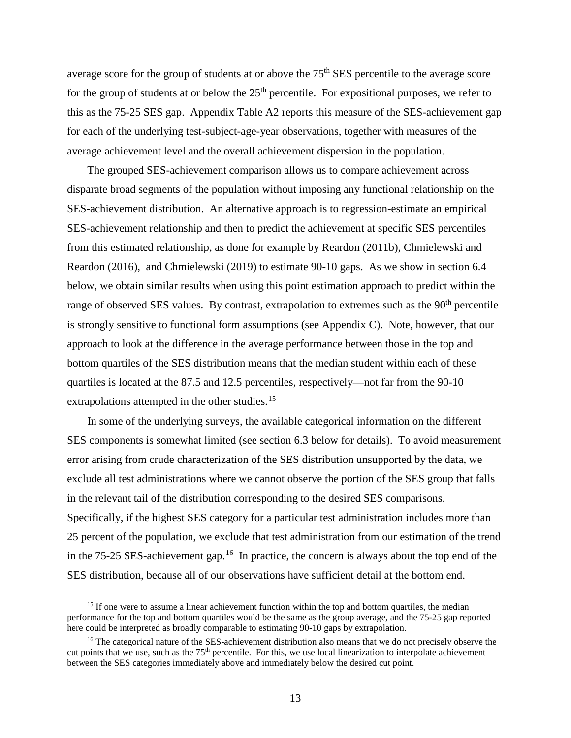average score for the group of students at or above the 75th SES percentile to the average score for the group of students at or below the 25th percentile. For expositional purposes, we refer to this as the 75-25 SES gap. Appendix Table A2 reports this measure of the SES-achievement gap for each of the underlying test-subject-age-year observations, together with measures of the average achievement level and the overall achievement dispersion in the population.

The grouped SES-achievement comparison allows us to compare achievement across disparate broad segments of the population without imposing any functional relationship on the SES-achievement distribution. An alternative approach is to regression-estimate an empirical SES-achievement relationship and then to predict the achievement at specific SES percentiles from this estimated relationship, as done for example by Reardon (2011b), Chmielewski and Reardon (2016), and Chmielewski (2019) to estimate 90-10 gaps. As we show in section 6.4 below, we obtain similar results when using this point estimation approach to predict within the range of observed SES values. By contrast, extrapolation to extremes such as the 90th percentile is strongly sensitive to functional form assumptions (see Appendix C). Note, however, that our approach to look at the difference in the average performance between those in the top and bottom quartiles of the SES distribution means that the median student within each of these quartiles is located at the 87.5 and 12.5 percentiles, respectively—not far from the 90-10 extrapolations attempted in the other studies.[15]

In some of the underlying surveys, the available categorical information on the different SES components is somewhat limited (see section 6.3 below for details). To avoid measurement error arising from crude characterization of the SES distribution unsupported by the data, we exclude all test administrations where we cannot observe the portion of the SES group that falls in the relevant tail of the distribution corresponding to the desired SES comparisons. Specifically, if the highest SES category for a particular test administration includes more than 25 percent of the population, we exclude that test administration from our estimation of the trend in the 75-25 SES-achievement gap.[16] In practice, the concern is always about the top end of the SES distribution, because all of our observations have sufficient detail at the bottom end.

[15] If one were to assume a linear achievement function within the top and bottom quartiles, the median performance for the top and bottom quartiles would be the same as the group average, and the 75-25 gap reported here could be interpreted as broadly comparable to estimating 90-10 gaps by extrapolation.

[16] The categorical nature of the SES-achievement distribution also means that we do not precisely observe the cut points that we use, such as the 75th percentile. For this, we use local linearization to interpolate achievement between the SES categories immediately above and immediately below the desired cut point.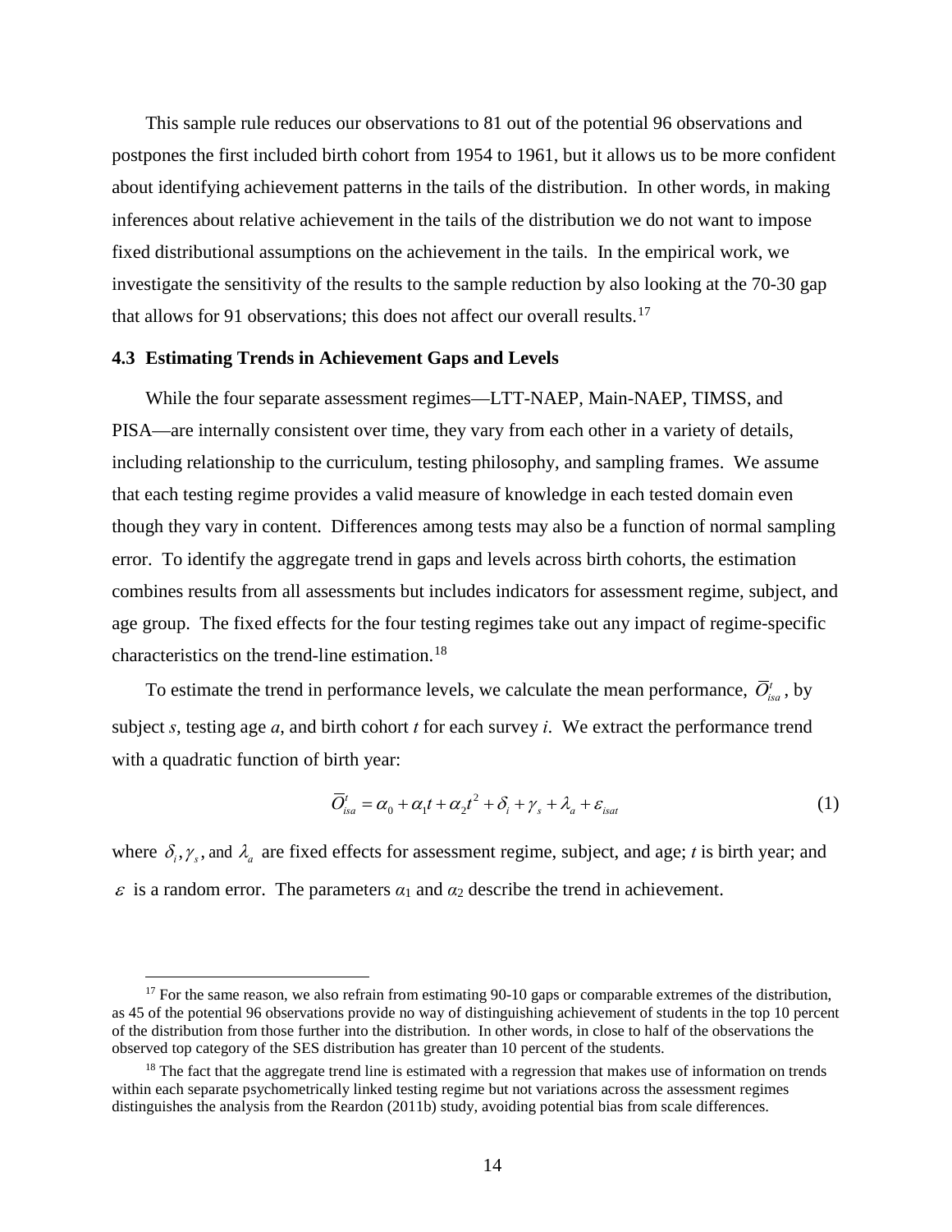This sample rule reduces our observations to 81 out of the potential 96 observations and postpones the first included birth cohort from 1954 to 1961, but it allows us to be more confident about identifying achievement patterns in the tails of the distribution. In other words, in making inferences about relative achievement in the tails of the distribution we do not want to impose fixed distributional assumptions on the achievement in the tails. In the empirical work, we investigate the sensitivity of the results to the sample reduction by also looking at the 70-30 gap that allows for 91 observations; this does not affect our overall results.[17]

### 4.3 Estimating Trends in Achievement Gaps and Levels

While the four separate assessment regimes—LTT-NAEP, Main-NAEP, TIMSS, and PISA—are internally consistent over time, they vary from each other in a variety of details, including relationship to the curriculum, testing philosophy, and sampling frames. We assume that each testing regime provides a valid measure of knowledge in each tested domain even though they vary in content. Differences among tests may also be a function of normal sampling error. To identify the aggregate trend in gaps and levels across birth cohorts, the estimation combines results from all assessments but includes indicators for assessment regime, subject, and age group. The fixed effects for the four testing regimes take out any impact of regime-specific characteristics on the trend-line estimation.[18]

To estimate the trend in performance levels, we calculate the mean performance, $\overline{O}_{isa}^{t}$, by subject *s*, testing age *a*, and birth cohort *t* for each survey *i*. We extract the performance trend with a quadratic function of birth year:

$$\overline{O}_{isa}^{t} = \alpha_0 + \alpha_1 t + \alpha_2 t^2 + \delta_i + \gamma_s + \lambda_a + \varepsilon_{isat} \tag{1}$$

where $\delta_i, \gamma_s$, and $\lambda_a$ are fixed effects for assessment regime, subject, and age; *t* is birth year; and $\varepsilon$ is a random error. The parameters $\alpha_1$ and $\alpha_2$ describe the trend in achievement.

[17] For the same reason, we also refrain from estimating 90-10 gaps or comparable extremes of the distribution, as 45 of the potential 96 observations provide no way of distinguishing achievement of students in the top 10 percent of the distribution from those further into the distribution. In other words, in close to half of the observations the observed top category of the SES distribution has greater than 10 percent of the students.

[18] The fact that the aggregate trend line is estimated with a regression that makes use of information on trends within each separate psychometrically linked testing regime but not variations across the assessment regimes distinguishes the analysis from the Reardon (2011b) study, avoiding potential bias from scale differences.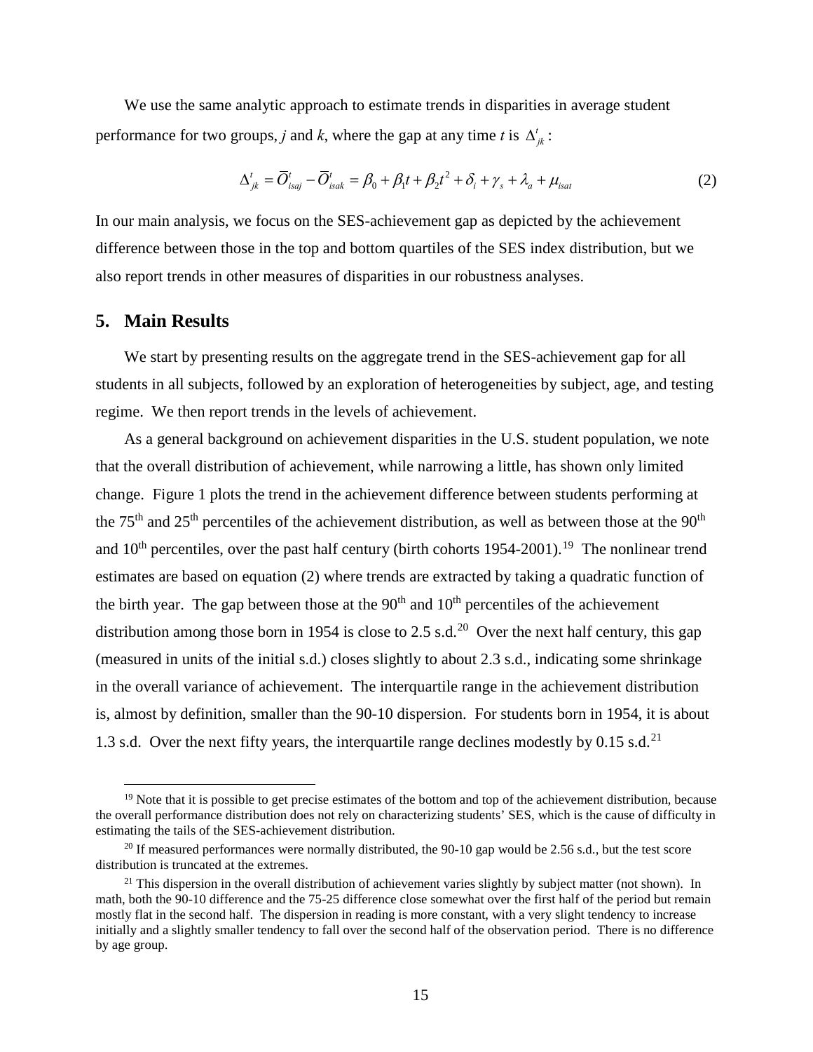We use the same analytic approach to estimate trends in disparities in average student performance for two groups, *j* and *k*, where the gap at any time *t* is $\Delta^t_{jk}$:

$$\Delta^t_{jk} = \bar{O}^t_{isaj} - \bar{O}^t_{isak} = \beta_0 + \beta_1 t + \beta_2 t^2 + \delta_i + \gamma_s + \lambda_a + \mu_{isat} \tag{2}$$

In our main analysis, we focus on the SES-achievement gap as depicted by the achievement difference between those in the top and bottom quartiles of the SES index distribution, but we also report trends in other measures of disparities in our robustness analyses.

## 5. Main Results

We start by presenting results on the aggregate trend in the SES-achievement gap for all students in all subjects, followed by an exploration of heterogeneities by subject, age, and testing regime. We then report trends in the levels of achievement.

As a general background on achievement disparities in the U.S. student population, we note that the overall distribution of achievement, while narrowing a little, has shown only limited change. Figure 1 plots the trend in the achievement difference between students performing at the 75th and 25th percentiles of the achievement distribution, as well as between those at the 90th and 10th percentiles, over the past half century (birth cohorts 1954-2001).[19] The nonlinear trend estimates are based on equation (2) where trends are extracted by taking a quadratic function of the birth year. The gap between those at the 90th and 10th percentiles of the achievement distribution among those born in 1954 is close to 2.5 s.d.[20] Over the next half century, this gap (measured in units of the initial s.d.) closes slightly to about 2.3 s.d., indicating some shrinkage in the overall variance of achievement. The interquartile range in the achievement distribution is, almost by definition, smaller than the 90-10 dispersion. For students born in 1954, it is about 1.3 s.d. Over the next fifty years, the interquartile range declines modestly by 0.15 s.d.[21]

---

[19] Note that it is possible to get precise estimates of the bottom and top of the achievement distribution, because the overall performance distribution does not rely on characterizing students' SES, which is the cause of difficulty in estimating the tails of the SES-achievement distribution.

[20] If measured performances were normally distributed, the 90-10 gap would be 2.56 s.d., but the test score distribution is truncated at the extremes.

[21] This dispersion in the overall distribution of achievement varies slightly by subject matter (not shown). In math, both the 90-10 difference and the 75-25 difference close somewhat over the first half of the period but remain mostly flat in the second half. The dispersion in reading is more constant, with a very slight tendency to increase initially and a slightly smaller tendency to fall over the second half of the observation period. There is no difference by age group.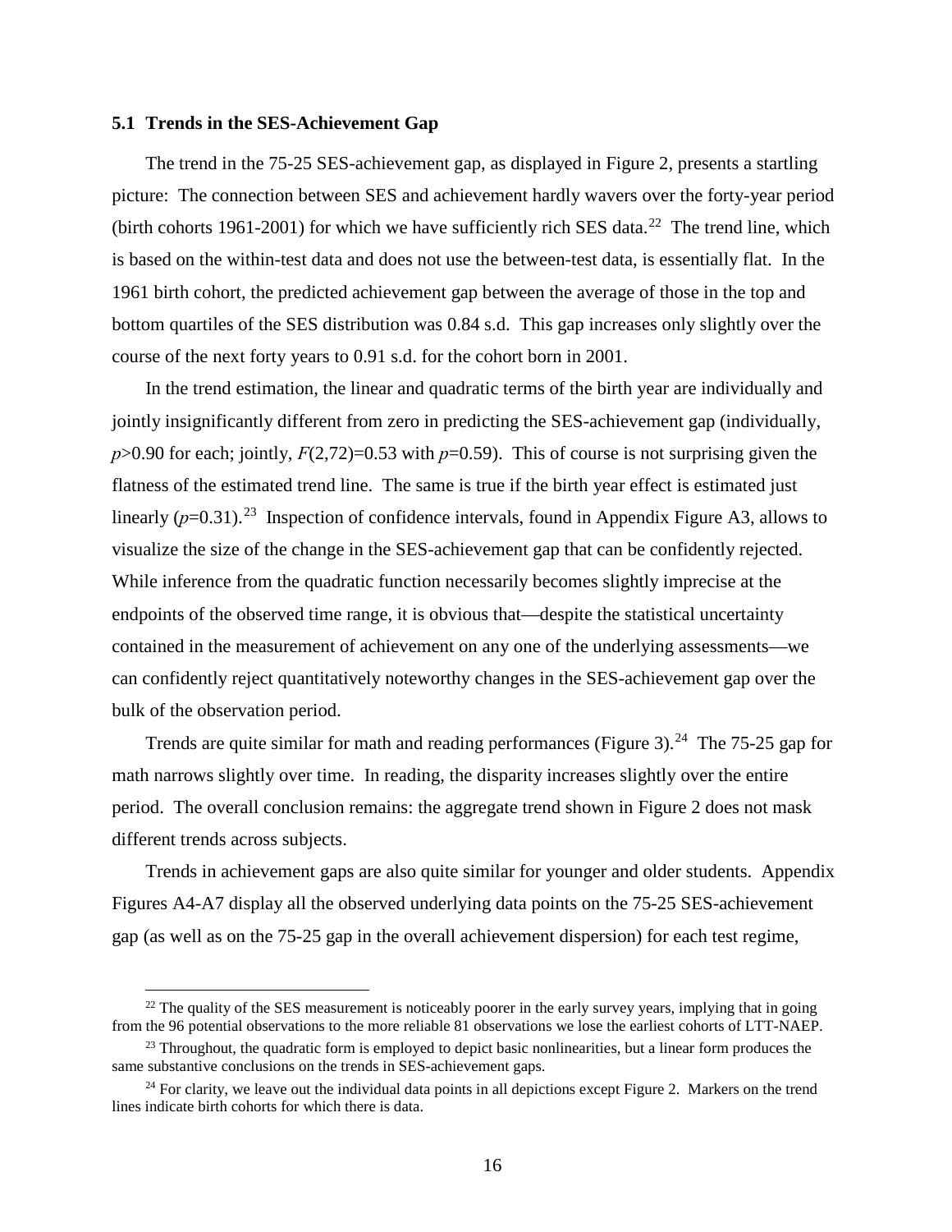### 5.1 Trends in the SES-Achievement Gap

The trend in the 75-25 SES-achievement gap, as displayed in Figure 2, presents a startling picture: The connection between SES and achievement hardly wavers over the forty-year period (birth cohorts 1961-2001) for which we have sufficiently rich SES data.[22] The trend line, which is based on the within-test data and does not use the between-test data, is essentially flat. In the 1961 birth cohort, the predicted achievement gap between the average of those in the top and bottom quartiles of the SES distribution was 0.84 s.d. This gap increases only slightly over the course of the next forty years to 0.91 s.d. for the cohort born in 2001.

In the trend estimation, the linear and quadratic terms of the birth year are individually and jointly insignificantly different from zero in predicting the SES-achievement gap (individually, $p>0.90$ for each; jointly, $F(2,72)=0.53$ with $p=0.59$). This of course is not surprising given the flatness of the estimated trend line. The same is true if the birth year effect is estimated just linearly ($p=0.31$).[23] Inspection of confidence intervals, found in Appendix Figure A3, allows to visualize the size of the change in the SES-achievement gap that can be confidently rejected. While inference from the quadratic function necessarily becomes slightly imprecise at the endpoints of the observed time range, it is obvious that—despite the statistical uncertainty contained in the measurement of achievement on any one of the underlying assessments—we can confidently reject quantitatively noteworthy changes in the SES-achievement gap over the bulk of the observation period.

Trends are quite similar for math and reading performances (Figure 3).[24] The 75-25 gap for math narrows slightly over time. In reading, the disparity increases slightly over the entire period. The overall conclusion remains: the aggregate trend shown in Figure 2 does not mask different trends across subjects.

Trends in achievement gaps are also quite similar for younger and older students. Appendix Figures A4-A7 display all the observed underlying data points on the 75-25 SES-achievement gap (as well as on the 75-25 gap in the overall achievement dispersion) for each test regime,

---

[22] The quality of the SES measurement is noticeably poorer in the early survey years, implying that in going from the 96 potential observations to the more reliable 81 observations we lose the earliest cohorts of LTT-NAEP.

[23] Throughout, the quadratic form is employed to depict basic nonlinearities, but a linear form produces the same substantive conclusions on the trends in SES-achievement gaps.

[24] For clarity, we leave out the individual data points in all depictions except Figure 2. Markers on the trend lines indicate birth cohorts for which there is data.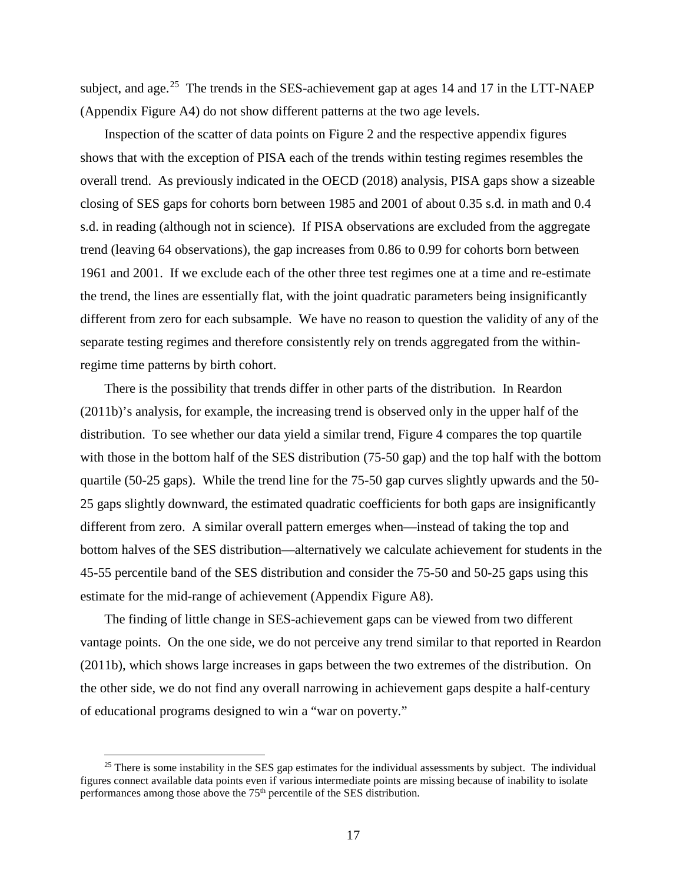subject, and age.[25] The trends in the SES-achievement gap at ages 14 and 17 in the LTT-NAEP (Appendix Figure A4) do not show different patterns at the two age levels.

Inspection of the scatter of data points on Figure 2 and the respective appendix figures shows that with the exception of PISA each of the trends within testing regimes resembles the overall trend. As previously indicated in the OECD (2018) analysis, PISA gaps show a sizeable closing of SES gaps for cohorts born between 1985 and 2001 of about 0.35 s.d. in math and 0.4 s.d. in reading (although not in science). If PISA observations are excluded from the aggregate trend (leaving 64 observations), the gap increases from 0.86 to 0.99 for cohorts born between 1961 and 2001. If we exclude each of the other three test regimes one at a time and re-estimate the trend, the lines are essentially flat, with the joint quadratic parameters being insignificantly different from zero for each subsample. We have no reason to question the validity of any of the separate testing regimes and therefore consistently rely on trends aggregated from the within-regime time patterns by birth cohort.

There is the possibility that trends differ in other parts of the distribution. In Reardon (2011b)'s analysis, for example, the increasing trend is observed only in the upper half of the distribution. To see whether our data yield a similar trend, Figure 4 compares the top quartile with those in the bottom half of the SES distribution (75-50 gap) and the top half with the bottom quartile (50-25 gaps). While the trend line for the 75-50 gap curves slightly upwards and the 50-25 gaps slightly downward, the estimated quadratic coefficients for both gaps are insignificantly different from zero. A similar overall pattern emerges when—instead of taking the top and bottom halves of the SES distribution—alternatively we calculate achievement for students in the 45-55 percentile band of the SES distribution and consider the 75-50 and 50-25 gaps using this estimate for the mid-range of achievement (Appendix Figure A8).

The finding of little change in SES-achievement gaps can be viewed from two different vantage points. On the one side, we do not perceive any trend similar to that reported in Reardon (2011b), which shows large increases in gaps between the two extremes of the distribution. On the other side, we do not find any overall narrowing in achievement gaps despite a half-century of educational programs designed to win a "war on poverty."

[25] There is some instability in the SES gap estimates for the individual assessments by subject. The individual figures connect available data points even if various intermediate points are missing because of inability to isolate performances among those above the 75th percentile of the SES distribution.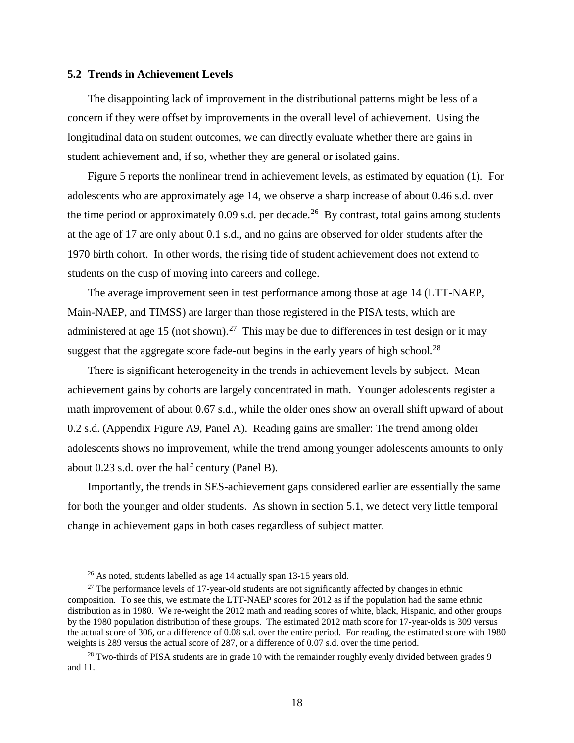### 5.2 Trends in Achievement Levels

The disappointing lack of improvement in the distributional patterns might be less of a concern if they were offset by improvements in the overall level of achievement. Using the longitudinal data on student outcomes, we can directly evaluate whether there are gains in student achievement and, if so, whether they are general or isolated gains.

Figure 5 reports the nonlinear trend in achievement levels, as estimated by equation (1). For adolescents who are approximately age 14, we observe a sharp increase of about 0.46 s.d. over the time period or approximately 0.09 s.d. per decade.[26] By contrast, total gains among students at the age of 17 are only about 0.1 s.d., and no gains are observed for older students after the 1970 birth cohort. In other words, the rising tide of student achievement does not extend to students on the cusp of moving into careers and college.

The average improvement seen in test performance among those at age 14 (LTT-NAEP, Main-NAEP, and TIMSS) are larger than those registered in the PISA tests, which are administered at age 15 (not shown).[27] This may be due to differences in test design or it may suggest that the aggregate score fade-out begins in the early years of high school.[28]

There is significant heterogeneity in the trends in achievement levels by subject. Mean achievement gains by cohorts are largely concentrated in math. Younger adolescents register a math improvement of about 0.67 s.d., while the older ones show an overall shift upward of about 0.2 s.d. (Appendix Figure A9, Panel A). Reading gains are smaller: The trend among older adolescents shows no improvement, while the trend among younger adolescents amounts to only about 0.23 s.d. over the half century (Panel B).

Importantly, the trends in SES-achievement gaps considered earlier are essentially the same for both the younger and older students. As shown in section 5.1, we detect very little temporal change in achievement gaps in both cases regardless of subject matter.

---

[26] As noted, students labelled as age 14 actually span 13-15 years old.

[27] The performance levels of 17-year-old students are not significantly affected by changes in ethnic composition. To see this, we estimate the LTT-NAEP scores for 2012 as if the population had the same ethnic distribution as in 1980. We re-weight the 2012 math and reading scores of white, black, Hispanic, and other groups by the 1980 population distribution of these groups. The estimated 2012 math score for 17-year-olds is 309 versus the actual score of 306, or a difference of 0.08 s.d. over the entire period. For reading, the estimated score with 1980 weights is 289 versus the actual score of 287, or a difference of 0.07 s.d. over the time period.

[28] Two-thirds of PISA students are in grade 10 with the remainder roughly evenly divided between grades 9 and 11.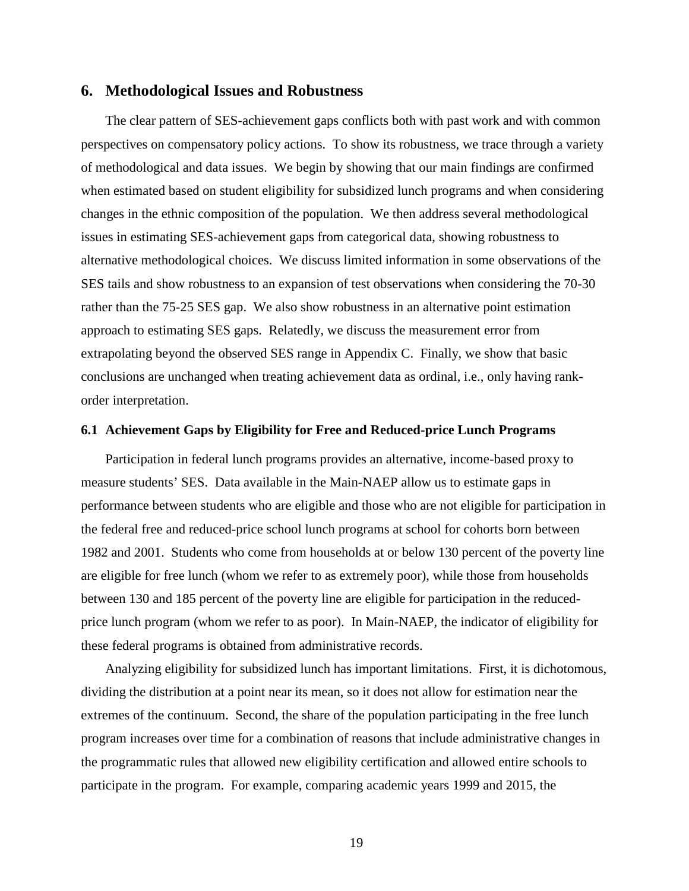## 6. Methodological Issues and Robustness

The clear pattern of SES-achievement gaps conflicts both with past work and with common perspectives on compensatory policy actions. To show its robustness, we trace through a variety of methodological and data issues. We begin by showing that our main findings are confirmed when estimated based on student eligibility for subsidized lunch programs and when considering changes in the ethnic composition of the population. We then address several methodological issues in estimating SES-achievement gaps from categorical data, showing robustness to alternative methodological choices. We discuss limited information in some observations of the SES tails and show robustness to an expansion of test observations when considering the 70-30 rather than the 75-25 SES gap. We also show robustness in an alternative point estimation approach to estimating SES gaps. Relatedly, we discuss the measurement error from extrapolating beyond the observed SES range in Appendix C. Finally, we show that basic conclusions are unchanged when treating achievement data as ordinal, i.e., only having rank-order interpretation.

### 6.1 Achievement Gaps by Eligibility for Free and Reduced-price Lunch Programs

Participation in federal lunch programs provides an alternative, income-based proxy to measure students' SES. Data available in the Main-NAEP allow us to estimate gaps in performance between students who are eligible and those who are not eligible for participation in the federal free and reduced-price school lunch programs at school for cohorts born between 1982 and 2001. Students who come from households at or below 130 percent of the poverty line are eligible for free lunch (whom we refer to as extremely poor), while those from households between 130 and 185 percent of the poverty line are eligible for participation in the reduced-price lunch program (whom we refer to as poor). In Main-NAEP, the indicator of eligibility for these federal programs is obtained from administrative records.

Analyzing eligibility for subsidized lunch has important limitations. First, it is dichotomous, dividing the distribution at a point near its mean, so it does not allow for estimation near the extremes of the continuum. Second, the share of the population participating in the free lunch program increases over time for a combination of reasons that include administrative changes in the programmatic rules that allowed new eligibility certification and allowed entire schools to participate in the program. For example, comparing academic years 1999 and 2015, the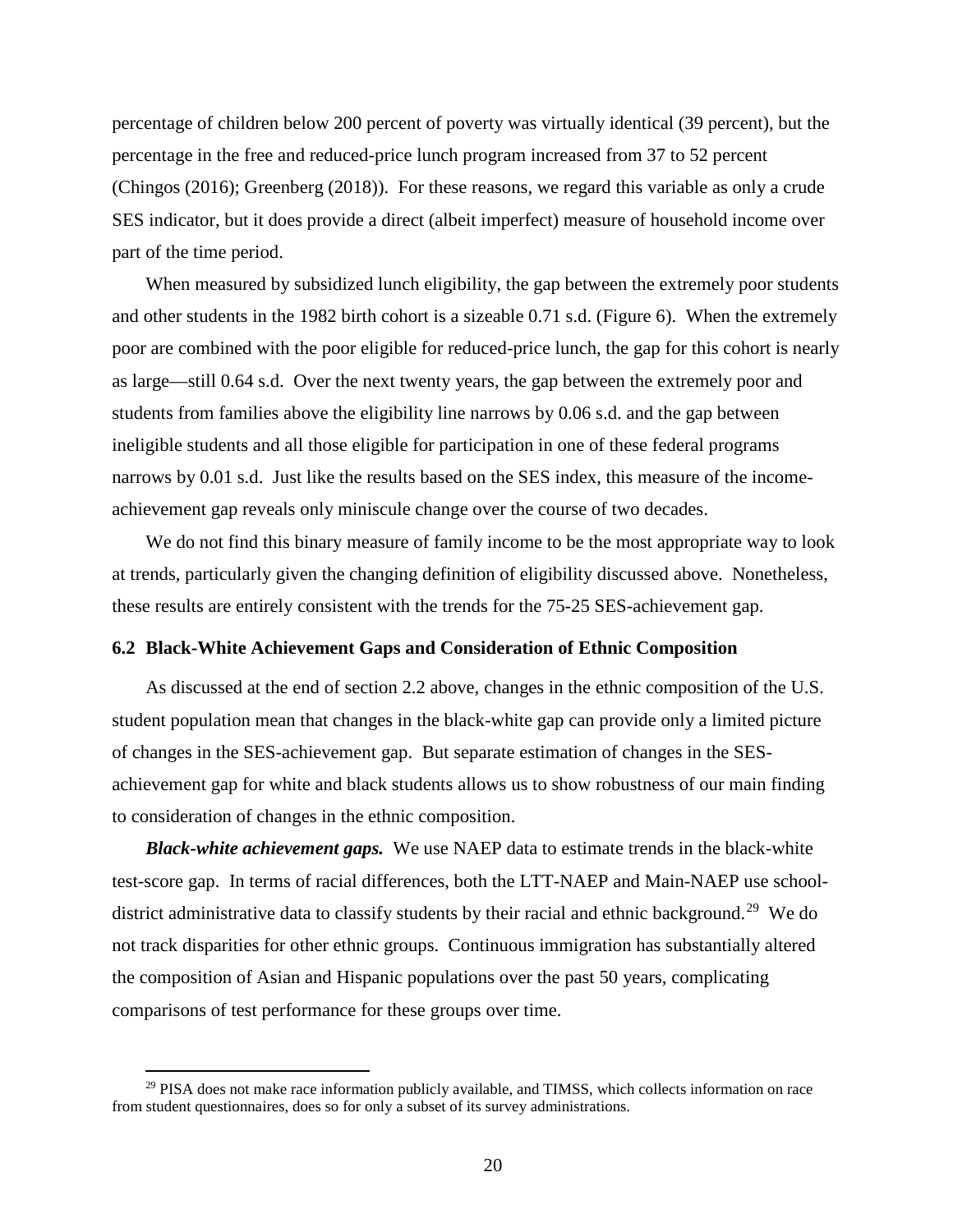percentage of children below 200 percent of poverty was virtually identical (39 percent), but the percentage in the free and reduced-price lunch program increased from 37 to 52 percent (Chingos (2016); Greenberg (2018)). For these reasons, we regard this variable as only a crude SES indicator, but it does provide a direct (albeit imperfect) measure of household income over part of the time period.

When measured by subsidized lunch eligibility, the gap between the extremely poor students and other students in the 1982 birth cohort is a sizeable 0.71 s.d. (Figure 6). When the extremely poor are combined with the poor eligible for reduced-price lunch, the gap for this cohort is nearly as large—still 0.64 s.d. Over the next twenty years, the gap between the extremely poor and students from families above the eligibility line narrows by 0.06 s.d. and the gap between ineligible students and all those eligible for participation in one of these federal programs narrows by 0.01 s.d. Just like the results based on the SES index, this measure of the income-achievement gap reveals only miniscule change over the course of two decades.

We do not find this binary measure of family income to be the most appropriate way to look at trends, particularly given the changing definition of eligibility discussed above. Nonetheless, these results are entirely consistent with the trends for the 75-25 SES-achievement gap.

### 6.2 Black-White Achievement Gaps and Consideration of Ethnic Composition

As discussed at the end of section 2.2 above, changes in the ethnic composition of the U.S. student population mean that changes in the black-white gap can provide only a limited picture of changes in the SES-achievement gap. But separate estimation of changes in the SES-achievement gap for white and black students allows us to show robustness of our main finding to consideration of changes in the ethnic composition.

***Black-white achievement gaps.*** We use NAEP data to estimate trends in the black-white test-score gap. In terms of racial differences, both the LTT-NAEP and Main-NAEP use school-district administrative data to classify students by their racial and ethnic background.[29] We do not track disparities for other ethnic groups. Continuous immigration has substantially altered the composition of Asian and Hispanic populations over the past 50 years, complicating comparisons of test performance for these groups over time.

[29] PISA does not make race information publicly available, and TIMSS, which collects information on race from student questionnaires, does so for only a subset of its survey administrations.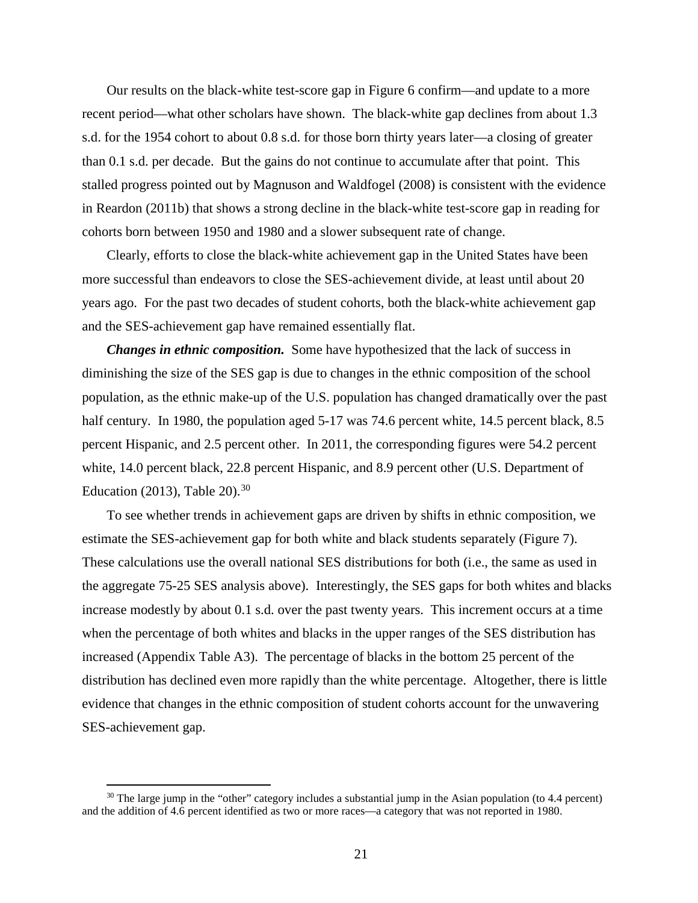Our results on the black-white test-score gap in Figure 6 confirm—and update to a more recent period—what other scholars have shown. The black-white gap declines from about 1.3 s.d. for the 1954 cohort to about 0.8 s.d. for those born thirty years later—a closing of greater than 0.1 s.d. per decade. But the gains do not continue to accumulate after that point. This stalled progress pointed out by Magnuson and Waldfogel (2008) is consistent with the evidence in Reardon (2011b) that shows a strong decline in the black-white test-score gap in reading for cohorts born between 1950 and 1980 and a slower subsequent rate of change.

Clearly, efforts to close the black-white achievement gap in the United States have been more successful than endeavors to close the SES-achievement divide, at least until about 20 years ago. For the past two decades of student cohorts, both the black-white achievement gap and the SES-achievement gap have remained essentially flat.

***Changes in ethnic composition.*** Some have hypothesized that the lack of success in diminishing the size of the SES gap is due to changes in the ethnic composition of the school population, as the ethnic make-up of the U.S. population has changed dramatically over the past half century. In 1980, the population aged 5-17 was 74.6 percent white, 14.5 percent black, 8.5 percent Hispanic, and 2.5 percent other. In 2011, the corresponding figures were 54.2 percent white, 14.0 percent black, 22.8 percent Hispanic, and 8.9 percent other (U.S. Department of Education (2013), Table 20).[30]

To see whether trends in achievement gaps are driven by shifts in ethnic composition, we estimate the SES-achievement gap for both white and black students separately (Figure 7). These calculations use the overall national SES distributions for both (i.e., the same as used in the aggregate 75-25 SES analysis above). Interestingly, the SES gaps for both whites and blacks increase modestly by about 0.1 s.d. over the past twenty years. This increment occurs at a time when the percentage of both whites and blacks in the upper ranges of the SES distribution has increased (Appendix Table A3). The percentage of blacks in the bottom 25 percent of the distribution has declined even more rapidly than the white percentage. Altogether, there is little evidence that changes in the ethnic composition of student cohorts account for the unwavering SES-achievement gap.

[30] The large jump in the "other" category includes a substantial jump in the Asian population (to 4.4 percent) and the addition of 4.6 percent identified as two or more races—a category that was not reported in 1980.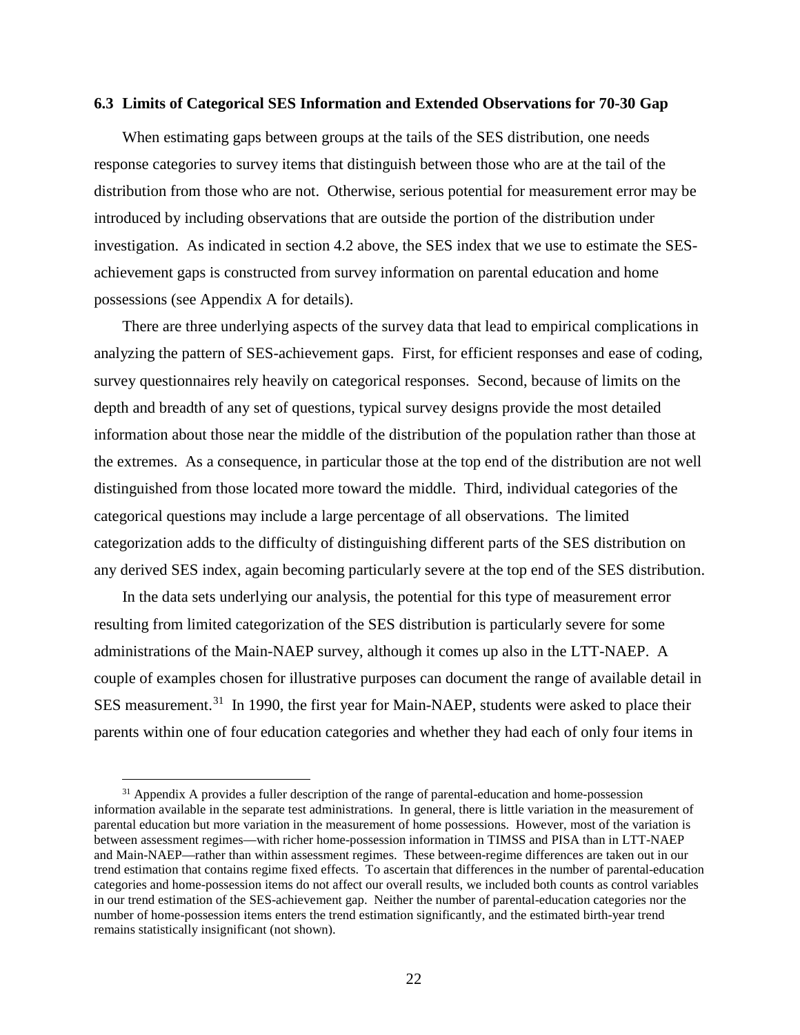### 6.3 Limits of Categorical SES Information and Extended Observations for 70-30 Gap

When estimating gaps between groups at the tails of the SES distribution, one needs response categories to survey items that distinguish between those who are at the tail of the distribution from those who are not. Otherwise, serious potential for measurement error may be introduced by including observations that are outside the portion of the distribution under investigation. As indicated in section 4.2 above, the SES index that we use to estimate the SES-achievement gaps is constructed from survey information on parental education and home possessions (see Appendix A for details).

There are three underlying aspects of the survey data that lead to empirical complications in analyzing the pattern of SES-achievement gaps. First, for efficient responses and ease of coding, survey questionnaires rely heavily on categorical responses. Second, because of limits on the depth and breadth of any set of questions, typical survey designs provide the most detailed information about those near the middle of the distribution of the population rather than those at the extremes. As a consequence, in particular those at the top end of the distribution are not well distinguished from those located more toward the middle. Third, individual categories of the categorical questions may include a large percentage of all observations. The limited categorization adds to the difficulty of distinguishing different parts of the SES distribution on any derived SES index, again becoming particularly severe at the top end of the SES distribution.

In the data sets underlying our analysis, the potential for this type of measurement error resulting from limited categorization of the SES distribution is particularly severe for some administrations of the Main-NAEP survey, although it comes up also in the LTT-NAEP. A couple of examples chosen for illustrative purposes can document the range of available detail in SES measurement.[31] In 1990, the first year for Main-NAEP, students were asked to place their parents within one of four education categories and whether they had each of only four items in

[31] Appendix A provides a fuller description of the range of parental-education and home-possession information available in the separate test administrations. In general, there is little variation in the measurement of parental education but more variation in the measurement of home possessions. However, most of the variation is between assessment regimes—with richer home-possession information in TIMSS and PISA than in LTT-NAEP and Main-NAEP—rather than within assessment regimes. These between-regime differences are taken out in our trend estimation that contains regime fixed effects. To ascertain that differences in the number of parental-education categories and home-possession items do not affect our overall results, we included both counts as control variables in our trend estimation of the SES-achievement gap. Neither the number of parental-education categories nor the number of home-possession items enters the trend estimation significantly, and the estimated birth-year trend remains statistically insignificant (not shown).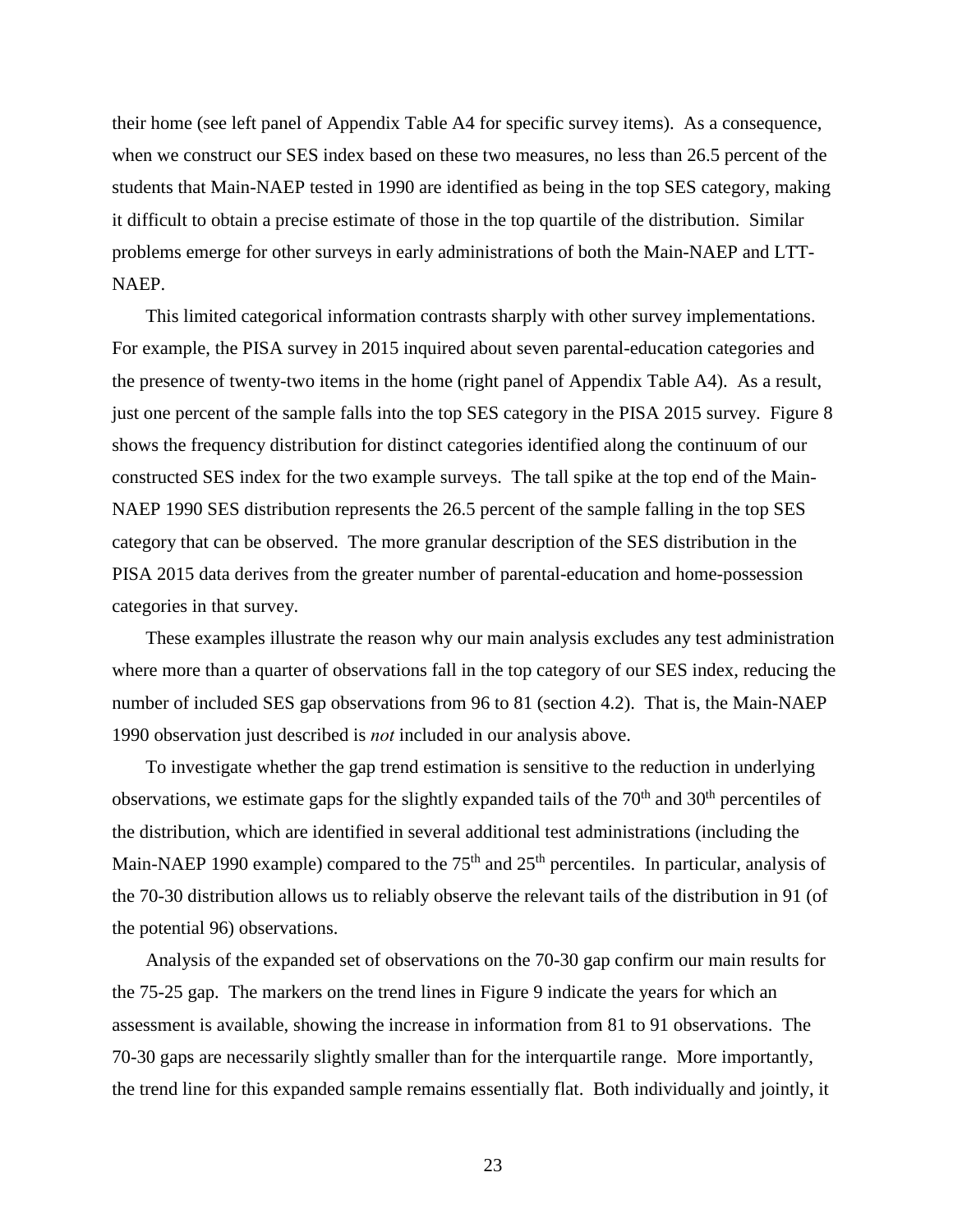their home (see left panel of Appendix Table A4 for specific survey items). As a consequence, when we construct our SES index based on these two measures, no less than 26.5 percent of the students that Main-NAEP tested in 1990 are identified as being in the top SES category, making it difficult to obtain a precise estimate of those in the top quartile of the distribution. Similar problems emerge for other surveys in early administrations of both the Main-NAEP and LTT-NAEP.

This limited categorical information contrasts sharply with other survey implementations. For example, the PISA survey in 2015 inquired about seven parental-education categories and the presence of twenty-two items in the home (right panel of Appendix Table A4). As a result, just one percent of the sample falls into the top SES category in the PISA 2015 survey. Figure 8 shows the frequency distribution for distinct categories identified along the continuum of our constructed SES index for the two example surveys. The tall spike at the top end of the Main-NAEP 1990 SES distribution represents the 26.5 percent of the sample falling in the top SES category that can be observed. The more granular description of the SES distribution in the PISA 2015 data derives from the greater number of parental-education and home-possession categories in that survey.

These examples illustrate the reason why our main analysis excludes any test administration where more than a quarter of observations fall in the top category of our SES index, reducing the number of included SES gap observations from 96 to 81 (section 4.2). That is, the Main-NAEP 1990 observation just described is *not* included in our analysis above.

To investigate whether the gap trend estimation is sensitive to the reduction in underlying observations, we estimate gaps for the slightly expanded tails of the 70th and 30th percentiles of the distribution, which are identified in several additional test administrations (including the Main-NAEP 1990 example) compared to the 75th and 25th percentiles. In particular, analysis of the 70-30 distribution allows us to reliably observe the relevant tails of the distribution in 91 (of the potential 96) observations.

Analysis of the expanded set of observations on the 70-30 gap confirm our main results for the 75-25 gap. The markers on the trend lines in Figure 9 indicate the years for which an assessment is available, showing the increase in information from 81 to 91 observations. The 70-30 gaps are necessarily slightly smaller than for the interquartile range. More importantly, the trend line for this expanded sample remains essentially flat. Both individually and jointly, it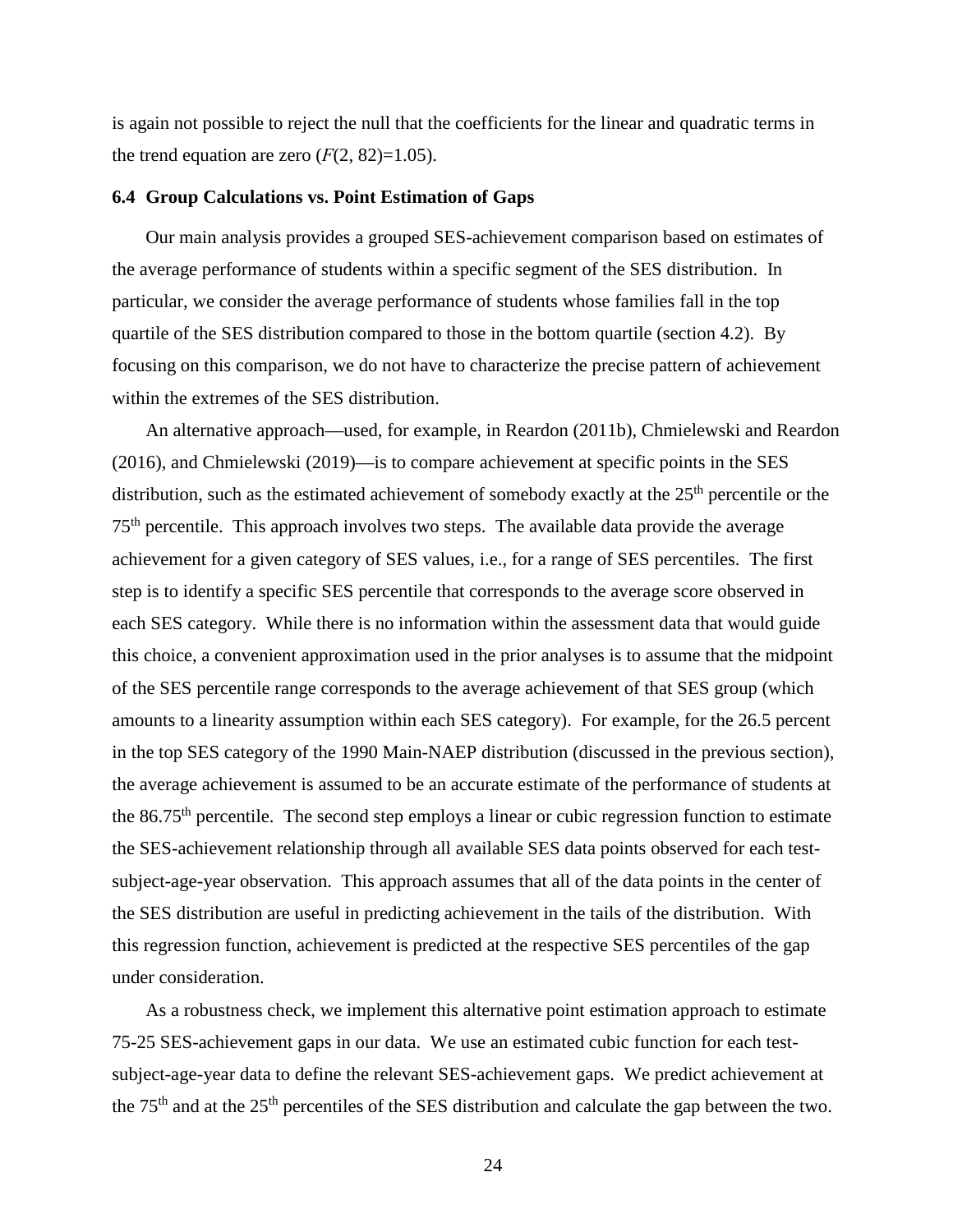is again not possible to reject the null that the coefficients for the linear and quadratic terms in the trend equation are zero ($F(2, 82)=1.05$).

### 6.4 Group Calculations vs. Point Estimation of Gaps

Our main analysis provides a grouped SES-achievement comparison based on estimates of the average performance of students within a specific segment of the SES distribution. In particular, we consider the average performance of students whose families fall in the top quartile of the SES distribution compared to those in the bottom quartile (section 4.2). By focusing on this comparison, we do not have to characterize the precise pattern of achievement within the extremes of the SES distribution.

An alternative approach—used, for example, in Reardon (2011b), Chmielewski and Reardon (2016), and Chmielewski (2019)—is to compare achievement at specific points in the SES distribution, such as the estimated achievement of somebody exactly at the 25th percentile or the 75th percentile. This approach involves two steps. The available data provide the average achievement for a given category of SES values, i.e., for a range of SES percentiles. The first step is to identify a specific SES percentile that corresponds to the average score observed in each SES category. While there is no information within the assessment data that would guide this choice, a convenient approximation used in the prior analyses is to assume that the midpoint of the SES percentile range corresponds to the average achievement of that SES group (which amounts to a linearity assumption within each SES category). For example, for the 26.5 percent in the top SES category of the 1990 Main-NAEP distribution (discussed in the previous section), the average achievement is assumed to be an accurate estimate of the performance of students at the 86.75th percentile. The second step employs a linear or cubic regression function to estimate the SES-achievement relationship through all available SES data points observed for each test-subject-age-year observation. This approach assumes that all of the data points in the center of the SES distribution are useful in predicting achievement in the tails of the distribution. With this regression function, achievement is predicted at the respective SES percentiles of the gap under consideration.

As a robustness check, we implement this alternative point estimation approach to estimate 75-25 SES-achievement gaps in our data. We use an estimated cubic function for each test-subject-age-year data to define the relevant SES-achievement gaps. We predict achievement at the 75th and at the 25th percentiles of the SES distribution and calculate the gap between the two.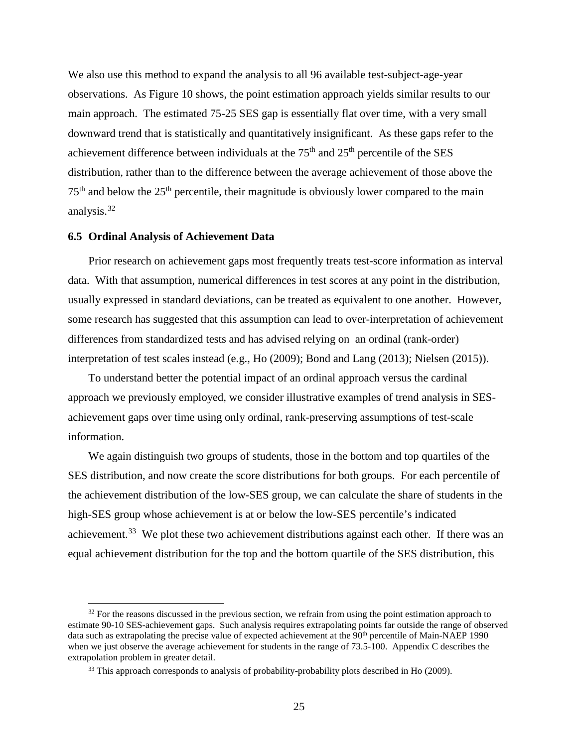We also use this method to expand the analysis to all 96 available test-subject-age-year observations. As Figure 10 shows, the point estimation approach yields similar results to our main approach. The estimated 75-25 SES gap is essentially flat over time, with a very small downward trend that is statistically and quantitatively insignificant. As these gaps refer to the achievement difference between individuals at the 75th and 25th percentile of the SES distribution, rather than to the difference between the average achievement of those above the 75th and below the 25th percentile, their magnitude is obviously lower compared to the main analysis.[32]

### 6.5 Ordinal Analysis of Achievement Data

Prior research on achievement gaps most frequently treats test-score information as interval data. With that assumption, numerical differences in test scores at any point in the distribution, usually expressed in standard deviations, can be treated as equivalent to one another. However, some research has suggested that this assumption can lead to over-interpretation of achievement differences from standardized tests and has advised relying on an ordinal (rank-order) interpretation of test scales instead (e.g., Ho (2009); Bond and Lang (2013); Nielsen (2015)).

To understand better the potential impact of an ordinal approach versus the cardinal approach we previously employed, we consider illustrative examples of trend analysis in SES-achievement gaps over time using only ordinal, rank-preserving assumptions of test-scale information.

We again distinguish two groups of students, those in the bottom and top quartiles of the SES distribution, and now create the score distributions for both groups. For each percentile of the achievement distribution of the low-SES group, we can calculate the share of students in the high-SES group whose achievement is at or below the low-SES percentile's indicated achievement.[33] We plot these two achievement distributions against each other. If there was an equal achievement distribution for the top and the bottom quartile of the SES distribution, this

[32] For the reasons discussed in the previous section, we refrain from using the point estimation approach to estimate 90-10 SES-achievement gaps. Such analysis requires extrapolating points far outside the range of observed data such as extrapolating the precise value of expected achievement at the 90th percentile of Main-NAEP 1990 when we just observe the average achievement for students in the range of 73.5-100. Appendix C describes the extrapolation problem in greater detail.

[33] This approach corresponds to analysis of probability-probability plots described in Ho (2009).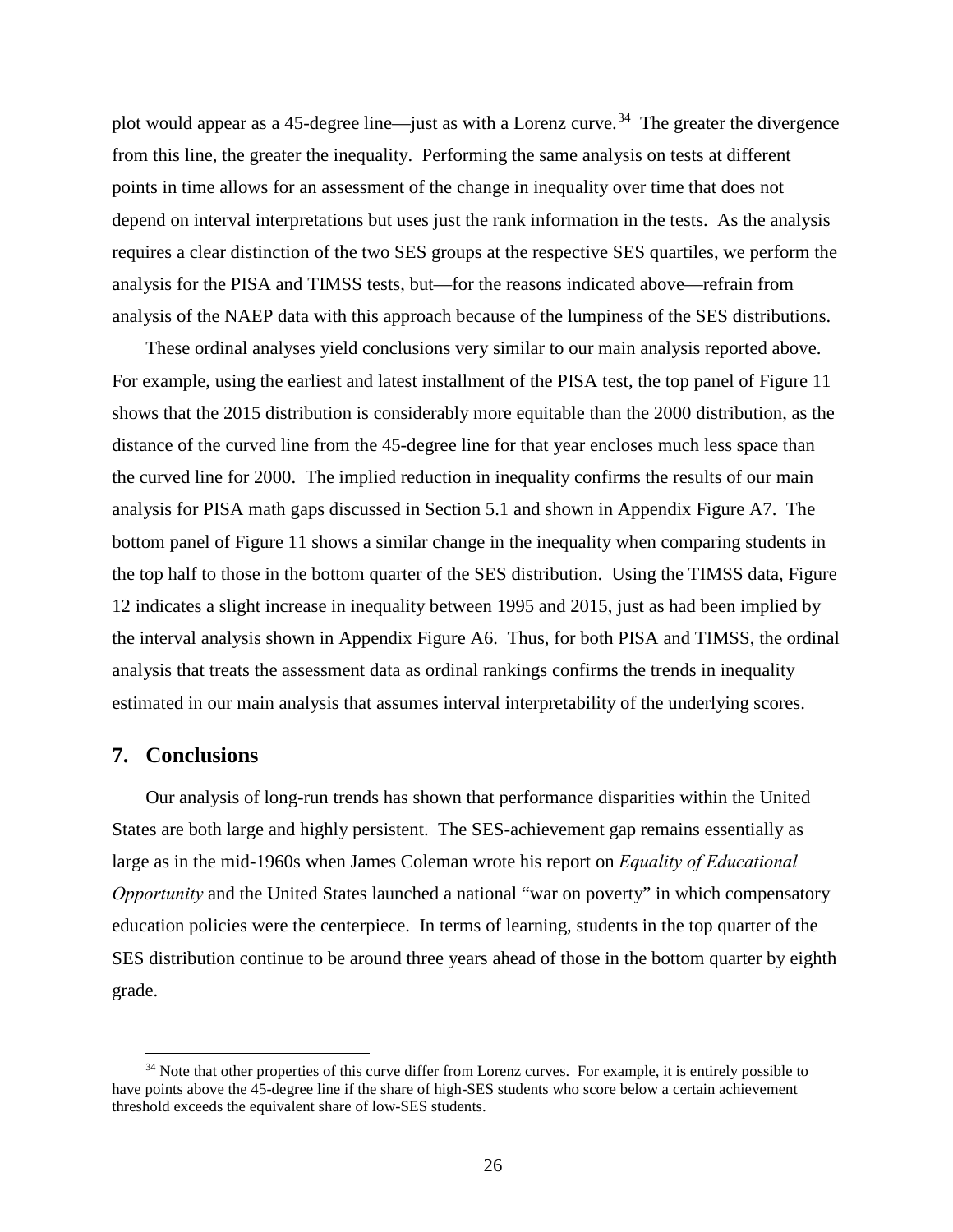plot would appear as a 45-degree line—just as with a Lorenz curve.[34] The greater the divergence from this line, the greater the inequality. Performing the same analysis on tests at different points in time allows for an assessment of the change in inequality over time that does not depend on interval interpretations but uses just the rank information in the tests. As the analysis requires a clear distinction of the two SES groups at the respective SES quartiles, we perform the analysis for the PISA and TIMSS tests, but—for the reasons indicated above—refrain from analysis of the NAEP data with this approach because of the lumpiness of the SES distributions.

These ordinal analyses yield conclusions very similar to our main analysis reported above. For example, using the earliest and latest installment of the PISA test, the top panel of Figure 11 shows that the 2015 distribution is considerably more equitable than the 2000 distribution, as the distance of the curved line from the 45-degree line for that year encloses much less space than the curved line for 2000. The implied reduction in inequality confirms the results of our main analysis for PISA math gaps discussed in Section 5.1 and shown in Appendix Figure A7. The bottom panel of Figure 11 shows a similar change in the inequality when comparing students in the top half to those in the bottom quarter of the SES distribution. Using the TIMSS data, Figure 12 indicates a slight increase in inequality between 1995 and 2015, just as had been implied by the interval analysis shown in Appendix Figure A6. Thus, for both PISA and TIMSS, the ordinal analysis that treats the assessment data as ordinal rankings confirms the trends in inequality estimated in our main analysis that assumes interval interpretability of the underlying scores.

## 7. Conclusions

Our analysis of long-run trends has shown that performance disparities within the United States are both large and highly persistent. The SES-achievement gap remains essentially as large as in the mid-1960s when James Coleman wrote his report on *Equality of Educational Opportunity* and the United States launched a national "war on poverty" in which compensatory education policies were the centerpiece. In terms of learning, students in the top quarter of the SES distribution continue to be around three years ahead of those in the bottom quarter by eighth grade.

[34] Note that other properties of this curve differ from Lorenz curves. For example, it is entirely possible to have points above the 45-degree line if the share of high-SES students who score below a certain achievement threshold exceeds the equivalent share of low-SES students.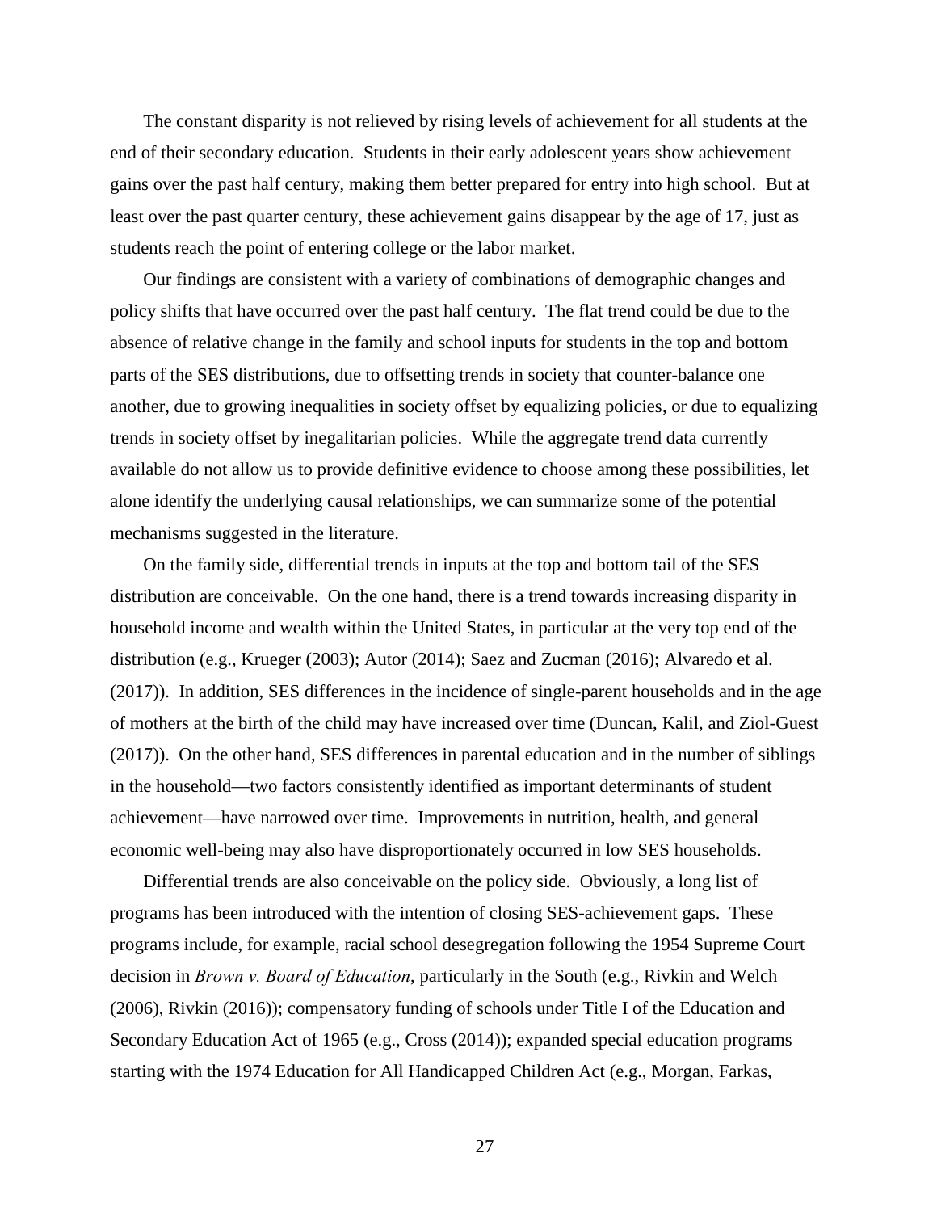The constant disparity is not relieved by rising levels of achievement for all students at the end of their secondary education. Students in their early adolescent years show achievement gains over the past half century, making them better prepared for entry into high school. But at least over the past quarter century, these achievement gains disappear by the age of 17, just as students reach the point of entering college or the labor market.

Our findings are consistent with a variety of combinations of demographic changes and policy shifts that have occurred over the past half century. The flat trend could be due to the absence of relative change in the family and school inputs for students in the top and bottom parts of the SES distributions, due to offsetting trends in society that counter-balance one another, due to growing inequalities in society offset by equalizing policies, or due to equalizing trends in society offset by inegalitarian policies. While the aggregate trend data currently available do not allow us to provide definitive evidence to choose among these possibilities, let alone identify the underlying causal relationships, we can summarize some of the potential mechanisms suggested in the literature.

On the family side, differential trends in inputs at the top and bottom tail of the SES distribution are conceivable. On the one hand, there is a trend towards increasing disparity in household income and wealth within the United States, in particular at the very top end of the distribution (e.g., Krueger (2003); Autor (2014); Saez and Zucman (2016); Alvaredo et al. (2017)). In addition, SES differences in the incidence of single-parent households and in the age of mothers at the birth of the child may have increased over time (Duncan, Kalil, and Ziol-Guest (2017)). On the other hand, SES differences in parental education and in the number of siblings in the household—two factors consistently identified as important determinants of student achievement—have narrowed over time. Improvements in nutrition, health, and general economic well-being may also have disproportionately occurred in low SES households.

Differential trends are also conceivable on the policy side. Obviously, a long list of programs has been introduced with the intention of closing SES-achievement gaps. These programs include, for example, racial school desegregation following the 1954 Supreme Court decision in *Brown v. Board of Education*, particularly in the South (e.g., Rivkin and Welch (2006), Rivkin (2016)); compensatory funding of schools under Title I of the Education and Secondary Education Act of 1965 (e.g., Cross (2014)); expanded special education programs starting with the 1974 Education for All Handicapped Children Act (e.g., Morgan, Farkas,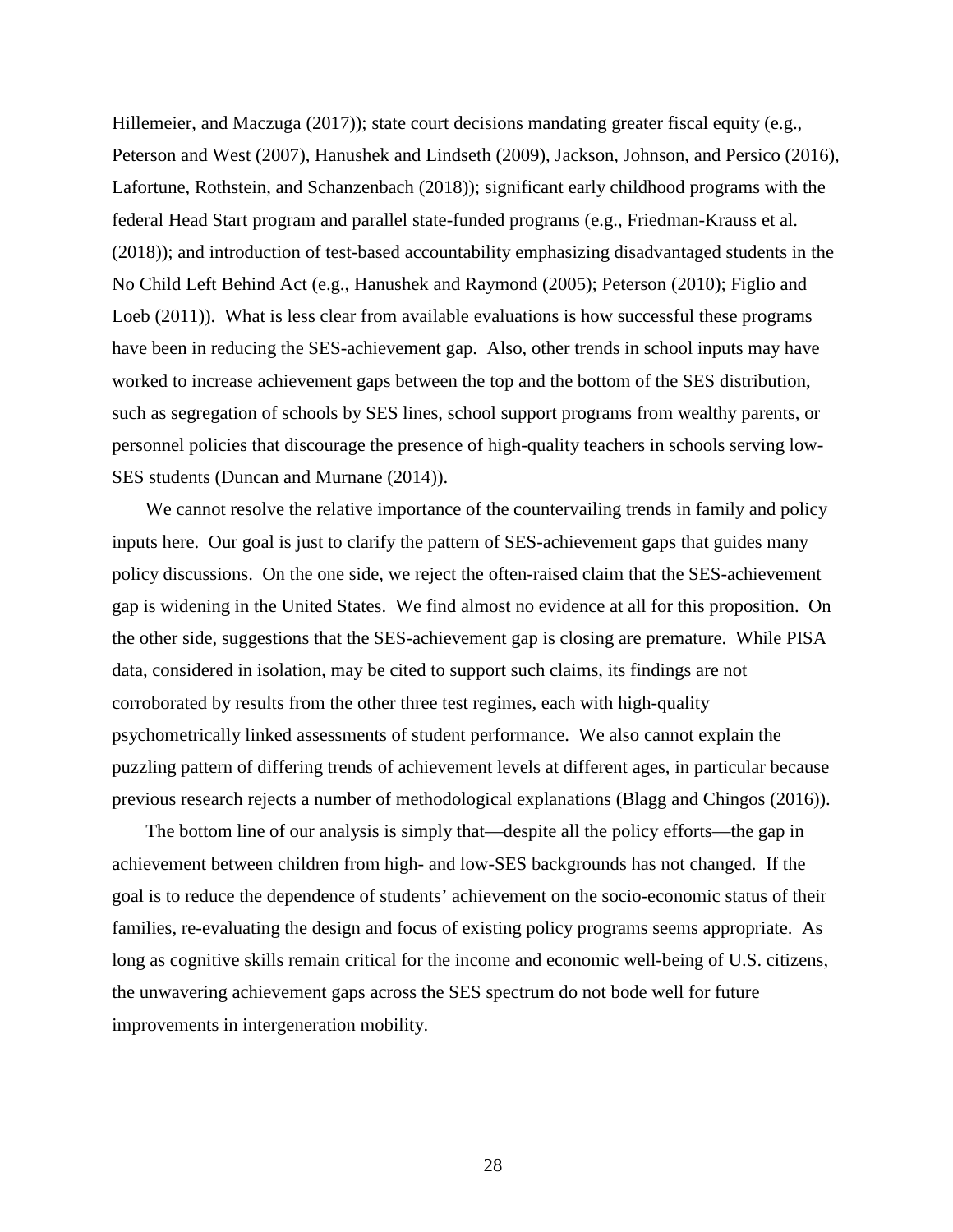Hillemeier, and Maczuga (2017)); state court decisions mandating greater fiscal equity (e.g., Peterson and West (2007), Hanushek and Lindseth (2009), Jackson, Johnson, and Persico (2016), Lafortune, Rothstein, and Schanzenbach (2018)); significant early childhood programs with the federal Head Start program and parallel state-funded programs (e.g., Friedman-Krauss et al. (2018)); and introduction of test-based accountability emphasizing disadvantaged students in the No Child Left Behind Act (e.g., Hanushek and Raymond (2005); Peterson (2010); Figlio and Loeb (2011)). What is less clear from available evaluations is how successful these programs have been in reducing the SES-achievement gap. Also, other trends in school inputs may have worked to increase achievement gaps between the top and the bottom of the SES distribution, such as segregation of schools by SES lines, school support programs from wealthy parents, or personnel policies that discourage the presence of high-quality teachers in schools serving low-SES students (Duncan and Murnane (2014)).

We cannot resolve the relative importance of the countervailing trends in family and policy inputs here. Our goal is just to clarify the pattern of SES-achievement gaps that guides many policy discussions. On the one side, we reject the often-raised claim that the SES-achievement gap is widening in the United States. We find almost no evidence at all for this proposition. On the other side, suggestions that the SES-achievement gap is closing are premature. While PISA data, considered in isolation, may be cited to support such claims, its findings are not corroborated by results from the other three test regimes, each with high-quality psychometrically linked assessments of student performance. We also cannot explain the puzzling pattern of differing trends of achievement levels at different ages, in particular because previous research rejects a number of methodological explanations (Blagg and Chingos (2016)).

The bottom line of our analysis is simply that—despite all the policy efforts—the gap in achievement between children from high- and low-SES backgrounds has not changed. If the goal is to reduce the dependence of students' achievement on the socio-economic status of their families, re-evaluating the design and focus of existing policy programs seems appropriate. As long as cognitive skills remain critical for the income and economic well-being of U.S. citizens, the unwavering achievement gaps across the SES spectrum do not bode well for future improvements in intergeneration mobility.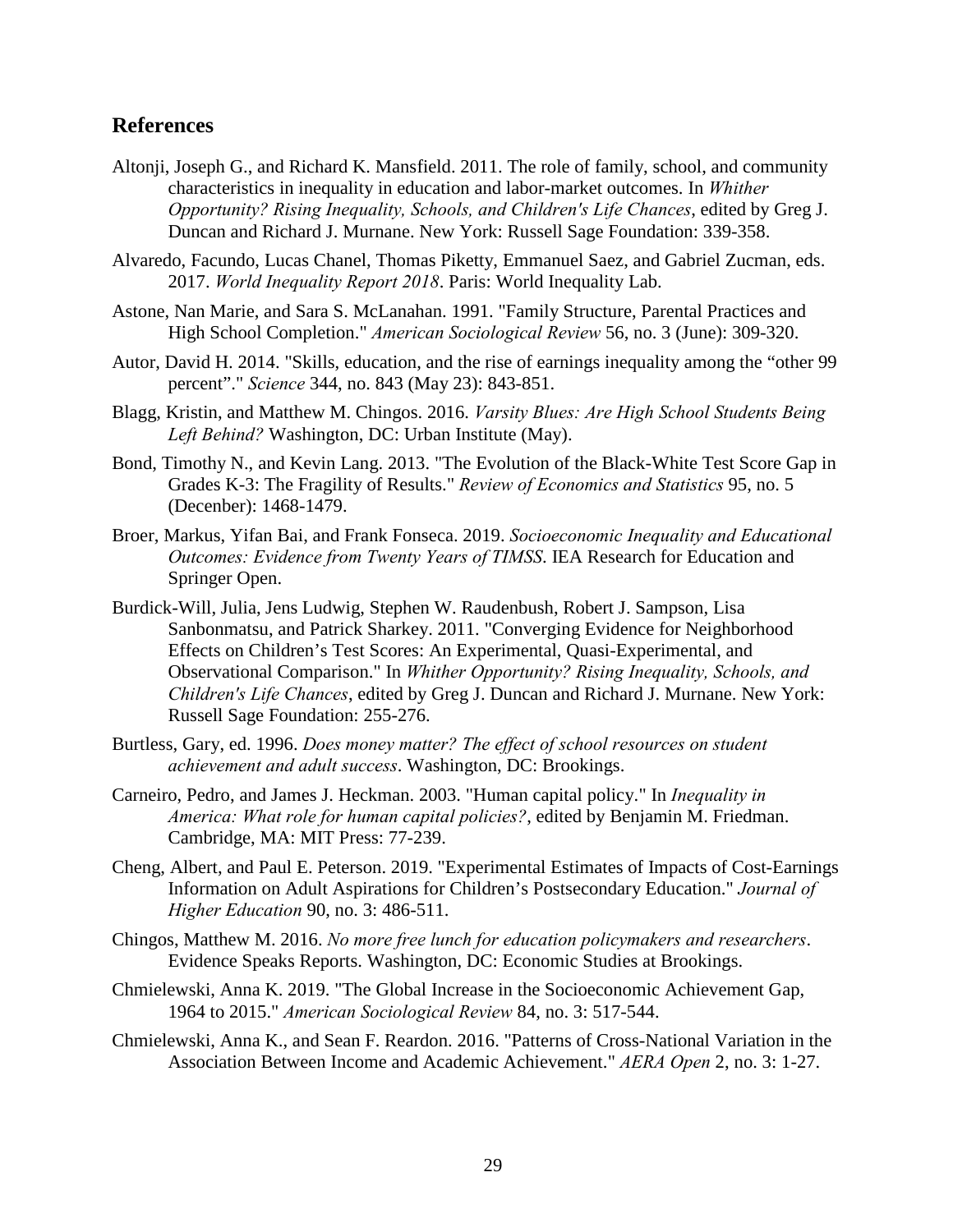## References

Altonji, Joseph G., and Richard K. Mansfield. 2011. The role of family, school, and community characteristics in inequality in education and labor-market outcomes. In *Whither Opportunity? Rising Inequality, Schools, and Children's Life Chances*, edited by Greg J. Duncan and Richard J. Murnane. New York: Russell Sage Foundation: 339-358.

Alvaredo, Facundo, Lucas Chanel, Thomas Piketty, Emmanuel Saez, and Gabriel Zucman, eds. 2017. *World Inequality Report 2018*. Paris: World Inequality Lab.

Astone, Nan Marie, and Sara S. McLanahan. 1991. "Family Structure, Parental Practices and High School Completion." *American Sociological Review* 56, no. 3 (June): 309-320.

Autor, David H. 2014. "Skills, education, and the rise of earnings inequality among the "other 99 percent"." *Science* 344, no. 843 (May 23): 843-851.

Blagg, Kristin, and Matthew M. Chingos. 2016. *Varsity Blues: Are High School Students Being Left Behind?* Washington, DC: Urban Institute (May).

Bond, Timothy N., and Kevin Lang. 2013. "The Evolution of the Black-White Test Score Gap in Grades K-3: The Fragility of Results." *Review of Economics and Statistics* 95, no. 5 (Decenber): 1468-1479.

Broer, Markus, Yifan Bai, and Frank Fonseca. 2019. *Socioeconomic Inequality and Educational Outcomes: Evidence from Twenty Years of TIMSS*. IEA Research for Education and Springer Open.

Burdick-Will, Julia, Jens Ludwig, Stephen W. Raudenbush, Robert J. Sampson, Lisa Sanbonmatsu, and Patrick Sharkey. 2011. "Converging Evidence for Neighborhood Effects on Children's Test Scores: An Experimental, Quasi-Experimental, and Observational Comparison." In *Whither Opportunity? Rising Inequality, Schools, and Children's Life Chances*, edited by Greg J. Duncan and Richard J. Murnane. New York: Russell Sage Foundation: 255-276.

Burtless, Gary, ed. 1996. *Does money matter? The effect of school resources on student achievement and adult success*. Washington, DC: Brookings.

Carneiro, Pedro, and James J. Heckman. 2003. "Human capital policy." In *Inequality in America: What role for human capital policies?*, edited by Benjamin M. Friedman. Cambridge, MA: MIT Press: 77-239.

Cheng, Albert, and Paul E. Peterson. 2019. "Experimental Estimates of Impacts of Cost-Earnings Information on Adult Aspirations for Children's Postsecondary Education." *Journal of Higher Education* 90, no. 3: 486-511.

Chingos, Matthew M. 2016. *No more free lunch for education policymakers and researchers*. Evidence Speaks Reports. Washington, DC: Economic Studies at Brookings.

Chmielewski, Anna K. 2019. "The Global Increase in the Socioeconomic Achievement Gap, 1964 to 2015." *American Sociological Review* 84, no. 3: 517-544.

Chmielewski, Anna K., and Sean F. Reardon. 2016. "Patterns of Cross-National Variation in the Association Between Income and Academic Achievement." *AERA Open* 2, no. 3: 1-27.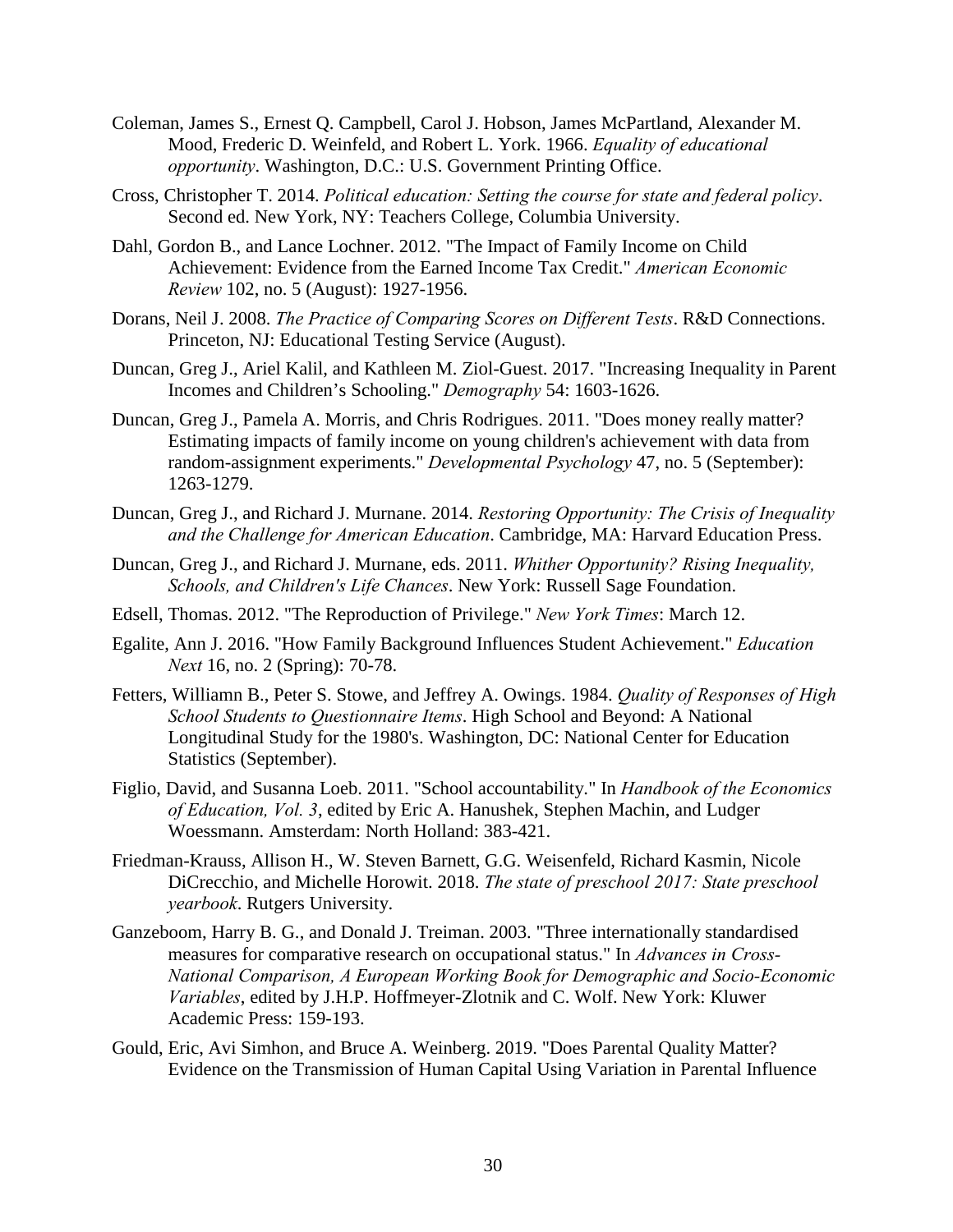Coleman, James S., Ernest Q. Campbell, Carol J. Hobson, James McPartland, Alexander M. Mood, Frederic D. Weinfeld, and Robert L. York. 1966. *Equality of educational opportunity*. Washington, D.C.: U.S. Government Printing Office.

Cross, Christopher T. 2014. *Political education: Setting the course for state and federal policy*. Second ed. New York, NY: Teachers College, Columbia University.

Dahl, Gordon B., and Lance Lochner. 2012. "The Impact of Family Income on Child Achievement: Evidence from the Earned Income Tax Credit." *American Economic Review* 102, no. 5 (August): 1927-1956.

Dorans, Neil J. 2008. *The Practice of Comparing Scores on Different Tests*. R&D Connections. Princeton, NJ: Educational Testing Service (August).

Duncan, Greg J., Ariel Kalil, and Kathleen M. Ziol-Guest. 2017. "Increasing Inequality in Parent Incomes and Children's Schooling." *Demography* 54: 1603-1626.

Duncan, Greg J., Pamela A. Morris, and Chris Rodrigues. 2011. "Does money really matter? Estimating impacts of family income on young children's achievement with data from random-assignment experiments." *Developmental Psychology* 47, no. 5 (September): 1263-1279.

Duncan, Greg J., and Richard J. Murnane. 2014. *Restoring Opportunity: The Crisis of Inequality and the Challenge for American Education*. Cambridge, MA: Harvard Education Press.

Duncan, Greg J., and Richard J. Murnane, eds. 2011. *Whither Opportunity? Rising Inequality, Schools, and Children's Life Chances*. New York: Russell Sage Foundation.

Edsell, Thomas. 2012. "The Reproduction of Privilege." *New York Times*: March 12.

Egalite, Ann J. 2016. "How Family Background Influences Student Achievement." *Education Next* 16, no. 2 (Spring): 70-78.

Fetters, Williamn B., Peter S. Stowe, and Jeffrey A. Owings. 1984. *Quality of Responses of High School Students to Questionnaire Items*. High School and Beyond: A National Longitudinal Study for the 1980's. Washington, DC: National Center for Education Statistics (September).

Figlio, David, and Susanna Loeb. 2011. "School accountability." In *Handbook of the Economics of Education, Vol. 3*, edited by Eric A. Hanushek, Stephen Machin, and Ludger Woessmann. Amsterdam: North Holland: 383-421.

Friedman-Krauss, Allison H., W. Steven Barnett, G.G. Weisenfeld, Richard Kasmin, Nicole DiCrecchio, and Michelle Horowit. 2018. *The state of preschool 2017: State preschool yearbook*. Rutgers University.

Ganzeboom, Harry B. G., and Donald J. Treiman. 2003. "Three internationally standardised measures for comparative research on occupational status." In *Advances in Cross-National Comparison, A European Working Book for Demographic and Socio-Economic Variables*, edited by J.H.P. Hoffmeyer-Zlotnik and C. Wolf. New York: Kluwer Academic Press: 159-193.

Gould, Eric, Avi Simhon, and Bruce A. Weinberg. 2019. "Does Parental Quality Matter? Evidence on the Transmission of Human Capital Using Variation in Parental Influence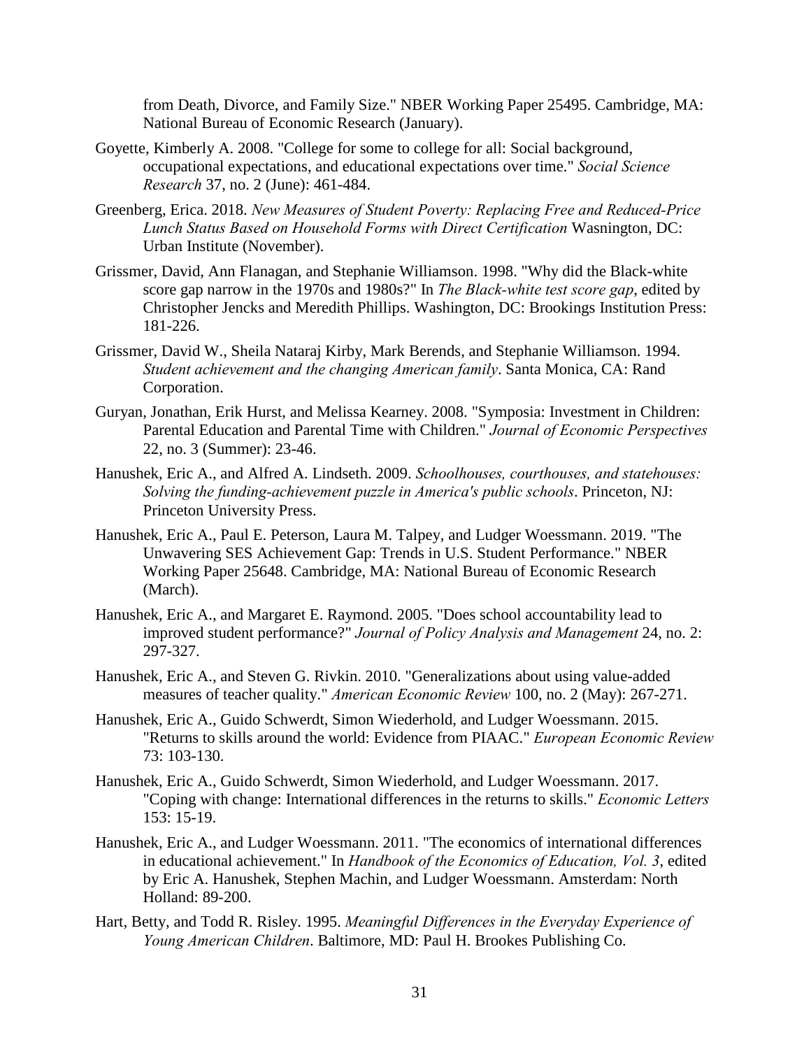from Death, Divorce, and Family Size." NBER Working Paper 25495. Cambridge, MA: National Bureau of Economic Research (January).

Goyette, Kimberly A. 2008. "College for some to college for all: Social background, occupational expectations, and educational expectations over time." *Social Science Research* 37, no. 2 (June): 461-484.

Greenberg, Erica. 2018. *New Measures of Student Poverty: Replacing Free and Reduced-Price Lunch Status Based on Household Forms with Direct Certification* Wasnington, DC: Urban Institute (November).

Grissmer, David, Ann Flanagan, and Stephanie Williamson. 1998. "Why did the Black-white score gap narrow in the 1970s and 1980s?" In *The Black-white test score gap*, edited by Christopher Jencks and Meredith Phillips. Washington, DC: Brookings Institution Press: 181-226.

Grissmer, David W., Sheila Nataraj Kirby, Mark Berends, and Stephanie Williamson. 1994. *Student achievement and the changing American family*. Santa Monica, CA: Rand Corporation.

Guryan, Jonathan, Erik Hurst, and Melissa Kearney. 2008. "Symposia: Investment in Children: Parental Education and Parental Time with Children." *Journal of Economic Perspectives* 22, no. 3 (Summer): 23-46.

Hanushek, Eric A., and Alfred A. Lindseth. 2009. *Schoolhouses, courthouses, and statehouses: Solving the funding-achievement puzzle in America's public schools*. Princeton, NJ: Princeton University Press.

Hanushek, Eric A., Paul E. Peterson, Laura M. Talpey, and Ludger Woessmann. 2019. "The Unwavering SES Achievement Gap: Trends in U.S. Student Performance." NBER Working Paper 25648. Cambridge, MA: National Bureau of Economic Research (March).

Hanushek, Eric A., and Margaret E. Raymond. 2005. "Does school accountability lead to improved student performance?" *Journal of Policy Analysis and Management* 24, no. 2: 297-327.

Hanushek, Eric A., and Steven G. Rivkin. 2010. "Generalizations about using value-added measures of teacher quality." *American Economic Review* 100, no. 2 (May): 267-271.

Hanushek, Eric A., Guido Schwerdt, Simon Wiederhold, and Ludger Woessmann. 2015. "Returns to skills around the world: Evidence from PIAAC." *European Economic Review* 73: 103-130.

Hanushek, Eric A., Guido Schwerdt, Simon Wiederhold, and Ludger Woessmann. 2017. "Coping with change: International differences in the returns to skills." *Economic Letters* 153: 15-19.

Hanushek, Eric A., and Ludger Woessmann. 2011. "The economics of international differences in educational achievement." In *Handbook of the Economics of Education, Vol. 3*, edited by Eric A. Hanushek, Stephen Machin, and Ludger Woessmann. Amsterdam: North Holland: 89-200.

Hart, Betty, and Todd R. Risley. 1995. *Meaningful Differences in the Everyday Experience of Young American Children*. Baltimore, MD: Paul H. Brookes Publishing Co.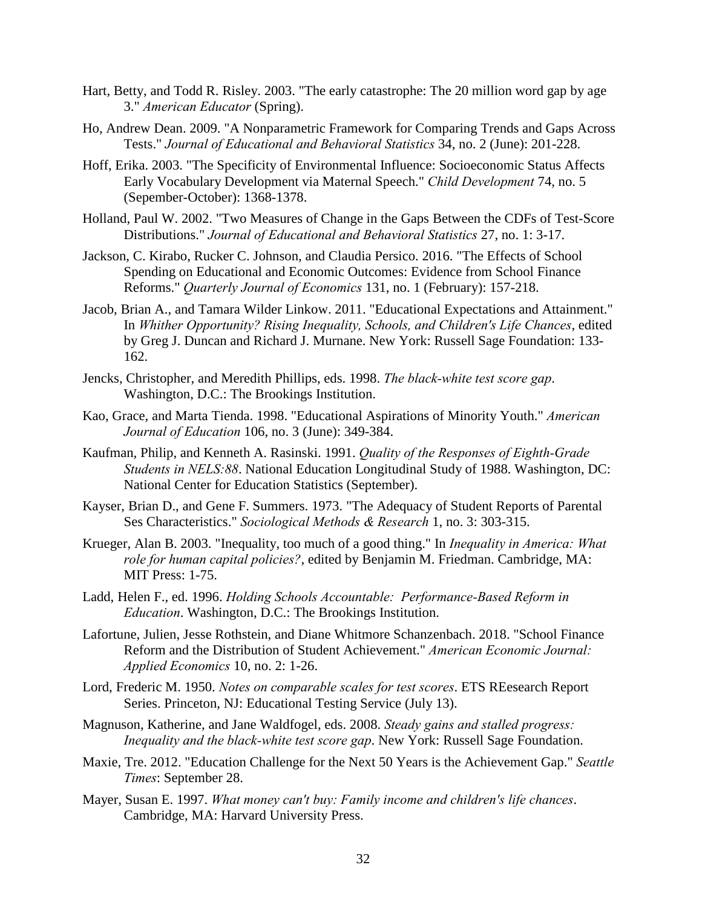Hart, Betty, and Todd R. Risley. 2003. "The early catastrophe: The 20 million word gap by age 3." *American Educator* (Spring).

Ho, Andrew Dean. 2009. "A Nonparametric Framework for Comparing Trends and Gaps Across Tests." *Journal of Educational and Behavioral Statistics* 34, no. 2 (June): 201-228.

Hoff, Erika. 2003. "The Specificity of Environmental Influence: Socioeconomic Status Affects Early Vocabulary Development via Maternal Speech." *Child Development* 74, no. 5 (Sepember-October): 1368-1378.

Holland, Paul W. 2002. "Two Measures of Change in the Gaps Between the CDFs of Test-Score Distributions." *Journal of Educational and Behavioral Statistics* 27, no. 1: 3-17.

Jackson, C. Kirabo, Rucker C. Johnson, and Claudia Persico. 2016. "The Effects of School Spending on Educational and Economic Outcomes: Evidence from School Finance Reforms." *Quarterly Journal of Economics* 131, no. 1 (February): 157-218.

Jacob, Brian A., and Tamara Wilder Linkow. 2011. "Educational Expectations and Attainment." In *Whither Opportunity? Rising Inequality, Schools, and Children's Life Chances*, edited by Greg J. Duncan and Richard J. Murnane. New York: Russell Sage Foundation: 133-162.

Jencks, Christopher, and Meredith Phillips, eds. 1998. *The black-white test score gap*. Washington, D.C.: The Brookings Institution.

Kao, Grace, and Marta Tienda. 1998. "Educational Aspirations of Minority Youth." *American Journal of Education* 106, no. 3 (June): 349-384.

Kaufman, Philip, and Kenneth A. Rasinski. 1991. *Quality of the Responses of Eighth-Grade Students in NELS:88*. National Education Longitudinal Study of 1988. Washington, DC: National Center for Education Statistics (September).

Kayser, Brian D., and Gene F. Summers. 1973. "The Adequacy of Student Reports of Parental Ses Characteristics." *Sociological Methods & Research* 1, no. 3: 303-315.

Krueger, Alan B. 2003. "Inequality, too much of a good thing." In *Inequality in America: What role for human capital policies?*, edited by Benjamin M. Friedman. Cambridge, MA: MIT Press: 1-75.

Ladd, Helen F., ed. 1996. *Holding Schools Accountable: Performance-Based Reform in Education*. Washington, D.C.: The Brookings Institution.

Lafortune, Julien, Jesse Rothstein, and Diane Whitmore Schanzenbach. 2018. "School Finance Reform and the Distribution of Student Achievement." *American Economic Journal: Applied Economics* 10, no. 2: 1-26.

Lord, Frederic M. 1950. *Notes on comparable scales for test scores*. ETS REesearch Report Series. Princeton, NJ: Educational Testing Service (July 13).

Magnuson, Katherine, and Jane Waldfogel, eds. 2008. *Steady gains and stalled progress: Inequality and the black-white test score gap*. New York: Russell Sage Foundation.

Maxie, Tre. 2012. "Education Challenge for the Next 50 Years is the Achievement Gap." *Seattle Times*: September 28.

Mayer, Susan E. 1997. *What money can't buy: Family income and children's life chances*. Cambridge, MA: Harvard University Press.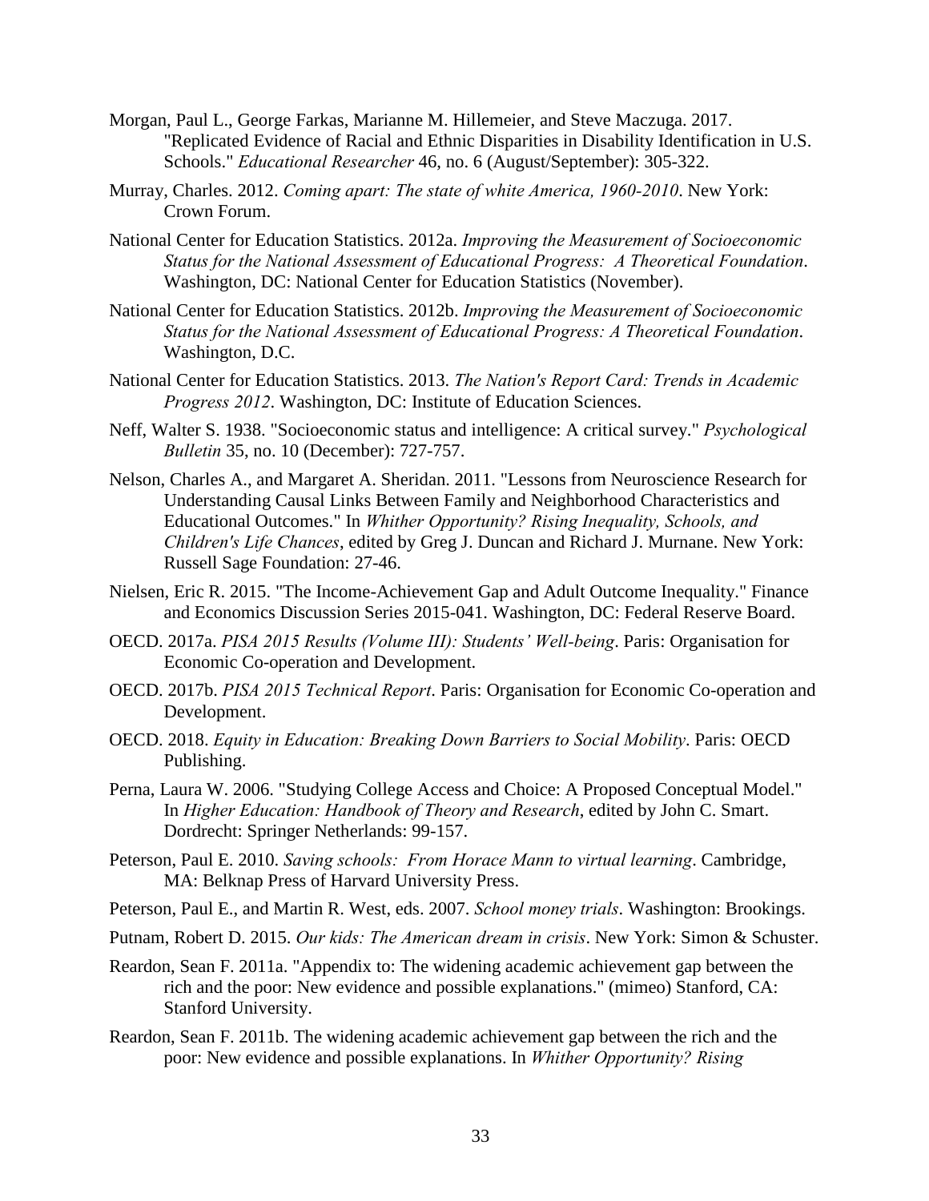Morgan, Paul L., George Farkas, Marianne M. Hillemeier, and Steve Maczuga. 2017. "Replicated Evidence of Racial and Ethnic Disparities in Disability Identification in U.S. Schools." *Educational Researcher* 46, no. 6 (August/September): 305-322.

Murray, Charles. 2012. *Coming apart: The state of white America, 1960-2010*. New York: Crown Forum.

National Center for Education Statistics. 2012a. *Improving the Measurement of Socioeconomic Status for the National Assessment of Educational Progress: A Theoretical Foundation*. Washington, DC: National Center for Education Statistics (November).

National Center for Education Statistics. 2012b. *Improving the Measurement of Socioeconomic Status for the National Assessment of Educational Progress: A Theoretical Foundation*. Washington, D.C.

National Center for Education Statistics. 2013. *The Nation's Report Card: Trends in Academic Progress 2012*. Washington, DC: Institute of Education Sciences.

Neff, Walter S. 1938. "Socioeconomic status and intelligence: A critical survey." *Psychological Bulletin* 35, no. 10 (December): 727-757.

Nelson, Charles A., and Margaret A. Sheridan. 2011. "Lessons from Neuroscience Research for Understanding Causal Links Between Family and Neighborhood Characteristics and Educational Outcomes." In *Whither Opportunity? Rising Inequality, Schools, and Children's Life Chances*, edited by Greg J. Duncan and Richard J. Murnane. New York: Russell Sage Foundation: 27-46.

Nielsen, Eric R. 2015. "The Income-Achievement Gap and Adult Outcome Inequality." Finance and Economics Discussion Series 2015-041. Washington, DC: Federal Reserve Board.

OECD. 2017a. *PISA 2015 Results (Volume III): Students' Well-being*. Paris: Organisation for Economic Co-operation and Development.

OECD. 2017b. *PISA 2015 Technical Report*. Paris: Organisation for Economic Co-operation and Development.

OECD. 2018. *Equity in Education: Breaking Down Barriers to Social Mobility*. Paris: OECD Publishing.

Perna, Laura W. 2006. "Studying College Access and Choice: A Proposed Conceptual Model." In *Higher Education: Handbook of Theory and Research*, edited by John C. Smart. Dordrecht: Springer Netherlands: 99-157.

Peterson, Paul E. 2010. *Saving schools: From Horace Mann to virtual learning*. Cambridge, MA: Belknap Press of Harvard University Press.

Peterson, Paul E., and Martin R. West, eds. 2007. *School money trials*. Washington: Brookings.

Putnam, Robert D. 2015. *Our kids: The American dream in crisis*. New York: Simon & Schuster.

Reardon, Sean F. 2011a. "Appendix to: The widening academic achievement gap between the rich and the poor: New evidence and possible explanations." (mimeo) Stanford, CA: Stanford University.

Reardon, Sean F. 2011b. The widening academic achievement gap between the rich and the poor: New evidence and possible explanations. In *Whither Opportunity? Rising*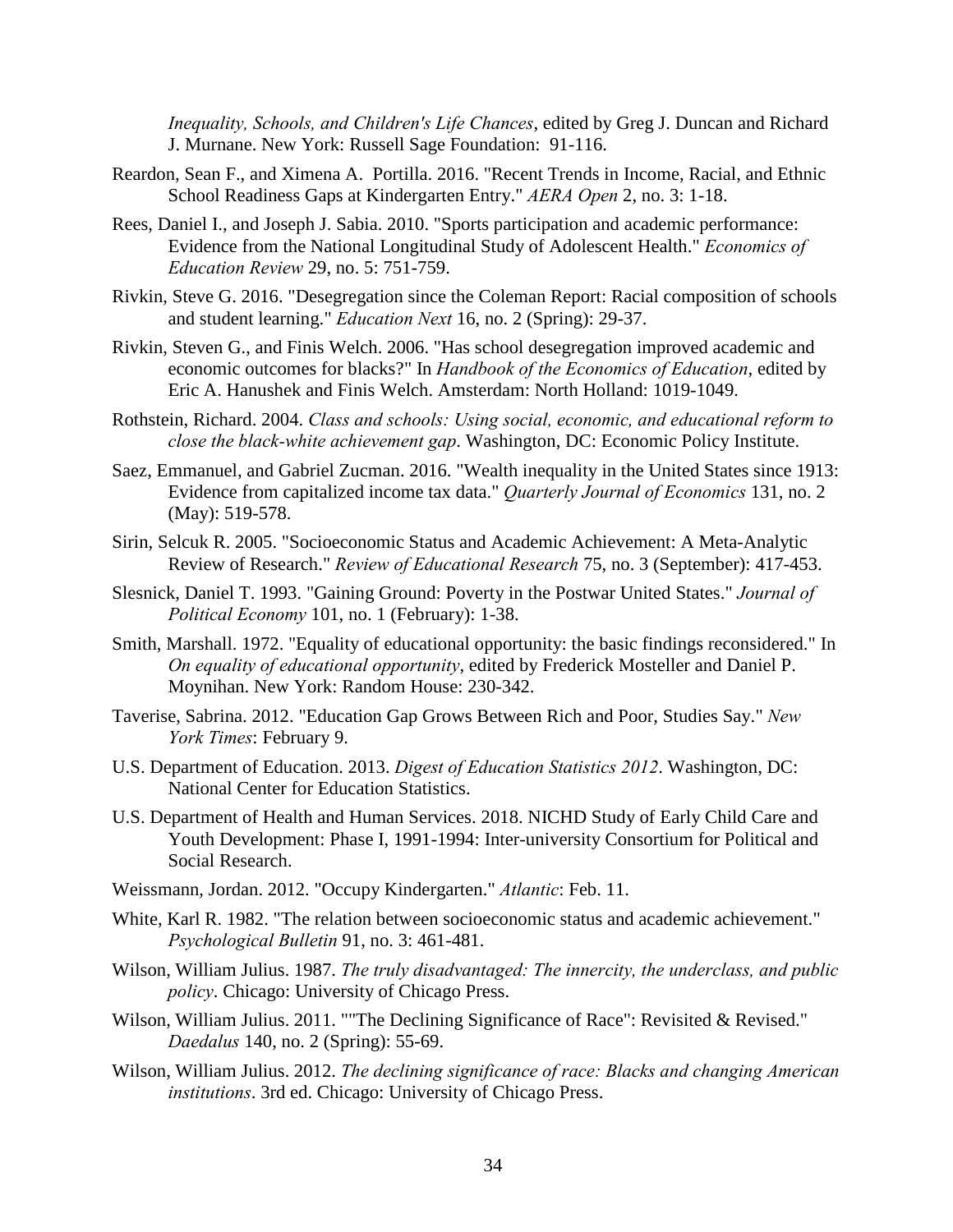*Inequality, Schools, and Children's Life Chances*, edited by Greg J. Duncan and Richard J. Murnane. New York: Russell Sage Foundation: 91-116.

Reardon, Sean F., and Ximena A. Portilla. 2016. "Recent Trends in Income, Racial, and Ethnic School Readiness Gaps at Kindergarten Entry." *AERA Open* 2, no. 3: 1-18.

Rees, Daniel I., and Joseph J. Sabia. 2010. "Sports participation and academic performance: Evidence from the National Longitudinal Study of Adolescent Health." *Economics of Education Review* 29, no. 5: 751-759.

Rivkin, Steve G. 2016. "Desegregation since the Coleman Report: Racial composition of schools and student learning." *Education Next* 16, no. 2 (Spring): 29-37.

Rivkin, Steven G., and Finis Welch. 2006. "Has school desegregation improved academic and economic outcomes for blacks?" In *Handbook of the Economics of Education*, edited by Eric A. Hanushek and Finis Welch. Amsterdam: North Holland: 1019-1049.

Rothstein, Richard. 2004. *Class and schools: Using social, economic, and educational reform to close the black-white achievement gap*. Washington, DC: Economic Policy Institute.

Saez, Emmanuel, and Gabriel Zucman. 2016. "Wealth inequality in the United States since 1913: Evidence from capitalized income tax data." *Quarterly Journal of Economics* 131, no. 2 (May): 519-578.

Sirin, Selcuk R. 2005. "Socioeconomic Status and Academic Achievement: A Meta-Analytic Review of Research." *Review of Educational Research* 75, no. 3 (September): 417-453.

Slesnick, Daniel T. 1993. "Gaining Ground: Poverty in the Postwar United States." *Journal of Political Economy* 101, no. 1 (February): 1-38.

Smith, Marshall. 1972. "Equality of educational opportunity: the basic findings reconsidered." In *On equality of educational opportunity*, edited by Frederick Mosteller and Daniel P. Moynihan. New York: Random House: 230-342.

Taverise, Sabrina. 2012. "Education Gap Grows Between Rich and Poor, Studies Say." *New York Times*: February 9.

U.S. Department of Education. 2013. *Digest of Education Statistics 2012*. Washington, DC: National Center for Education Statistics.

U.S. Department of Health and Human Services. 2018. NICHD Study of Early Child Care and Youth Development: Phase I, 1991-1994: Inter-university Consortium for Political and Social Research.

Weissmann, Jordan. 2012. "Occupy Kindergarten." *Atlantic*: Feb. 11.

White, Karl R. 1982. "The relation between socioeconomic status and academic achievement." *Psychological Bulletin* 91, no. 3: 461-481.

Wilson, William Julius. 1987. *The truly disadvantaged: The innercity, the underclass, and public policy*. Chicago: University of Chicago Press.

Wilson, William Julius. 2011. ""The Declining Significance of Race": Revisited & Revised." *Daedalus* 140, no. 2 (Spring): 55-69.

Wilson, William Julius. 2012. *The declining significance of race: Blacks and changing American institutions*. 3rd ed. Chicago: University of Chicago Press.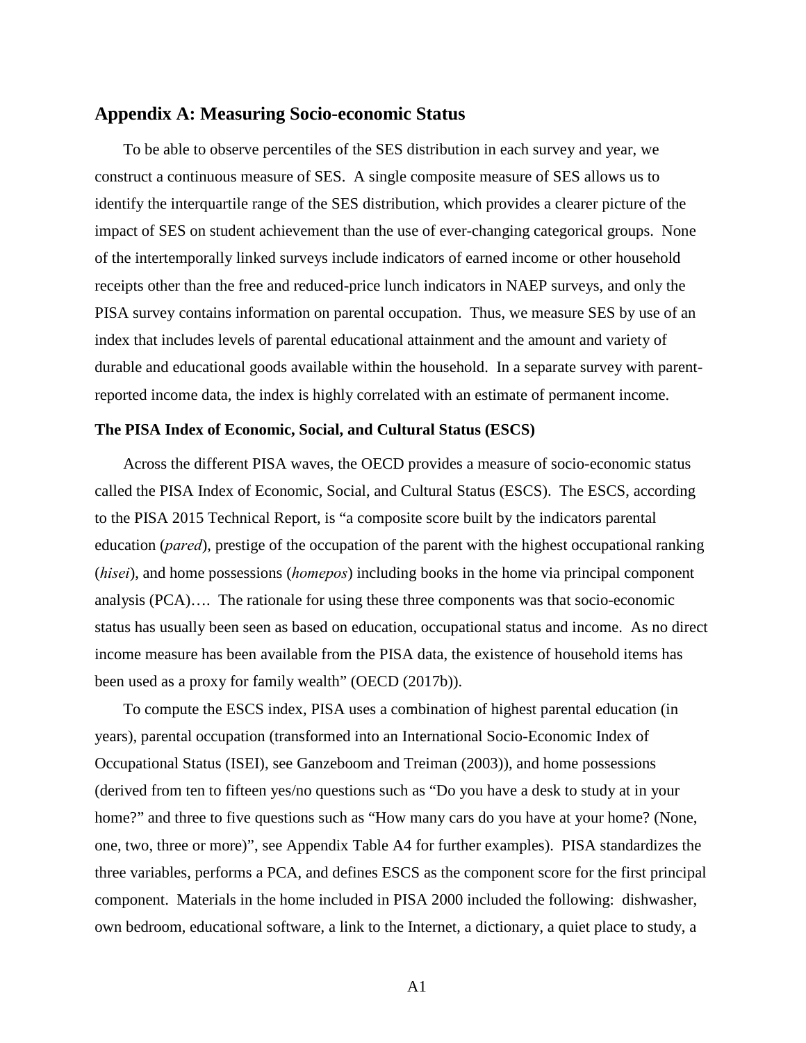## Appendix A: Measuring Socio-economic Status

To be able to observe percentiles of the SES distribution in each survey and year, we construct a continuous measure of SES. A single composite measure of SES allows us to identify the interquartile range of the SES distribution, which provides a clearer picture of the impact of SES on student achievement than the use of ever-changing categorical groups. None of the intertemporally linked surveys include indicators of earned income or other household receipts other than the free and reduced-price lunch indicators in NAEP surveys, and only the PISA survey contains information on parental occupation. Thus, we measure SES by use of an index that includes levels of parental educational attainment and the amount and variety of durable and educational goods available within the household. In a separate survey with parent-reported income data, the index is highly correlated with an estimate of permanent income.

### The PISA Index of Economic, Social, and Cultural Status (ESCS)

Across the different PISA waves, the OECD provides a measure of socio-economic status called the PISA Index of Economic, Social, and Cultural Status (ESCS). The ESCS, according to the PISA 2015 Technical Report, is "a composite score built by the indicators parental education (*pared*), prestige of the occupation of the parent with the highest occupational ranking (*hisei*), and home possessions (*homepos*) including books in the home via principal component analysis (PCA)…. The rationale for using these three components was that socio-economic status has usually been seen as based on education, occupational status and income. As no direct income measure has been available from the PISA data, the existence of household items has been used as a proxy for family wealth" (OECD (2017b)).

To compute the ESCS index, PISA uses a combination of highest parental education (in years), parental occupation (transformed into an International Socio-Economic Index of Occupational Status (ISEI), see Ganzeboom and Treiman (2003)), and home possessions (derived from ten to fifteen yes/no questions such as "Do you have a desk to study at in your home?" and three to five questions such as "How many cars do you have at your home? (None, one, two, three or more)", see Appendix Table A4 for further examples). PISA standardizes the three variables, performs a PCA, and defines ESCS as the component score for the first principal component. Materials in the home included in PISA 2000 included the following: dishwasher, own bedroom, educational software, a link to the Internet, a dictionary, a quiet place to study, a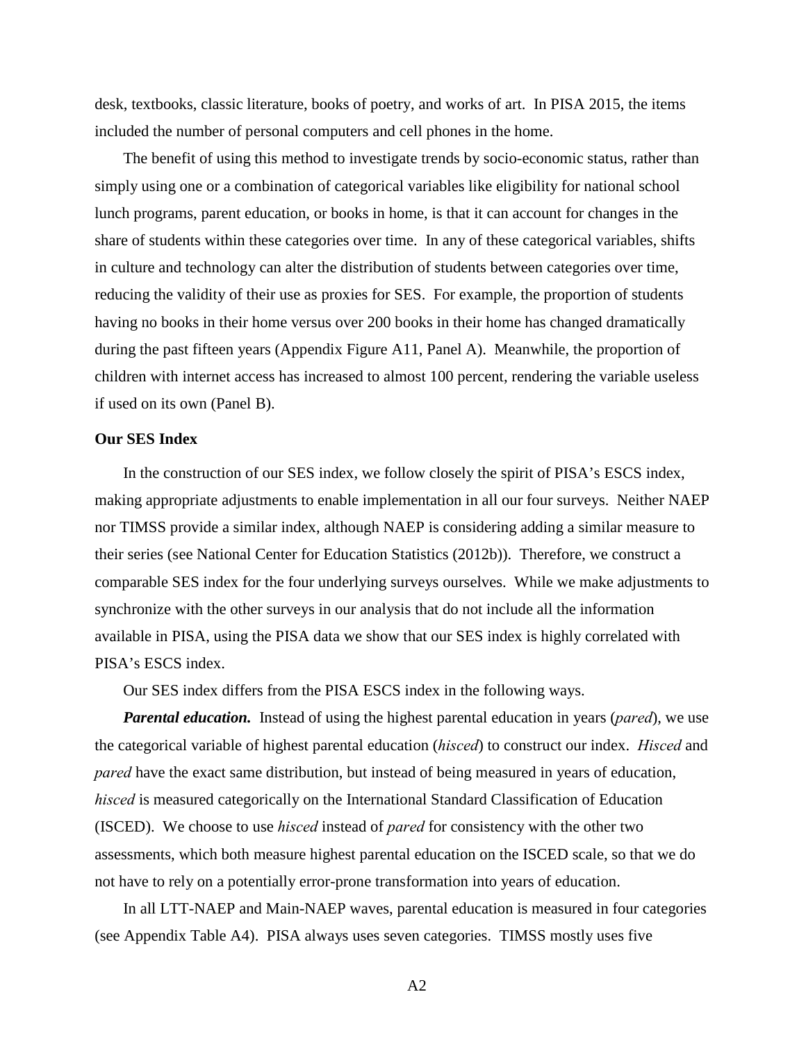desk, textbooks, classic literature, books of poetry, and works of art. In PISA 2015, the items included the number of personal computers and cell phones in the home.

The benefit of using this method to investigate trends by socio-economic status, rather than simply using one or a combination of categorical variables like eligibility for national school lunch programs, parent education, or books in home, is that it can account for changes in the share of students within these categories over time. In any of these categorical variables, shifts in culture and technology can alter the distribution of students between categories over time, reducing the validity of their use as proxies for SES. For example, the proportion of students having no books in their home versus over 200 books in their home has changed dramatically during the past fifteen years (Appendix Figure A11, Panel A). Meanwhile, the proportion of children with internet access has increased to almost 100 percent, rendering the variable useless if used on its own (Panel B).

**Our SES Index**

In the construction of our SES index, we follow closely the spirit of PISA's ESCS index, making appropriate adjustments to enable implementation in all our four surveys. Neither NAEP nor TIMSS provide a similar index, although NAEP is considering adding a similar measure to their series (see National Center for Education Statistics (2012b)). Therefore, we construct a comparable SES index for the four underlying surveys ourselves. While we make adjustments to synchronize with the other surveys in our analysis that do not include all the information available in PISA, using the PISA data we show that our SES index is highly correlated with PISA's ESCS index.

Our SES index differs from the PISA ESCS index in the following ways.

***Parental education.*** Instead of using the highest parental education in years (*pared*), we use the categorical variable of highest parental education (*hisced*) to construct our index. *Hisced* and *pared* have the exact same distribution, but instead of being measured in years of education, *hisced* is measured categorically on the International Standard Classification of Education (ISCED). We choose to use *hisced* instead of *pared* for consistency with the other two assessments, which both measure highest parental education on the ISCED scale, so that we do not have to rely on a potentially error-prone transformation into years of education.

In all LTT-NAEP and Main-NAEP waves, parental education is measured in four categories (see Appendix Table A4). PISA always uses seven categories. TIMSS mostly uses five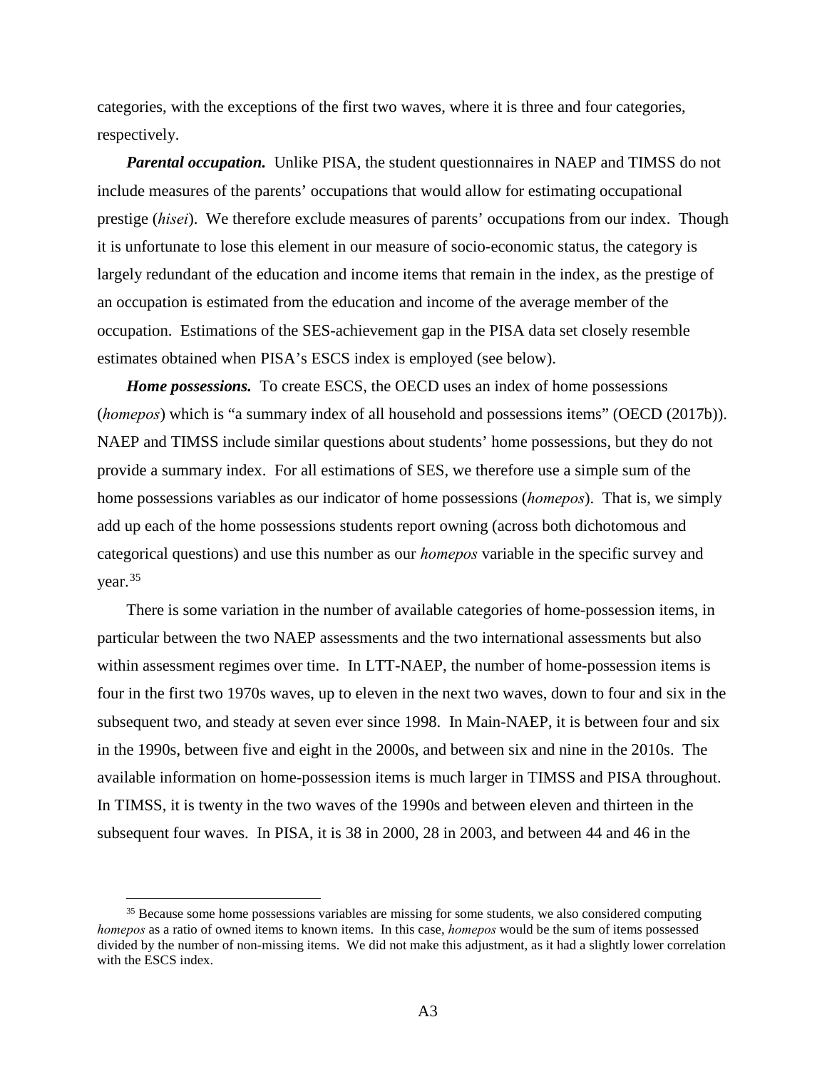categories, with the exceptions of the first two waves, where it is three and four categories, respectively.

***Parental occupation.*** Unlike PISA, the student questionnaires in NAEP and TIMSS do not include measures of the parents' occupations that would allow for estimating occupational prestige (*hisei*). We therefore exclude measures of parents' occupations from our index. Though it is unfortunate to lose this element in our measure of socio-economic status, the category is largely redundant of the education and income items that remain in the index, as the prestige of an occupation is estimated from the education and income of the average member of the occupation. Estimations of the SES-achievement gap in the PISA data set closely resemble estimates obtained when PISA's ESCS index is employed (see below).

***Home possessions.*** To create ESCS, the OECD uses an index of home possessions (*homepos*) which is "a summary index of all household and possessions items" (OECD (2017b)). NAEP and TIMSS include similar questions about students' home possessions, but they do not provide a summary index. For all estimations of SES, we therefore use a simple sum of the home possessions variables as our indicator of home possessions (*homepos*). That is, we simply add up each of the home possessions students report owning (across both dichotomous and categorical questions) and use this number as our *homepos* variable in the specific survey and year.[35]

There is some variation in the number of available categories of home-possession items, in particular between the two NAEP assessments and the two international assessments but also within assessment regimes over time. In LTT-NAEP, the number of home-possession items is four in the first two 1970s waves, up to eleven in the next two waves, down to four and six in the subsequent two, and steady at seven ever since 1998. In Main-NAEP, it is between four and six in the 1990s, between five and eight in the 2000s, and between six and nine in the 2010s. The available information on home-possession items is much larger in TIMSS and PISA throughout. In TIMSS, it is twenty in the two waves of the 1990s and between eleven and thirteen in the subsequent four waves. In PISA, it is 38 in 2000, 28 in 2003, and between 44 and 46 in the

[35] Because some home possessions variables are missing for some students, we also considered computing *homepos* as a ratio of owned items to known items. In this case, *homepos* would be the sum of items possessed divided by the number of non-missing items. We did not make this adjustment, as it had a slightly lower correlation with the ESCS index.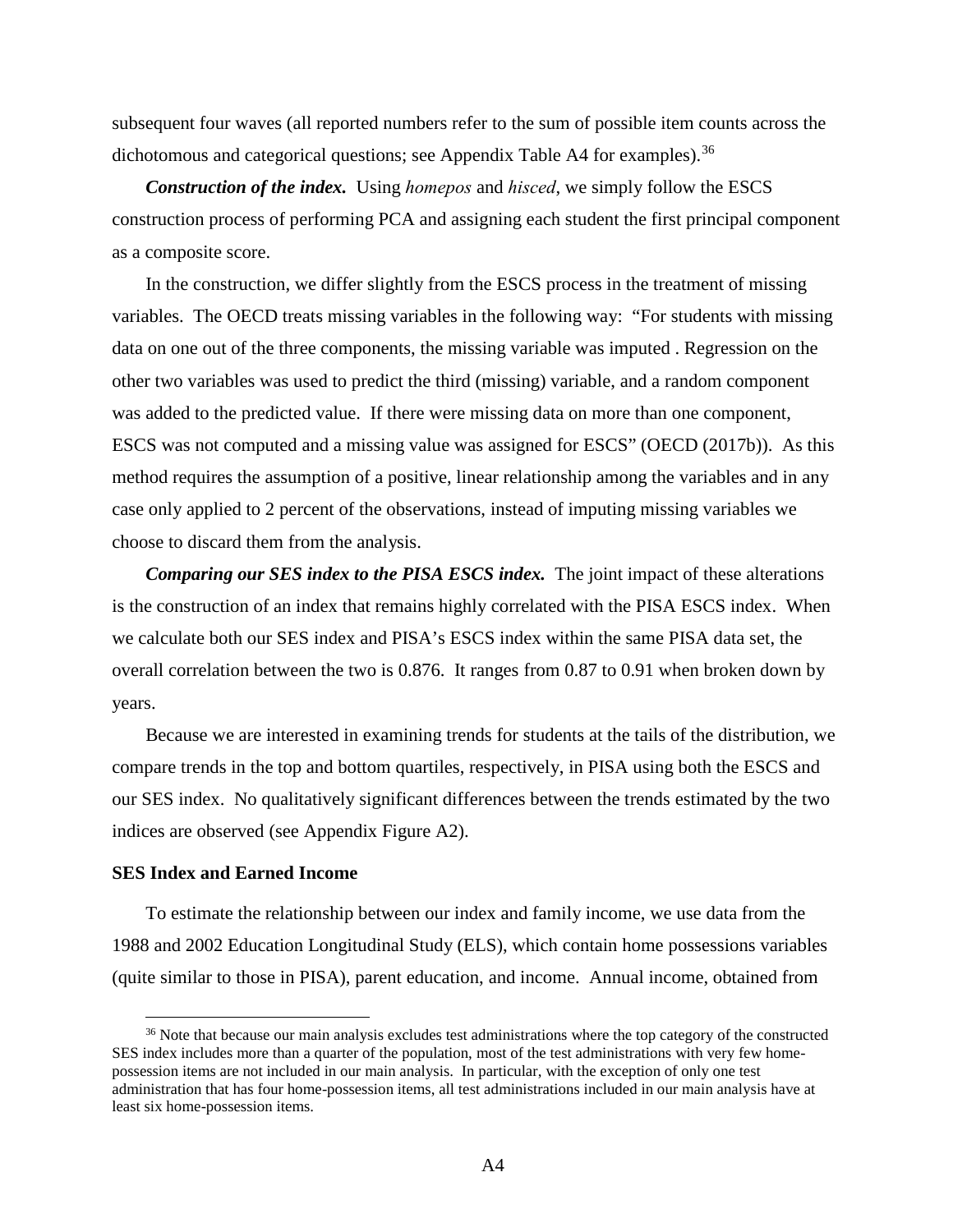subsequent four waves (all reported numbers refer to the sum of possible item counts across the dichotomous and categorical questions; see Appendix Table A4 for examples).[36]

***Construction of the index.*** Using *homepos* and *hisced*, we simply follow the ESCS construction process of performing PCA and assigning each student the first principal component as a composite score.

In the construction, we differ slightly from the ESCS process in the treatment of missing variables. The OECD treats missing variables in the following way: "For students with missing data on one out of the three components, the missing variable was imputed . Regression on the other two variables was used to predict the third (missing) variable, and a random component was added to the predicted value. If there were missing data on more than one component, ESCS was not computed and a missing value was assigned for ESCS" (OECD (2017b)). As this method requires the assumption of a positive, linear relationship among the variables and in any case only applied to 2 percent of the observations, instead of imputing missing variables we choose to discard them from the analysis.

***Comparing our SES index to the PISA ESCS index.*** The joint impact of these alterations is the construction of an index that remains highly correlated with the PISA ESCS index. When we calculate both our SES index and PISA's ESCS index within the same PISA data set, the overall correlation between the two is 0.876. It ranges from 0.87 to 0.91 when broken down by years.

Because we are interested in examining trends for students at the tails of the distribution, we compare trends in the top and bottom quartiles, respectively, in PISA using both the ESCS and our SES index. No qualitatively significant differences between the trends estimated by the two indices are observed (see Appendix Figure A2).

**SES Index and Earned Income**

To estimate the relationship between our index and family income, we use data from the 1988 and 2002 Education Longitudinal Study (ELS), which contain home possessions variables (quite similar to those in PISA), parent education, and income. Annual income, obtained from

[36] Note that because our main analysis excludes test administrations where the top category of the constructed SES index includes more than a quarter of the population, most of the test administrations with very few home-possession items are not included in our main analysis. In particular, with the exception of only one test administration that has four home-possession items, all test administrations included in our main analysis have at least six home-possession items.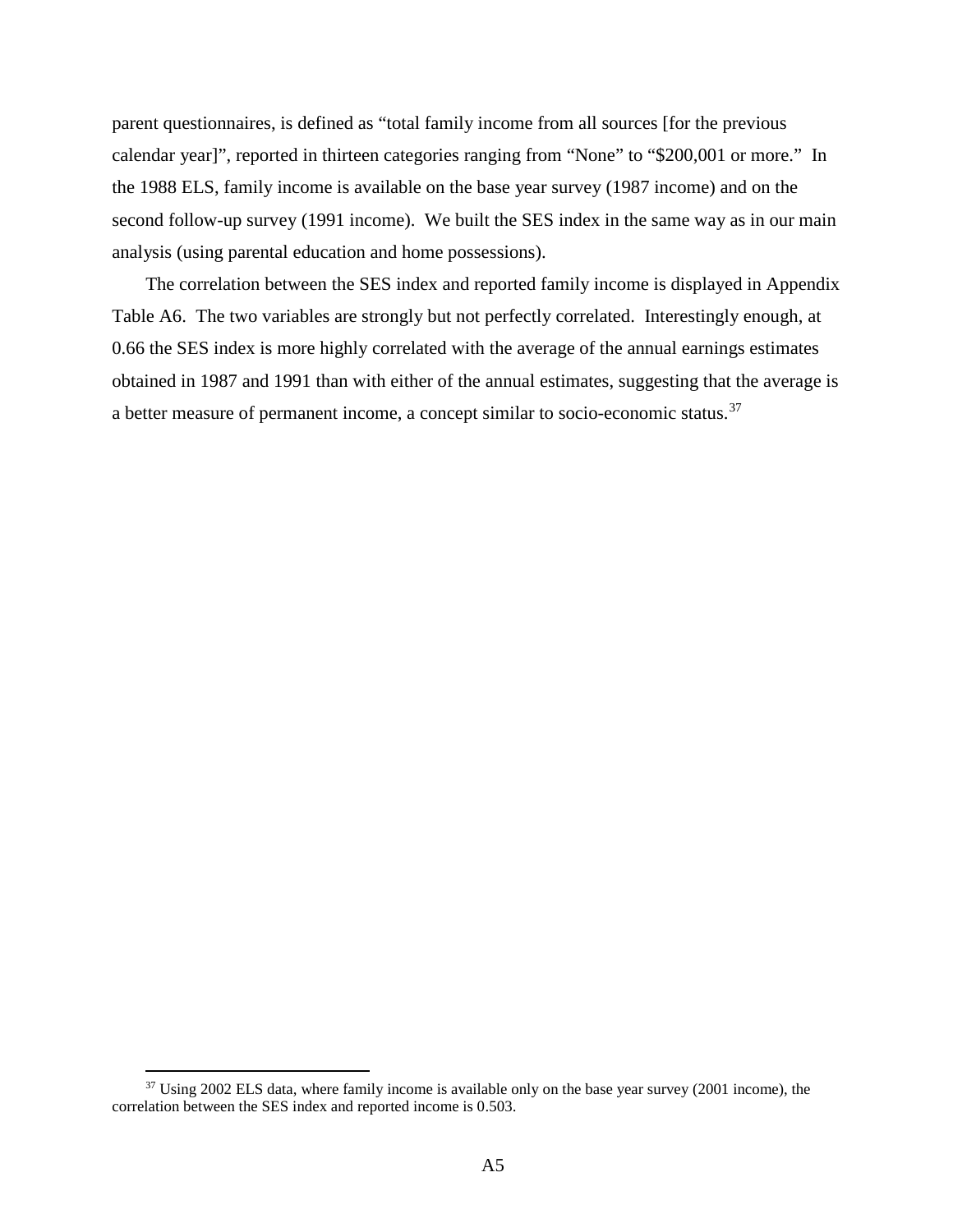parent questionnaires, is defined as "total family income from all sources [for the previous calendar year]", reported in thirteen categories ranging from "None" to "$200,001 or more." In the 1988 ELS, family income is available on the base year survey (1987 income) and on the second follow-up survey (1991 income). We built the SES index in the same way as in our main analysis (using parental education and home possessions).

The correlation between the SES index and reported family income is displayed in Appendix Table A6. The two variables are strongly but not perfectly correlated. Interestingly enough, at 0.66 the SES index is more highly correlated with the average of the annual earnings estimates obtained in 1987 and 1991 than with either of the annual estimates, suggesting that the average is a better measure of permanent income, a concept similar to socio-economic status.[37]

[37] Using 2002 ELS data, where family income is available only on the base year survey (2001 income), the correlation between the SES index and reported income is 0.503.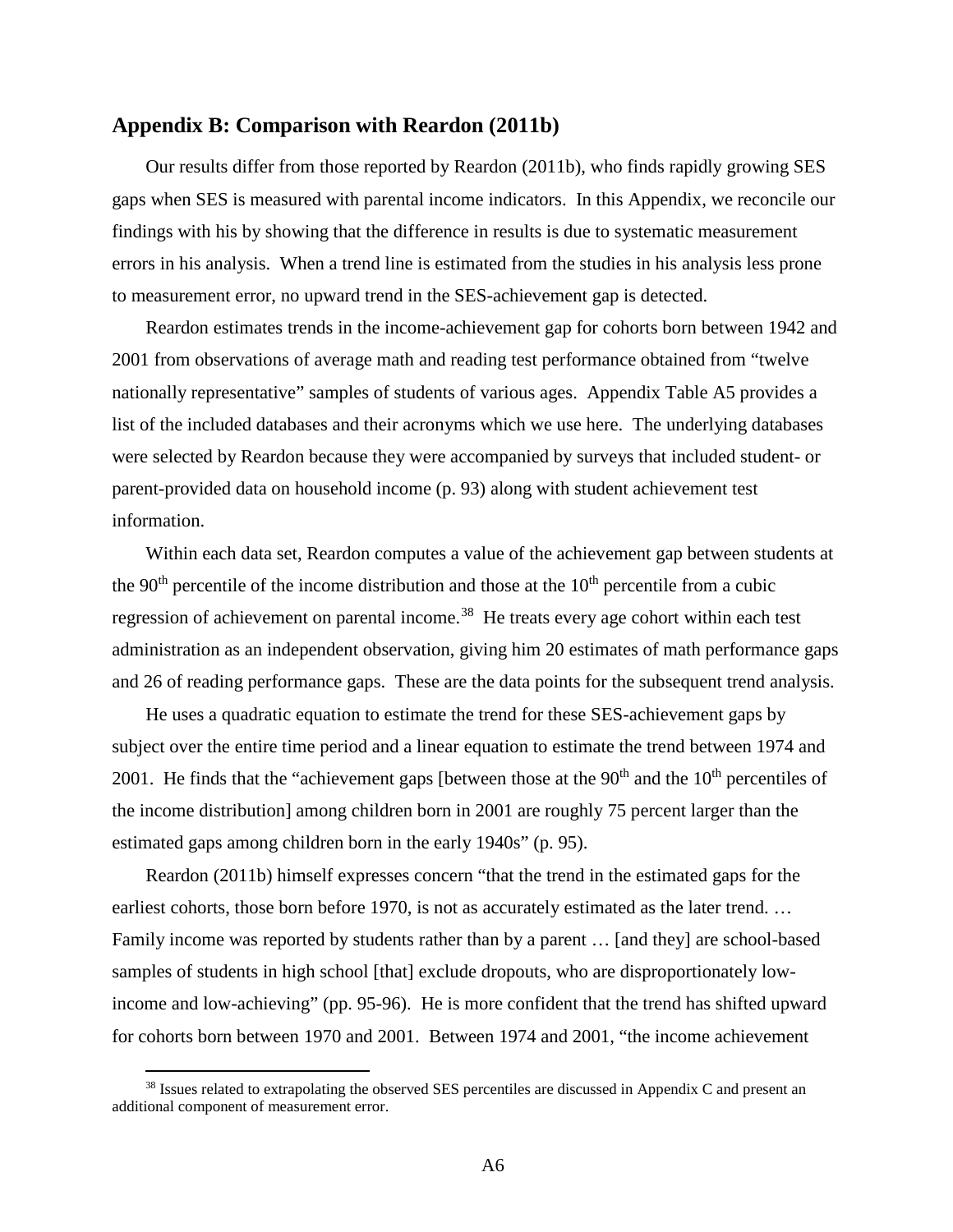## Appendix B: Comparison with Reardon (2011b)

Our results differ from those reported by Reardon (2011b), who finds rapidly growing SES gaps when SES is measured with parental income indicators. In this Appendix, we reconcile our findings with his by showing that the difference in results is due to systematic measurement errors in his analysis. When a trend line is estimated from the studies in his analysis less prone to measurement error, no upward trend in the SES-achievement gap is detected.

Reardon estimates trends in the income-achievement gap for cohorts born between 1942 and 2001 from observations of average math and reading test performance obtained from "twelve nationally representative" samples of students of various ages. Appendix Table A5 provides a list of the included databases and their acronyms which we use here. The underlying databases were selected by Reardon because they were accompanied by surveys that included student- or parent-provided data on household income (p. 93) along with student achievement test information.

Within each data set, Reardon computes a value of the achievement gap between students at the 90$^{th}$ percentile of the income distribution and those at the 10$^{th}$ percentile from a cubic regression of achievement on parental income.[38] He treats every age cohort within each test administration as an independent observation, giving him 20 estimates of math performance gaps and 26 of reading performance gaps. These are the data points for the subsequent trend analysis.

He uses a quadratic equation to estimate the trend for these SES-achievement gaps by subject over the entire time period and a linear equation to estimate the trend between 1974 and 2001. He finds that the "achievement gaps [between those at the 90$^{th}$ and the 10$^{th}$ percentiles of the income distribution] among children born in 2001 are roughly 75 percent larger than the estimated gaps among children born in the early 1940s" (p. 95).

Reardon (2011b) himself expresses concern "that the trend in the estimated gaps for the earliest cohorts, those born before 1970, is not as accurately estimated as the later trend. … Family income was reported by students rather than by a parent … [and they] are school-based samples of students in high school [that] exclude dropouts, who are disproportionately low-income and low-achieving" (pp. 95-96). He is more confident that the trend has shifted upward for cohorts born between 1970 and 2001. Between 1974 and 2001, "the income achievement

[38] Issues related to extrapolating the observed SES percentiles are discussed in Appendix C and present an additional component of measurement error.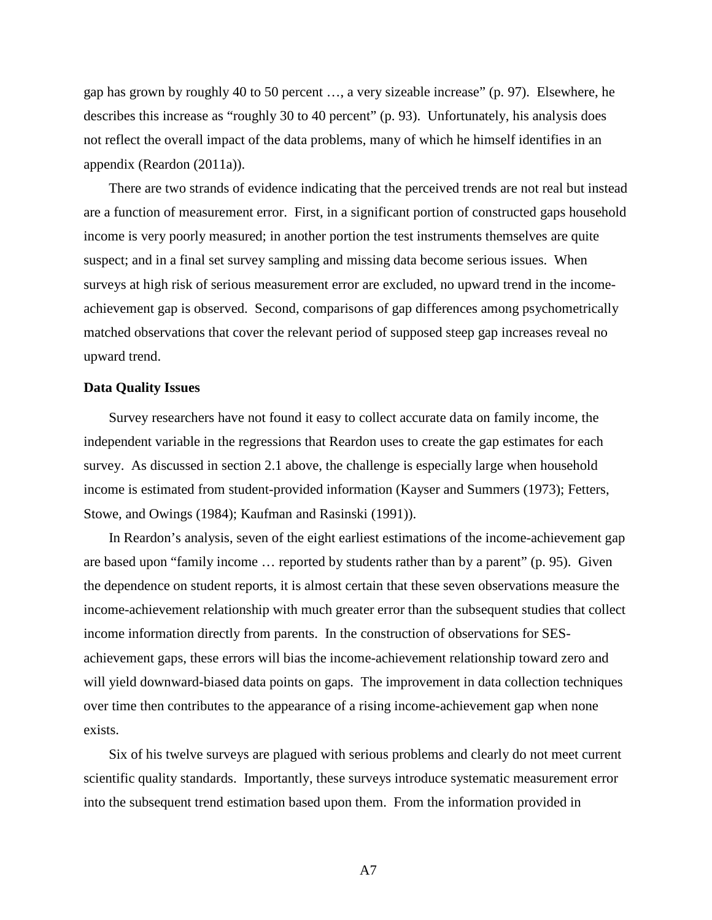gap has grown by roughly 40 to 50 percent …, a very sizeable increase" (p. 97). Elsewhere, he describes this increase as "roughly 30 to 40 percent" (p. 93). Unfortunately, his analysis does not reflect the overall impact of the data problems, many of which he himself identifies in an appendix (Reardon (2011a)).

There are two strands of evidence indicating that the perceived trends are not real but instead are a function of measurement error. First, in a significant portion of constructed gaps household income is very poorly measured; in another portion the test instruments themselves are quite suspect; and in a final set survey sampling and missing data become serious issues. When surveys at high risk of serious measurement error are excluded, no upward trend in the income-achievement gap is observed. Second, comparisons of gap differences among psychometrically matched observations that cover the relevant period of supposed steep gap increases reveal no upward trend.

**Data Quality Issues**

Survey researchers have not found it easy to collect accurate data on family income, the independent variable in the regressions that Reardon uses to create the gap estimates for each survey. As discussed in section 2.1 above, the challenge is especially large when household income is estimated from student-provided information (Kayser and Summers (1973); Fetters, Stowe, and Owings (1984); Kaufman and Rasinski (1991)).

In Reardon's analysis, seven of the eight earliest estimations of the income-achievement gap are based upon "family income … reported by students rather than by a parent" (p. 95). Given the dependence on student reports, it is almost certain that these seven observations measure the income-achievement relationship with much greater error than the subsequent studies that collect income information directly from parents. In the construction of observations for SES-achievement gaps, these errors will bias the income-achievement relationship toward zero and will yield downward-biased data points on gaps. The improvement in data collection techniques over time then contributes to the appearance of a rising income-achievement gap when none exists.

Six of his twelve surveys are plagued with serious problems and clearly do not meet current scientific quality standards. Importantly, these surveys introduce systematic measurement error into the subsequent trend estimation based upon them. From the information provided in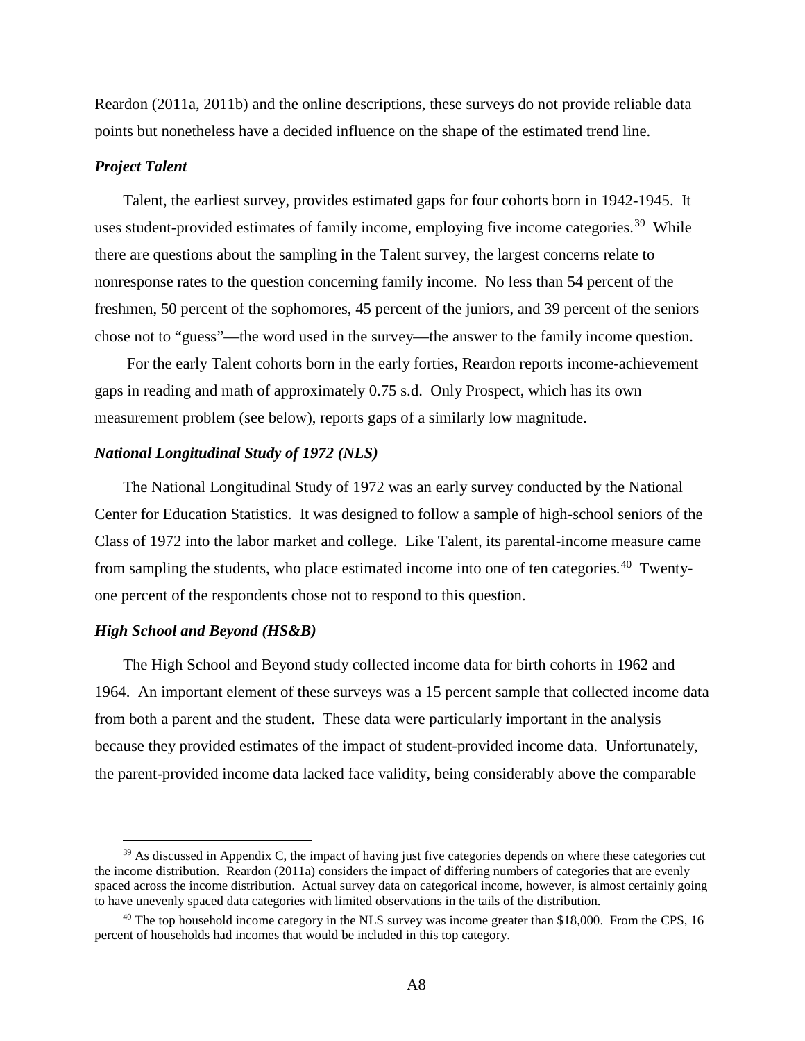Reardon (2011a, 2011b) and the online descriptions, these surveys do not provide reliable data points but nonetheless have a decided influence on the shape of the estimated trend line.

### *Project Talent*

Talent, the earliest survey, provides estimated gaps for four cohorts born in 1942-1945. It uses student-provided estimates of family income, employing five income categories.[39] While there are questions about the sampling in the Talent survey, the largest concerns relate to nonresponse rates to the question concerning family income. No less than 54 percent of the freshmen, 50 percent of the sophomores, 45 percent of the juniors, and 39 percent of the seniors chose not to "guess"—the word used in the survey—the answer to the family income question.

For the early Talent cohorts born in the early forties, Reardon reports income-achievement gaps in reading and math of approximately 0.75 s.d. Only Prospect, which has its own measurement problem (see below), reports gaps of a similarly low magnitude.

### *National Longitudinal Study of 1972 (NLS)*

The National Longitudinal Study of 1972 was an early survey conducted by the National Center for Education Statistics. It was designed to follow a sample of high-school seniors of the Class of 1972 into the labor market and college. Like Talent, its parental-income measure came from sampling the students, who place estimated income into one of ten categories.[40] Twenty-one percent of the respondents chose not to respond to this question.

### *High School and Beyond (HS&B)*

The High School and Beyond study collected income data for birth cohorts in 1962 and 1964. An important element of these surveys was a 15 percent sample that collected income data from both a parent and the student. These data were particularly important in the analysis because they provided estimates of the impact of student-provided income data. Unfortunately, the parent-provided income data lacked face validity, being considerably above the comparable

---

[39] As discussed in Appendix C, the impact of having just five categories depends on where these categories cut the income distribution. Reardon (2011a) considers the impact of differing numbers of categories that are evenly spaced across the income distribution. Actual survey data on categorical income, however, is almost certainly going to have unevenly spaced data categories with limited observations in the tails of the distribution.

[40] The top household income category in the NLS survey was income greater than $18,000. From the CPS, 16 percent of households had incomes that would be included in this top category.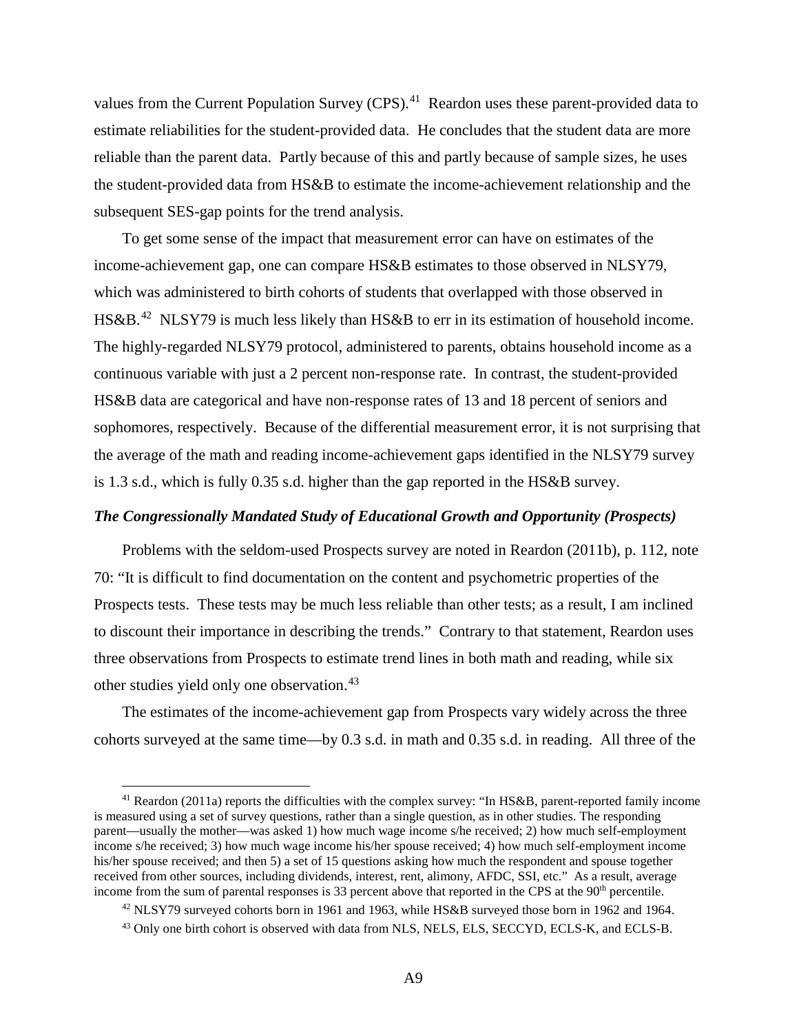values from the Current Population Survey (CPS).[41] Reardon uses these parent-provided data to estimate reliabilities for the student-provided data. He concludes that the student data are more reliable than the parent data. Partly because of this and partly because of sample sizes, he uses the student-provided data from HS&B to estimate the income-achievement relationship and the subsequent SES-gap points for the trend analysis.

To get some sense of the impact that measurement error can have on estimates of the income-achievement gap, one can compare HS&B estimates to those observed in NLSY79, which was administered to birth cohorts of students that overlapped with those observed in HS&B.[42] NLSY79 is much less likely than HS&B to err in its estimation of household income. The highly-regarded NLSY79 protocol, administered to parents, obtains household income as a continuous variable with just a 2 percent non-response rate. In contrast, the student-provided HS&B data are categorical and have non-response rates of 13 and 18 percent of seniors and sophomores, respectively. Because of the differential measurement error, it is not surprising that the average of the math and reading income-achievement gaps identified in the NLSY79 survey is 1.3 s.d., which is fully 0.35 s.d. higher than the gap reported in the HS&B survey.

### *The Congressionally Mandated Study of Educational Growth and Opportunity (Prospects)*

Problems with the seldom-used Prospects survey are noted in Reardon (2011b), p. 112, note 70: "It is difficult to find documentation on the content and psychometric properties of the Prospects tests. These tests may be much less reliable than other tests; as a result, I am inclined to discount their importance in describing the trends." Contrary to that statement, Reardon uses three observations from Prospects to estimate trend lines in both math and reading, while six other studies yield only one observation.[43]

The estimates of the income-achievement gap from Prospects vary widely across the three cohorts surveyed at the same time—by 0.3 s.d. in math and 0.35 s.d. in reading. All three of the

---

[41] Reardon (2011a) reports the difficulties with the complex survey: "In HS&B, parent-reported family income is measured using a set of survey questions, rather than a single question, as in other studies. The responding parent—usually the mother—was asked 1) how much wage income s/he received; 2) how much self-employment income s/he received; 3) how much wage income his/her spouse received; 4) how much self-employment income his/her spouse received; and then 5) a set of 15 questions asking how much the respondent and spouse together received from other sources, including dividends, interest, rent, alimony, AFDC, SSI, etc." As a result, average income from the sum of parental responses is 33 percent above that reported in the CPS at the 90th percentile.

[42] NLSY79 surveyed cohorts born in 1961 and 1963, while HS&B surveyed those born in 1962 and 1964.

[43] Only one birth cohort is observed with data from NLS, NELS, ELS, SECCYD, ECLS-K, and ECLS-B.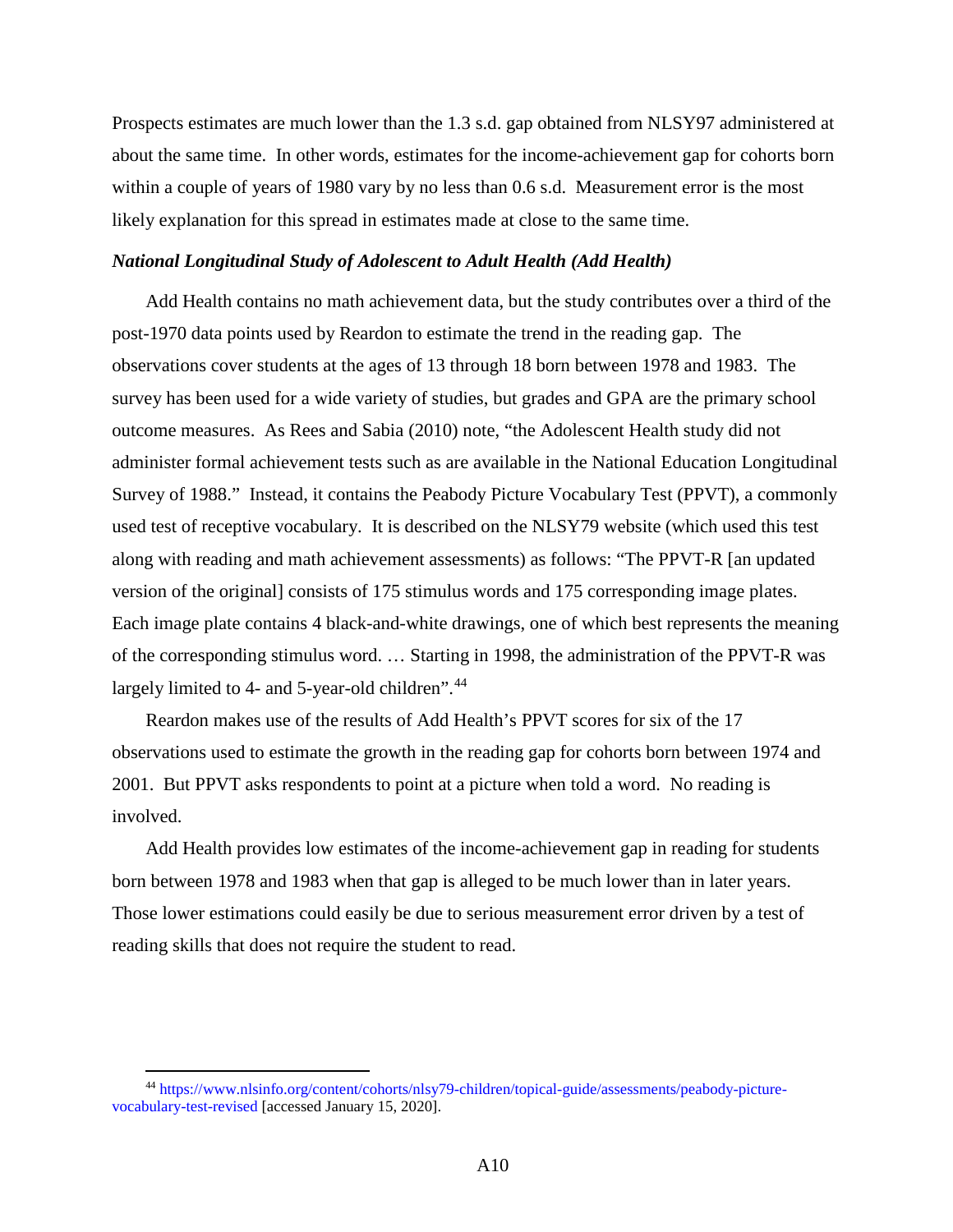Prospects estimates are much lower than the 1.3 s.d. gap obtained from NLSY97 administered at about the same time. In other words, estimates for the income-achievement gap for cohorts born within a couple of years of 1980 vary by no less than 0.6 s.d. Measurement error is the most likely explanation for this spread in estimates made at close to the same time.

### *National Longitudinal Study of Adolescent to Adult Health (Add Health)*

Add Health contains no math achievement data, but the study contributes over a third of the post-1970 data points used by Reardon to estimate the trend in the reading gap. The observations cover students at the ages of 13 through 18 born between 1978 and 1983. The survey has been used for a wide variety of studies, but grades and GPA are the primary school outcome measures. As Rees and Sabia (2010) note, "the Adolescent Health study did not administer formal achievement tests such as are available in the National Education Longitudinal Survey of 1988." Instead, it contains the Peabody Picture Vocabulary Test (PPVT), a commonly used test of receptive vocabulary. It is described on the NLSY79 website (which used this test along with reading and math achievement assessments) as follows: "The PPVT-R [an updated version of the original] consists of 175 stimulus words and 175 corresponding image plates. Each image plate contains 4 black-and-white drawings, one of which best represents the meaning of the corresponding stimulus word. … Starting in 1998, the administration of the PPVT-R was largely limited to 4- and 5-year-old children".[44]

Reardon makes use of the results of Add Health's PPVT scores for six of the 17 observations used to estimate the growth in the reading gap for cohorts born between 1974 and 2001. But PPVT asks respondents to point at a picture when told a word. No reading is involved.

Add Health provides low estimates of the income-achievement gap in reading for students born between 1978 and 1983 when that gap is alleged to be much lower than in later years. Those lower estimations could easily be due to serious measurement error driven by a test of reading skills that does not require the student to read.

---

[44] https://www.nlsinfo.org/content/cohorts/nlsy79-children/topical-guide/assessments/peabody-picture-vocabulary-test-revised [accessed January 15, 2020].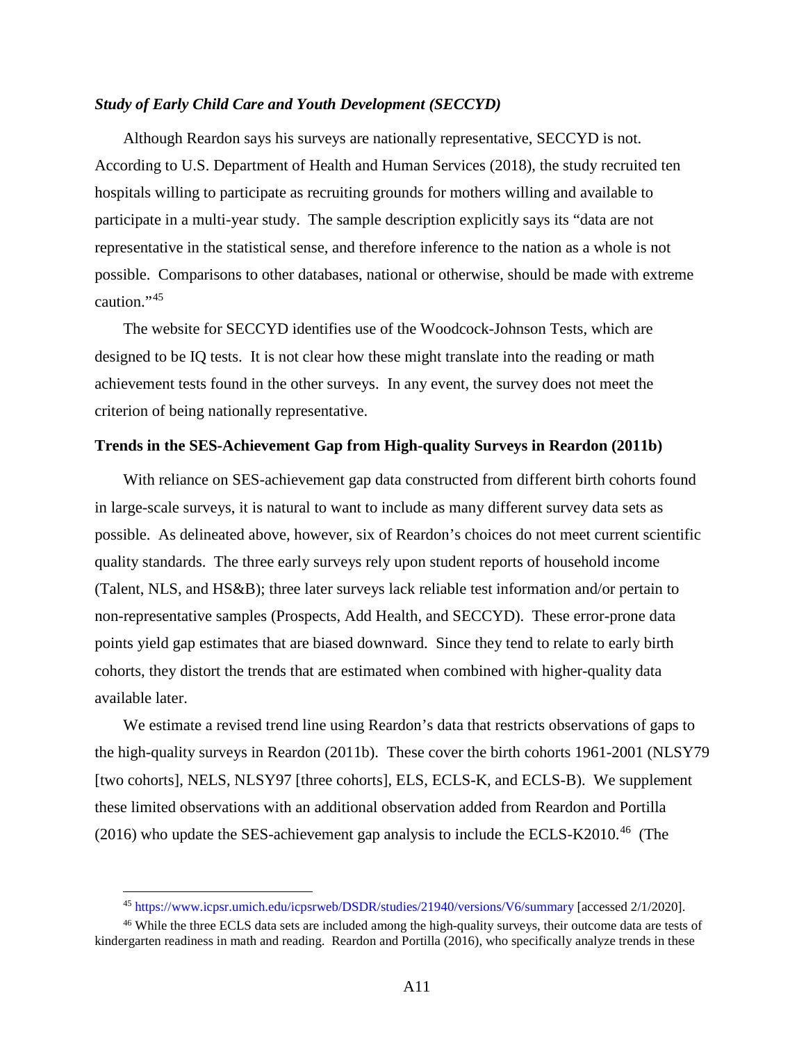### *Study of Early Child Care and Youth Development (SECCYD)*

Although Reardon says his surveys are nationally representative, SECCYD is not. According to U.S. Department of Health and Human Services (2018), the study recruited ten hospitals willing to participate as recruiting grounds for mothers willing and available to participate in a multi-year study. The sample description explicitly says its "data are not representative in the statistical sense, and therefore inference to the nation as a whole is not possible. Comparisons to other databases, national or otherwise, should be made with extreme caution."[45]

The website for SECCYD identifies use of the Woodcock-Johnson Tests, which are designed to be IQ tests. It is not clear how these might translate into the reading or math achievement tests found in the other surveys. In any event, the survey does not meet the criterion of being nationally representative.

### Trends in the SES-Achievement Gap from High-quality Surveys in Reardon (2011b)

With reliance on SES-achievement gap data constructed from different birth cohorts found in large-scale surveys, it is natural to want to include as many different survey data sets as possible. As delineated above, however, six of Reardon's choices do not meet current scientific quality standards. The three early surveys rely upon student reports of household income (Talent, NLS, and HS&B); three later surveys lack reliable test information and/or pertain to non-representative samples (Prospects, Add Health, and SECCYD). These error-prone data points yield gap estimates that are biased downward. Since they tend to relate to early birth cohorts, they distort the trends that are estimated when combined with higher-quality data available later.

We estimate a revised trend line using Reardon's data that restricts observations of gaps to the high-quality surveys in Reardon (2011b). These cover the birth cohorts 1961-2001 (NLSY79 [two cohorts], NELS, NLSY97 [three cohorts], ELS, ECLS-K, and ECLS-B). We supplement these limited observations with an additional observation added from Reardon and Portilla (2016) who update the SES-achievement gap analysis to include the ECLS-K2010.[46] (The

---

[45] https://www.icpsr.umich.edu/icpsrweb/DSDR/studies/21940/versions/V6/summary [accessed 2/1/2020].

[46] While the three ECLS data sets are included among the high-quality surveys, their outcome data are tests of kindergarten readiness in math and reading. Reardon and Portilla (2016), who specifically analyze trends in these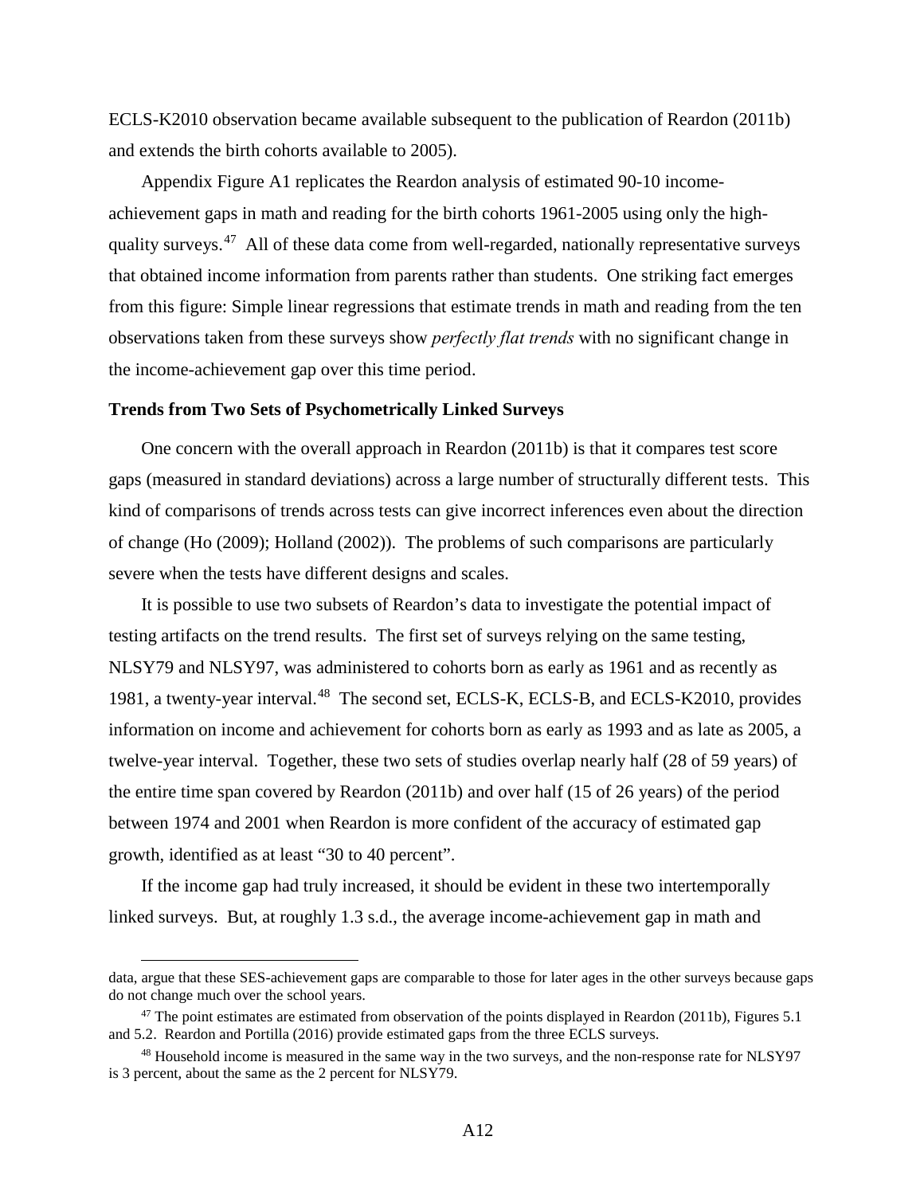ECLS-K2010 observation became available subsequent to the publication of Reardon (2011b) and extends the birth cohorts available to 2005).

Appendix Figure A1 replicates the Reardon analysis of estimated 90-10 income-achievement gaps in math and reading for the birth cohorts 1961-2005 using only the high-quality surveys.[47] All of these data come from well-regarded, nationally representative surveys that obtained income information from parents rather than students. One striking fact emerges from this figure: Simple linear regressions that estimate trends in math and reading from the ten observations taken from these surveys show *perfectly flat trends* with no significant change in the income-achievement gap over this time period.

**Trends from Two Sets of Psychometrically Linked Surveys**

One concern with the overall approach in Reardon (2011b) is that it compares test score gaps (measured in standard deviations) across a large number of structurally different tests. This kind of comparisons of trends across tests can give incorrect inferences even about the direction of change (Ho (2009); Holland (2002)). The problems of such comparisons are particularly severe when the tests have different designs and scales.

It is possible to use two subsets of Reardon's data to investigate the potential impact of testing artifacts on the trend results. The first set of surveys relying on the same testing, NLSY79 and NLSY97, was administered to cohorts born as early as 1961 and as recently as 1981, a twenty-year interval.[48] The second set, ECLS-K, ECLS-B, and ECLS-K2010, provides information on income and achievement for cohorts born as early as 1993 and as late as 2005, a twelve-year interval. Together, these two sets of studies overlap nearly half (28 of 59 years) of the entire time span covered by Reardon (2011b) and over half (15 of 26 years) of the period between 1974 and 2001 when Reardon is more confident of the accuracy of estimated gap growth, identified as at least "30 to 40 percent".

If the income gap had truly increased, it should be evident in these two intertemporally linked surveys. But, at roughly 1.3 s.d., the average income-achievement gap in math and

---

data, argue that these SES-achievement gaps are comparable to those for later ages in the other surveys because gaps do not change much over the school years.

[47] The point estimates are estimated from observation of the points displayed in Reardon (2011b), Figures 5.1 and 5.2. Reardon and Portilla (2016) provide estimated gaps from the three ECLS surveys.

[48] Household income is measured in the same way in the two surveys, and the non-response rate for NLSY97 is 3 percent, about the same as the 2 percent for NLSY79.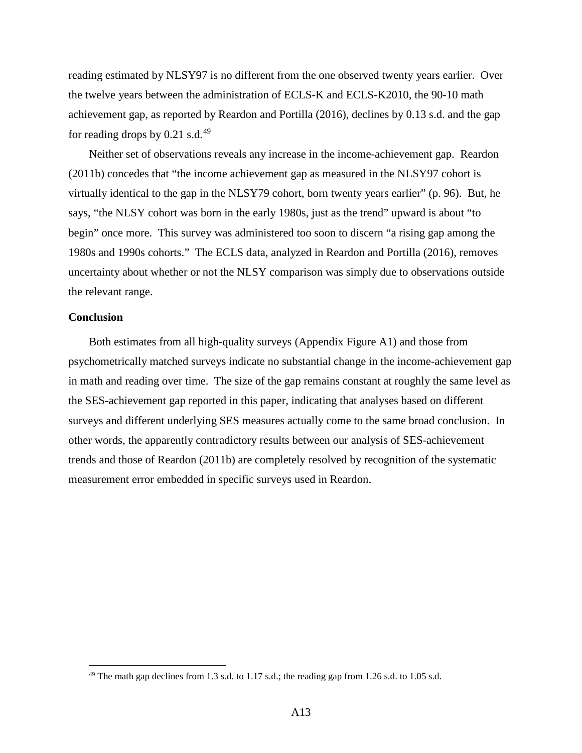reading estimated by NLSY97 is no different from the one observed twenty years earlier. Over the twelve years between the administration of ECLS-K and ECLS-K2010, the 90-10 math achievement gap, as reported by Reardon and Portilla (2016), declines by 0.13 s.d. and the gap for reading drops by 0.21 s.d.[49]

Neither set of observations reveals any increase in the income-achievement gap. Reardon (2011b) concedes that "the income achievement gap as measured in the NLSY97 cohort is virtually identical to the gap in the NLSY79 cohort, born twenty years earlier" (p. 96). But, he says, "the NLSY cohort was born in the early 1980s, just as the trend" upward is about "to begin" once more. This survey was administered too soon to discern "a rising gap among the 1980s and 1990s cohorts." The ECLS data, analyzed in Reardon and Portilla (2016), removes uncertainty about whether or not the NLSY comparison was simply due to observations outside the relevant range.

**Conclusion**

Both estimates from all high-quality surveys (Appendix Figure A1) and those from psychometrically matched surveys indicate no substantial change in the income-achievement gap in math and reading over time. The size of the gap remains constant at roughly the same level as the SES-achievement gap reported in this paper, indicating that analyses based on different surveys and different underlying SES measures actually come to the same broad conclusion. In other words, the apparently contradictory results between our analysis of SES-achievement trends and those of Reardon (2011b) are completely resolved by recognition of the systematic measurement error embedded in specific surveys used in Reardon.

[49] The math gap declines from 1.3 s.d. to 1.17 s.d.; the reading gap from 1.26 s.d. to 1.05 s.d.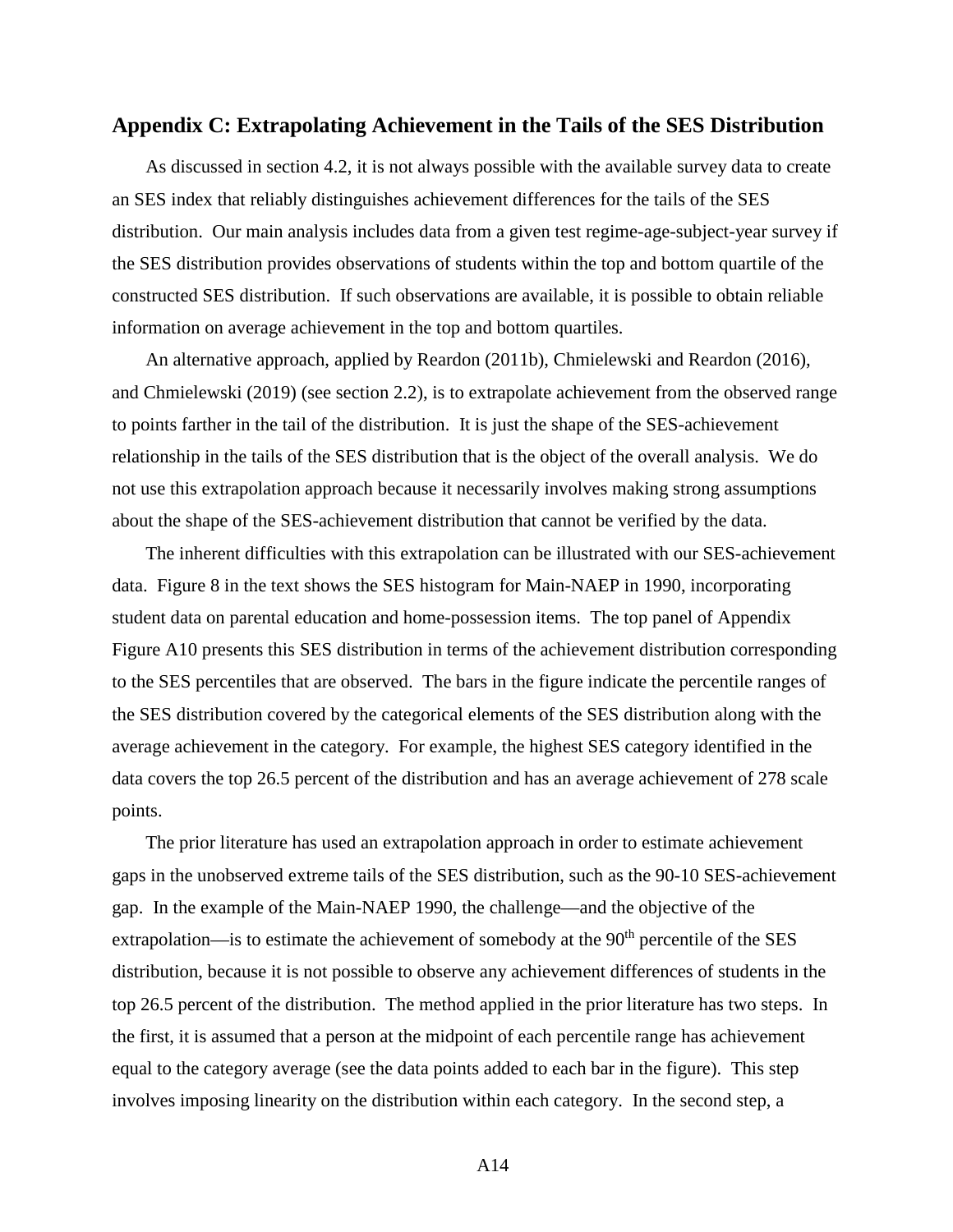## Appendix C: Extrapolating Achievement in the Tails of the SES Distribution

As discussed in section 4.2, it is not always possible with the available survey data to create an SES index that reliably distinguishes achievement differences for the tails of the SES distribution. Our main analysis includes data from a given test regime-age-subject-year survey if the SES distribution provides observations of students within the top and bottom quartile of the constructed SES distribution. If such observations are available, it is possible to obtain reliable information on average achievement in the top and bottom quartiles.

An alternative approach, applied by Reardon (2011b), Chmielewski and Reardon (2016), and Chmielewski (2019) (see section 2.2), is to extrapolate achievement from the observed range to points farther in the tail of the distribution. It is just the shape of the SES-achievement relationship in the tails of the SES distribution that is the object of the overall analysis. We do not use this extrapolation approach because it necessarily involves making strong assumptions about the shape of the SES-achievement distribution that cannot be verified by the data.

The inherent difficulties with this extrapolation can be illustrated with our SES-achievement data. Figure 8 in the text shows the SES histogram for Main-NAEP in 1990, incorporating student data on parental education and home-possession items. The top panel of Appendix Figure A10 presents this SES distribution in terms of the achievement distribution corresponding to the SES percentiles that are observed. The bars in the figure indicate the percentile ranges of the SES distribution covered by the categorical elements of the SES distribution along with the average achievement in the category. For example, the highest SES category identified in the data covers the top 26.5 percent of the distribution and has an average achievement of 278 scale points.

The prior literature has used an extrapolation approach in order to estimate achievement gaps in the unobserved extreme tails of the SES distribution, such as the 90-10 SES-achievement gap. In the example of the Main-NAEP 1990, the challenge—and the objective of the extrapolation—is to estimate the achievement of somebody at the 90th percentile of the SES distribution, because it is not possible to observe any achievement differences of students in the top 26.5 percent of the distribution. The method applied in the prior literature has two steps. In the first, it is assumed that a person at the midpoint of each percentile range has achievement equal to the category average (see the data points added to each bar in the figure). This step involves imposing linearity on the distribution within each category. In the second step, a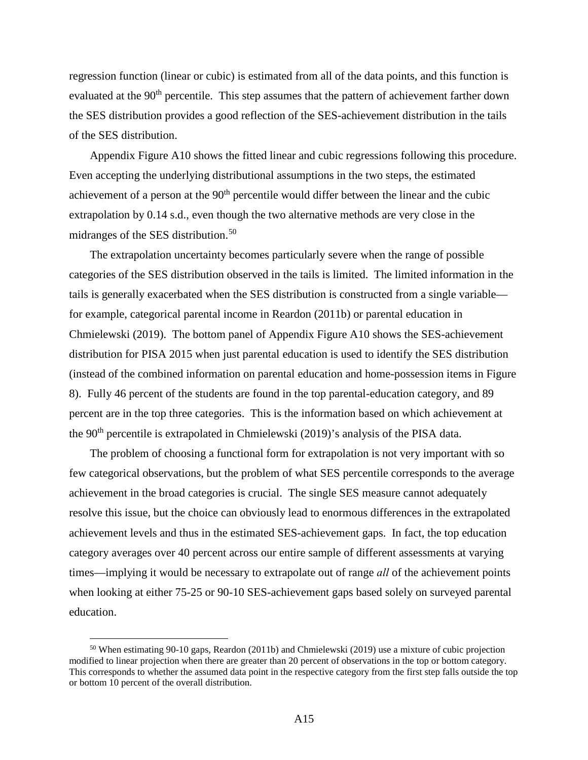regression function (linear or cubic) is estimated from all of the data points, and this function is evaluated at the 90th percentile. This step assumes that the pattern of achievement farther down the SES distribution provides a good reflection of the SES-achievement distribution in the tails of the SES distribution.

Appendix Figure A10 shows the fitted linear and cubic regressions following this procedure. Even accepting the underlying distributional assumptions in the two steps, the estimated achievement of a person at the 90th percentile would differ between the linear and the cubic extrapolation by 0.14 s.d., even though the two alternative methods are very close in the midranges of the SES distribution.[50]

The extrapolation uncertainty becomes particularly severe when the range of possible categories of the SES distribution observed in the tails is limited. The limited information in the tails is generally exacerbated when the SES distribution is constructed from a single variable—for example, categorical parental income in Reardon (2011b) or parental education in Chmielewski (2019). The bottom panel of Appendix Figure A10 shows the SES-achievement distribution for PISA 2015 when just parental education is used to identify the SES distribution (instead of the combined information on parental education and home-possession items in Figure 8). Fully 46 percent of the students are found in the top parental-education category, and 89 percent are in the top three categories. This is the information based on which achievement at the 90th percentile is extrapolated in Chmielewski (2019)'s analysis of the PISA data.

The problem of choosing a functional form for extrapolation is not very important with so few categorical observations, but the problem of what SES percentile corresponds to the average achievement in the broad categories is crucial. The single SES measure cannot adequately resolve this issue, but the choice can obviously lead to enormous differences in the extrapolated achievement levels and thus in the estimated SES-achievement gaps. In fact, the top education category averages over 40 percent across our entire sample of different assessments at varying times—implying it would be necessary to extrapolate out of range *all* of the achievement points when looking at either 75-25 or 90-10 SES-achievement gaps based solely on surveyed parental education.

[50] When estimating 90-10 gaps, Reardon (2011b) and Chmielewski (2019) use a mixture of cubic projection modified to linear projection when there are greater than 20 percent of observations in the top or bottom category. This corresponds to whether the assumed data point in the respective category from the first step falls outside the top or bottom 10 percent of the overall distribution.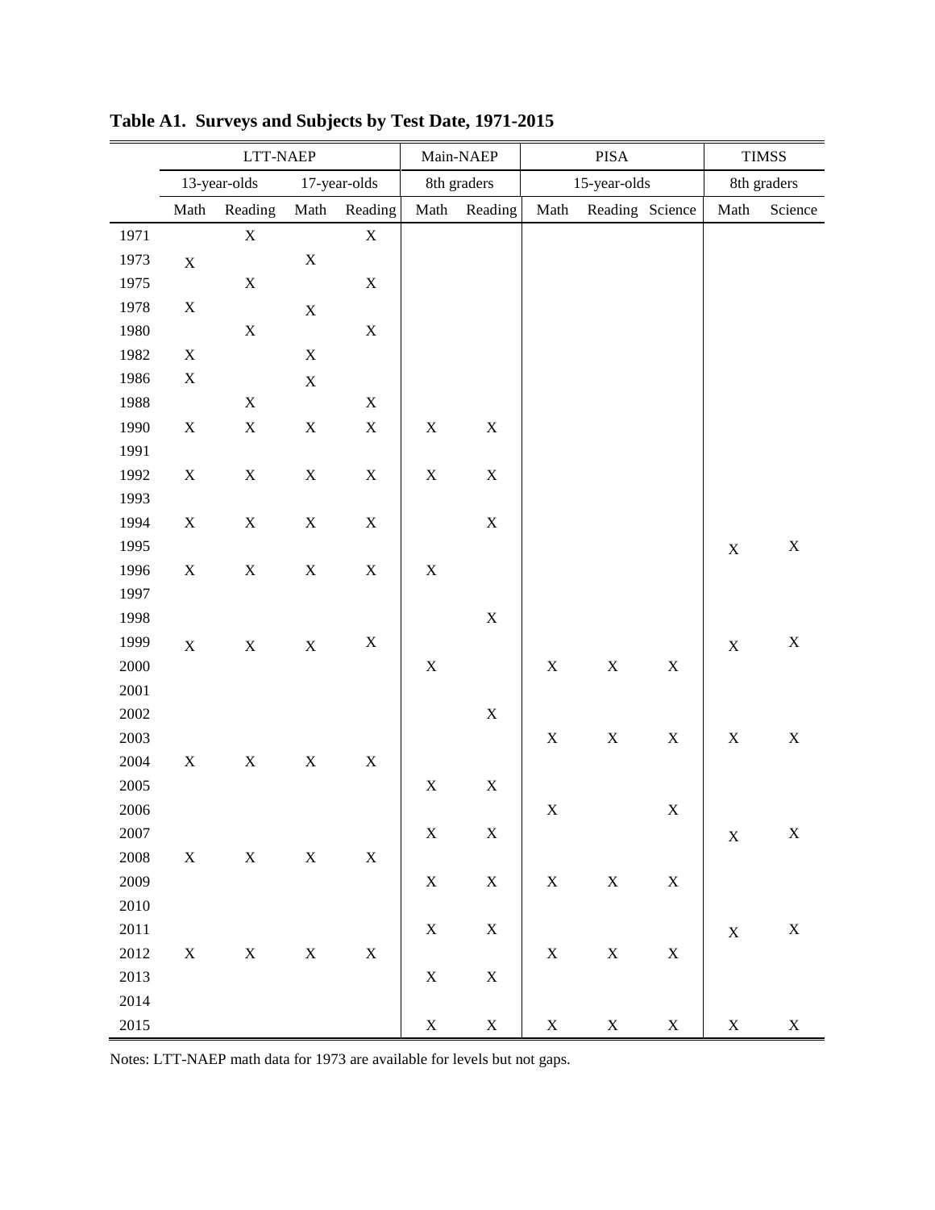**Table A1. Surveys and Subjects by Test Date, 1971-2015**

| | LTT-NAEP | | | | Main-NAEP | | PISA | | | TIMSS | |
|---|---|---|---|---|---|---|---|---|---|---|---|
| | 13-year-olds | | 17-year-olds | | 8th graders | | 15-year-olds | | | 8th graders | |
| | Math | Reading | Math | Reading | Math | Reading | Math | Reading | Science | Math | Science |
| 1971 | | X | | X | | | | | | | |
| 1973 | X | | X | | | | | | | | |
| 1975 | | X | | X | | | | | | | |
| 1978 | X | | X | | | | | | | | |
| 1980 | | X | | X | | | | | | | |
| 1982 | X | | X | | | | | | | | |
| 1986 | X | | X | | | | | | | | |
| 1988 | | X | | X | | | | | | | |
| 1990 | X | X | X | X | X | X | | | | | |
| 1991 | | | | | | | | | | | |
| 1992 | X | X | X | X | X | X | | | | | |
| 1993 | | | | | | | | | | | |
| 1994 | X | X | X | X | | X | | | | | |
| 1995 | | | | | | | | | | X | X |
| 1996 | X | X | X | X | X | | | | | | |
| 1997 | | | | | | | | | | | |
| 1998 | | | | | | X | | | | | |
| 1999 | X | X | X | X | | | | | | X | X |
| 2000 | | | | | X | | X | X | X | | |
| 2001 | | | | | | | | | | | |
| 2002 | | | | | | X | | | | | |
| 2003 | | | | | | | X | X | X | X | X |
| 2004 | X | X | X | X | | | | | | | |
| 2005 | | | | | X | X | | | | | |
| 2006 | | | | | | | X | | X | | |
| 2007 | | | | | X | X | | | | X | X |
| 2008 | X | X | X | X | | | | | | | |
| 2009 | | | | | X | X | X | X | X | | |
| 2010 | | | | | | | | | | | |
| 2011 | | | | | X | X | | | | X | X |
| 2012 | X | X | X | X | | | X | X | X | | |
| 2013 | | | | | X | X | | | | | |
| 2014 | | | | | | | | | | | |
| 2015 | | | | | X | X | X | X | X | X | X |

Notes: LTT-NAEP math data for 1973 are available for levels but not gaps.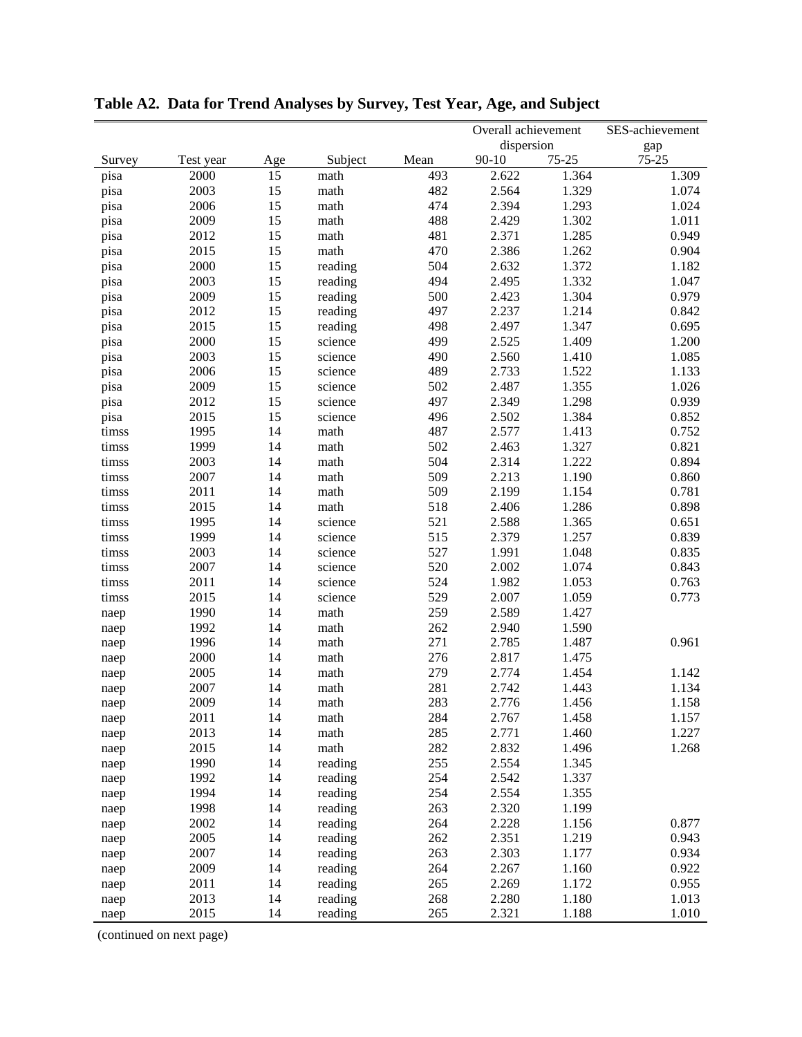**Table A2. Data for Trend Analyses by Survey, Test Year, Age, and Subject**

| | | | | | Overall achievement dispersion | | SES-achievement gap |
|---|---|---|---|---|---|---|---|
| Survey | Test year | Age | Subject | Mean | 90-10 | 75-25 | 75-25 |
| pisa | 2000 | 15 | math | 493 | 2.622 | 1.364 | 1.309 |
| pisa | 2003 | 15 | math | 482 | 2.564 | 1.329 | 1.074 |
| pisa | 2006 | 15 | math | 474 | 2.394 | 1.293 | 1.024 |
| pisa | 2009 | 15 | math | 488 | 2.429 | 1.302 | 1.011 |
| pisa | 2012 | 15 | math | 481 | 2.371 | 1.285 | 0.949 |
| pisa | 2015 | 15 | math | 470 | 2.386 | 1.262 | 0.904 |
| pisa | 2000 | 15 | reading | 504 | 2.632 | 1.372 | 1.182 |
| pisa | 2003 | 15 | reading | 494 | 2.495 | 1.332 | 1.047 |
| pisa | 2009 | 15 | reading | 500 | 2.423 | 1.304 | 0.979 |
| pisa | 2012 | 15 | reading | 497 | 2.237 | 1.214 | 0.842 |
| pisa | 2015 | 15 | reading | 498 | 2.497 | 1.347 | 0.695 |
| pisa | 2000 | 15 | science | 499 | 2.525 | 1.409 | 1.200 |
| pisa | 2003 | 15 | science | 490 | 2.560 | 1.410 | 1.085 |
| pisa | 2006 | 15 | science | 489 | 2.733 | 1.522 | 1.133 |
| pisa | 2009 | 15 | science | 502 | 2.487 | 1.355 | 1.026 |
| pisa | 2012 | 15 | science | 497 | 2.349 | 1.298 | 0.939 |
| pisa | 2015 | 15 | science | 496 | 2.502 | 1.384 | 0.852 |
| timss | 1995 | 14 | math | 487 | 2.577 | 1.413 | 0.752 |
| timss | 1999 | 14 | math | 502 | 2.463 | 1.327 | 0.821 |
| timss | 2003 | 14 | math | 504 | 2.314 | 1.222 | 0.894 |
| timss | 2007 | 14 | math | 509 | 2.213 | 1.190 | 0.860 |
| timss | 2011 | 14 | math | 509 | 2.199 | 1.154 | 0.781 |
| timss | 2015 | 14 | math | 518 | 2.406 | 1.286 | 0.898 |
| timss | 1995 | 14 | science | 521 | 2.588 | 1.365 | 0.651 |
| timss | 1999 | 14 | science | 515 | 2.379 | 1.257 | 0.839 |
| timss | 2003 | 14 | science | 527 | 1.991 | 1.048 | 0.835 |
| timss | 2007 | 14 | science | 520 | 2.002 | 1.074 | 0.843 |
| timss | 2011 | 14 | science | 524 | 1.982 | 1.053 | 0.763 |
| timss | 2015 | 14 | science | 529 | 2.007 | 1.059 | 0.773 |
| naep | 1990 | 14 | math | 259 | 2.589 | 1.427 | |
| naep | 1992 | 14 | math | 262 | 2.940 | 1.590 | |
| naep | 1996 | 14 | math | 271 | 2.785 | 1.487 | 0.961 |
| naep | 2000 | 14 | math | 276 | 2.817 | 1.475 | |
| naep | 2005 | 14 | math | 279 | 2.774 | 1.454 | 1.142 |
| naep | 2007 | 14 | math | 281 | 2.742 | 1.443 | 1.134 |
| naep | 2009 | 14 | math | 283 | 2.776 | 1.456 | 1.158 |
| naep | 2011 | 14 | math | 284 | 2.767 | 1.458 | 1.157 |
| naep | 2013 | 14 | math | 285 | 2.771 | 1.460 | 1.227 |
| naep | 2015 | 14 | math | 282 | 2.832 | 1.496 | 1.268 |
| naep | 1990 | 14 | reading | 255 | 2.554 | 1.345 | |
| naep | 1992 | 14 | reading | 254 | 2.542 | 1.337 | |
| naep | 1994 | 14 | reading | 254 | 2.554 | 1.355 | |
| naep | 1998 | 14 | reading | 263 | 2.320 | 1.199 | |
| naep | 2002 | 14 | reading | 264 | 2.228 | 1.156 | 0.877 |
| naep | 2005 | 14 | reading | 262 | 2.351 | 1.219 | 0.943 |
| naep | 2007 | 14 | reading | 263 | 2.303 | 1.177 | 0.934 |
| naep | 2009 | 14 | reading | 264 | 2.267 | 1.160 | 0.922 |
| naep | 2011 | 14 | reading | 265 | 2.269 | 1.172 | 0.955 |
| naep | 2013 | 14 | reading | 268 | 2.280 | 1.180 | 1.013 |
| naep | 2015 | 14 | reading | 265 | 2.321 | 1.188 | 1.010 |

(continued on next page)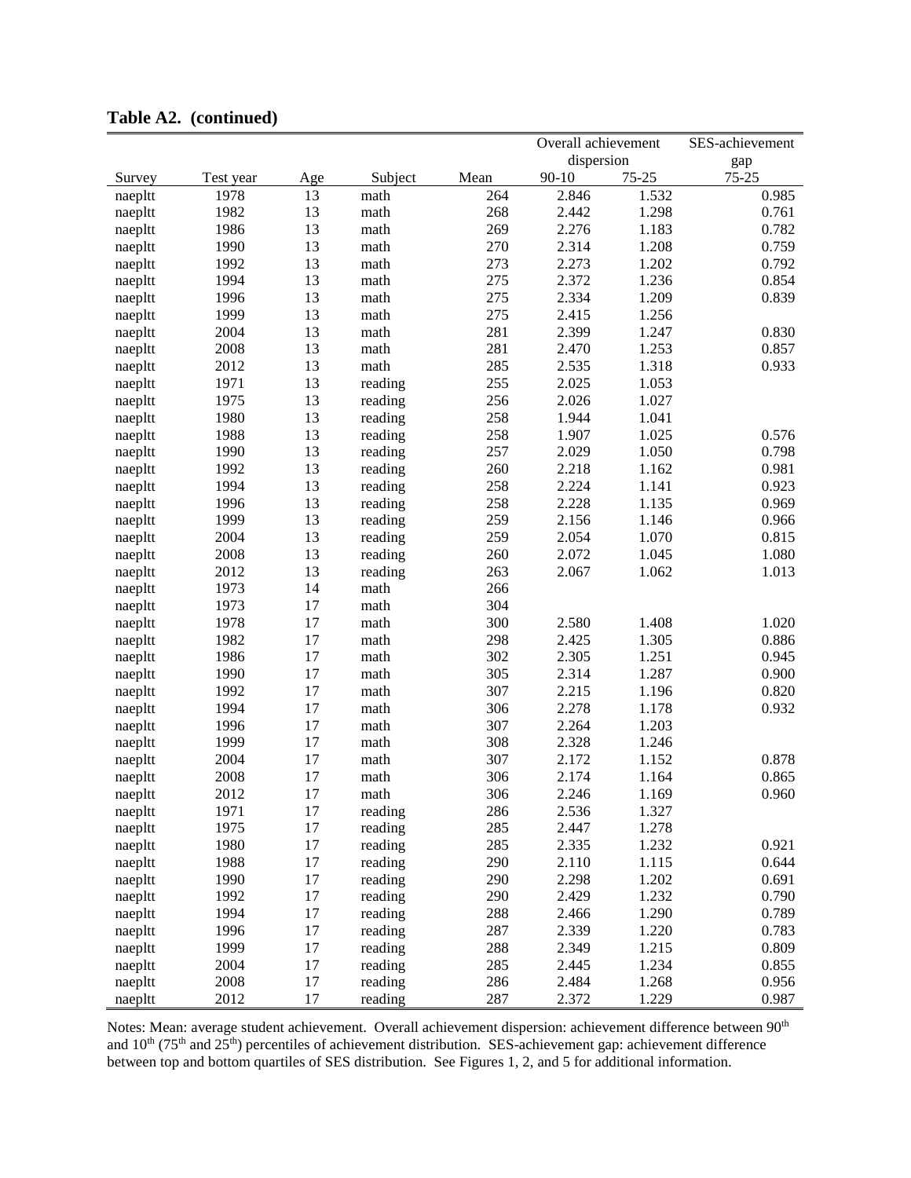**Table A2. (continued)**

| Survey | Test year | Age | Subject | Mean | Overall achievement dispersion 90-10 | Overall achievement dispersion 75-25 | SES-achievement gap 75-25 |
|---|---|---|---|---|---|---|---|
| naepltt | 1978 | 13 | math | 264 | 2.846 | 1.532 | 0.985 |
| naepltt | 1982 | 13 | math | 268 | 2.442 | 1.298 | 0.761 |
| naepltt | 1986 | 13 | math | 269 | 2.276 | 1.183 | 0.782 |
| naepltt | 1990 | 13 | math | 270 | 2.314 | 1.208 | 0.759 |
| naepltt | 1992 | 13 | math | 273 | 2.273 | 1.202 | 0.792 |
| naepltt | 1994 | 13 | math | 275 | 2.372 | 1.236 | 0.854 |
| naepltt | 1996 | 13 | math | 275 | 2.334 | 1.209 | 0.839 |
| naepltt | 1999 | 13 | math | 275 | 2.415 | 1.256 | |
| naepltt | 2004 | 13 | math | 281 | 2.399 | 1.247 | 0.830 |
| naepltt | 2008 | 13 | math | 281 | 2.470 | 1.253 | 0.857 |
| naepltt | 2012 | 13 | math | 285 | 2.535 | 1.318 | 0.933 |
| naepltt | 1971 | 13 | reading | 255 | 2.025 | 1.053 | |
| naepltt | 1975 | 13 | reading | 256 | 2.026 | 1.027 | |
| naepltt | 1980 | 13 | reading | 258 | 1.944 | 1.041 | |
| naepltt | 1988 | 13 | reading | 258 | 1.907 | 1.025 | 0.576 |
| naepltt | 1990 | 13 | reading | 257 | 2.029 | 1.050 | 0.798 |
| naepltt | 1992 | 13 | reading | 260 | 2.218 | 1.162 | 0.981 |
| naepltt | 1994 | 13 | reading | 258 | 2.224 | 1.141 | 0.923 |
| naepltt | 1996 | 13 | reading | 258 | 2.228 | 1.135 | 0.969 |
| naepltt | 1999 | 13 | reading | 259 | 2.156 | 1.146 | 0.966 |
| naepltt | 2004 | 13 | reading | 259 | 2.054 | 1.070 | 0.815 |
| naepltt | 2008 | 13 | reading | 260 | 2.072 | 1.045 | 1.080 |
| naepltt | 2012 | 13 | reading | 263 | 2.067 | 1.062 | 1.013 |
| naepltt | 1973 | 14 | math | 266 | | | |
| naepltt | 1973 | 17 | math | 304 | | | |
| naepltt | 1978 | 17 | math | 300 | 2.580 | 1.408 | 1.020 |
| naepltt | 1982 | 17 | math | 298 | 2.425 | 1.305 | 0.886 |
| naepltt | 1986 | 17 | math | 302 | 2.305 | 1.251 | 0.945 |
| naepltt | 1990 | 17 | math | 305 | 2.314 | 1.287 | 0.900 |
| naepltt | 1992 | 17 | math | 307 | 2.215 | 1.196 | 0.820 |
| naepltt | 1994 | 17 | math | 306 | 2.278 | 1.178 | 0.932 |
| naepltt | 1996 | 17 | math | 307 | 2.264 | 1.203 | |
| naepltt | 1999 | 17 | math | 308 | 2.328 | 1.246 | |
| naepltt | 2004 | 17 | math | 307 | 2.172 | 1.152 | 0.878 |
| naepltt | 2008 | 17 | math | 306 | 2.174 | 1.164 | 0.865 |
| naepltt | 2012 | 17 | math | 306 | 2.246 | 1.169 | 0.960 |
| naepltt | 1971 | 17 | reading | 286 | 2.536 | 1.327 | |
| naepltt | 1975 | 17 | reading | 285 | 2.447 | 1.278 | |
| naepltt | 1980 | 17 | reading | 285 | 2.335 | 1.232 | 0.921 |
| naepltt | 1988 | 17 | reading | 290 | 2.110 | 1.115 | 0.644 |
| naepltt | 1990 | 17 | reading | 290 | 2.298 | 1.202 | 0.691 |
| naepltt | 1992 | 17 | reading | 290 | 2.429 | 1.232 | 0.790 |
| naepltt | 1994 | 17 | reading | 288 | 2.466 | 1.290 | 0.789 |
| naepltt | 1996 | 17 | reading | 287 | 2.339 | 1.220 | 0.783 |
| naepltt | 1999 | 17 | reading | 288 | 2.349 | 1.215 | 0.809 |
| naepltt | 2004 | 17 | reading | 285 | 2.445 | 1.234 | 0.855 |
| naepltt | 2008 | 17 | reading | 286 | 2.484 | 1.268 | 0.956 |
| naepltt | 2012 | 17 | reading | 287 | 2.372 | 1.229 | 0.987 |

Notes: Mean: average student achievement. Overall achievement dispersion: achievement difference between 90th and 10th (75th and 25th) percentiles of achievement distribution. SES-achievement gap: achievement difference between top and bottom quartiles of SES distribution. See Figures 1, 2, and 5 for additional information.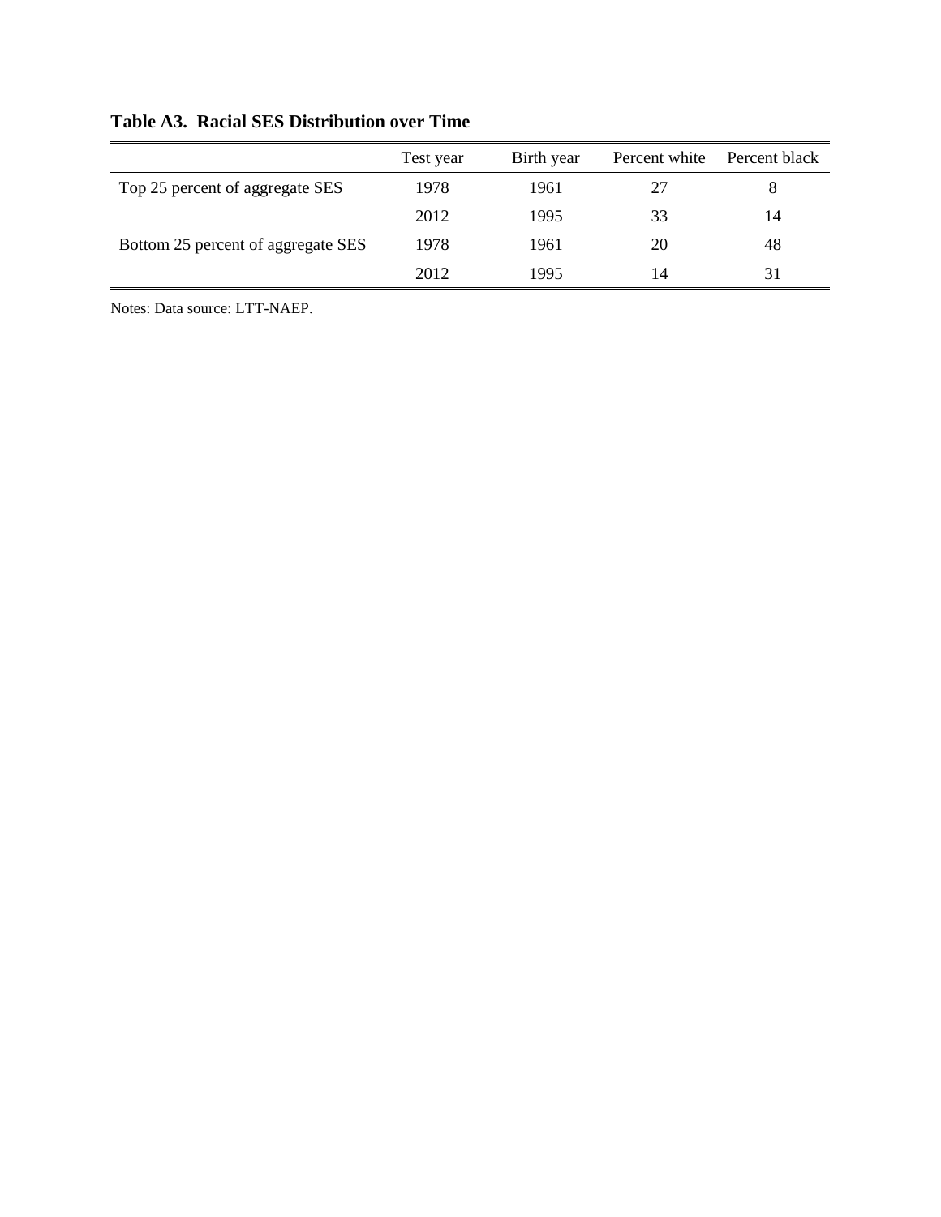**Table A3. Racial SES Distribution over Time**

| | Test year | Birth year | Percent white | Percent black |
|---|---|---|---|---|
| Top 25 percent of aggregate SES | 1978 | 1961 | 27 | 8 |
| | 2012 | 1995 | 33 | 14 |
| Bottom 25 percent of aggregate SES | 1978 | 1961 | 20 | 48 |
| | 2012 | 1995 | 14 | 31 |

Notes: Data source: LTT-NAEP.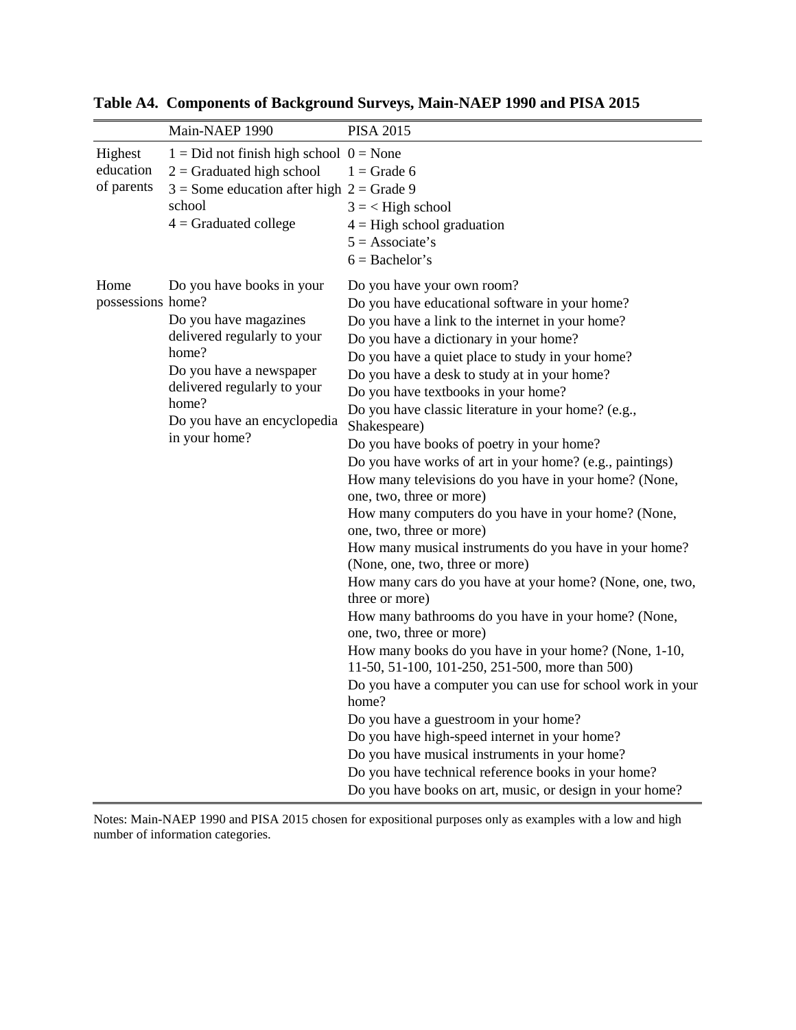**Table A4. Components of Background Surveys, Main-NAEP 1990 and PISA 2015**

| | Main-NAEP 1990 | PISA 2015 |
|---|---|---|
| Highest education of parents | 1 = Did not finish high school<br>2 = Graduated high school<br>3 = Some education after high school<br>4 = Graduated college | 0 = None<br>1 = Grade 6<br>2 = Grade 9<br>3 = < High school<br>4 = High school graduation<br>5 = Associate's<br>6 = Bachelor's |
| Home possessions | Do you have books in your home?<br>Do you have magazines delivered regularly to your home?<br>Do you have a newspaper delivered regularly to your home?<br>Do you have an encyclopedia in your home? | Do you have your own room?<br>Do you have educational software in your home?<br>Do you have a link to the internet in your home?<br>Do you have a dictionary in your home?<br>Do you have a quiet place to study in your home?<br>Do you have a desk to study at in your home?<br>Do you have textbooks in your home?<br>Do you have classic literature in your home? (e.g., Shakespeare)<br>Do you have books of poetry in your home?<br>Do you have works of art in your home? (e.g., paintings)<br>How many televisions do you have in your home? (None, one, two, three or more)<br>How many computers do you have in your home? (None, one, two, three or more)<br>How many musical instruments do you have in your home? (None, one, two, three or more)<br>How many cars do you have at your home? (None, one, two, three or more)<br>How many bathrooms do you have in your home? (None, one, two, three or more)<br>How many books do you have in your home? (None, 1-10, 11-50, 51-100, 101-250, 251-500, more than 500)<br>Do you have a computer you can use for school work in your home?<br>Do you have a guestroom in your home?<br>Do you have high-speed internet in your home?<br>Do you have musical instruments in your home?<br>Do you have technical reference books in your home?<br>Do you have books on art, music, or design in your home? |

Notes: Main-NAEP 1990 and PISA 2015 chosen for expositional purposes only as examples with a low and high number of information categories.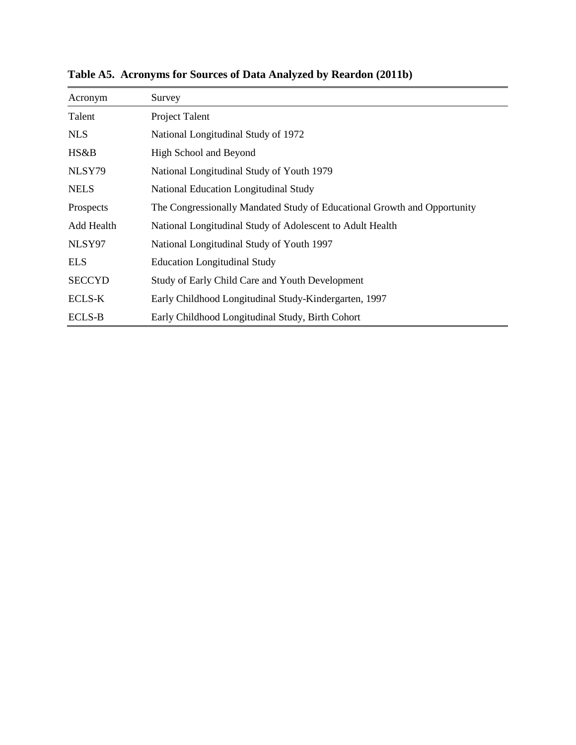**Table A5. Acronyms for Sources of Data Analyzed by Reardon (2011b)**

| Acronym | Survey |
|---|---|
| Talent | Project Talent |
| NLS | National Longitudinal Study of 1972 |
| HS&B | High School and Beyond |
| NLSY79 | National Longitudinal Study of Youth 1979 |
| NELS | National Education Longitudinal Study |
| Prospects | The Congressionally Mandated Study of Educational Growth and Opportunity |
| Add Health | National Longitudinal Study of Adolescent to Adult Health |
| NLSY97 | National Longitudinal Study of Youth 1997 |
| ELS | Education Longitudinal Study |
| SECCYD | Study of Early Child Care and Youth Development |
| ECLS-K | Early Childhood Longitudinal Study-Kindergarten, 1997 |
| ECLS-B | Early Childhood Longitudinal Study, Birth Cohort |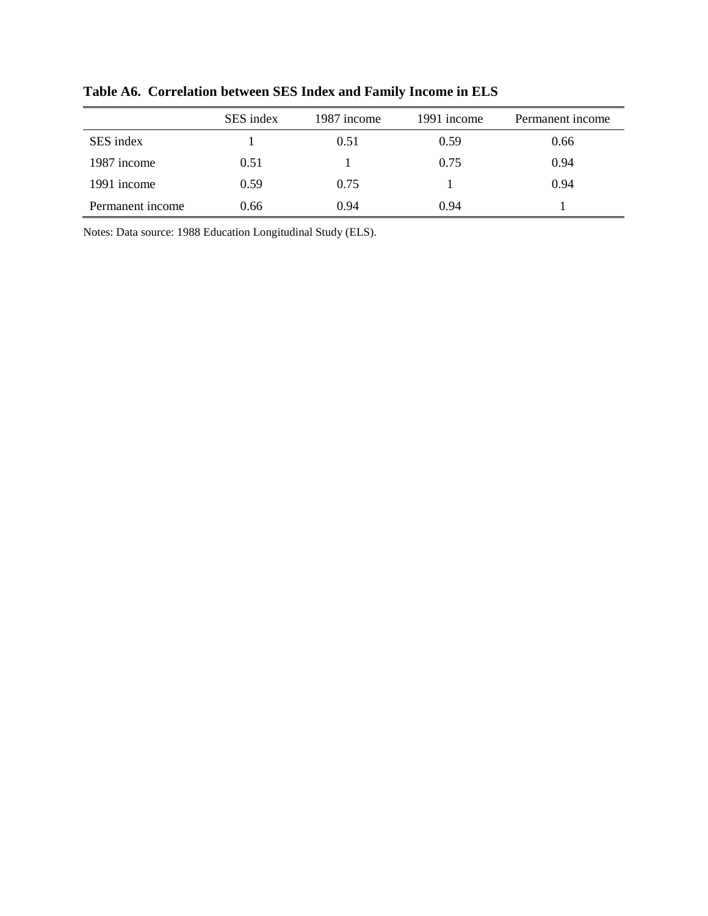**Table A6. Correlation between SES Index and Family Income in ELS**

| | SES index | 1987 income | 1991 income | Permanent income |
|---|---|---|---|---|
| SES index | 1 | 0.51 | 0.59 | 0.66 |
| 1987 income | 0.51 | 1 | 0.75 | 0.94 |
| 1991 income | 0.59 | 0.75 | 1 | 0.94 |
| Permanent income | 0.66 | 0.94 | 0.94 | 1 |

Notes: Data source: 1988 Education Longitudinal Study (ELS).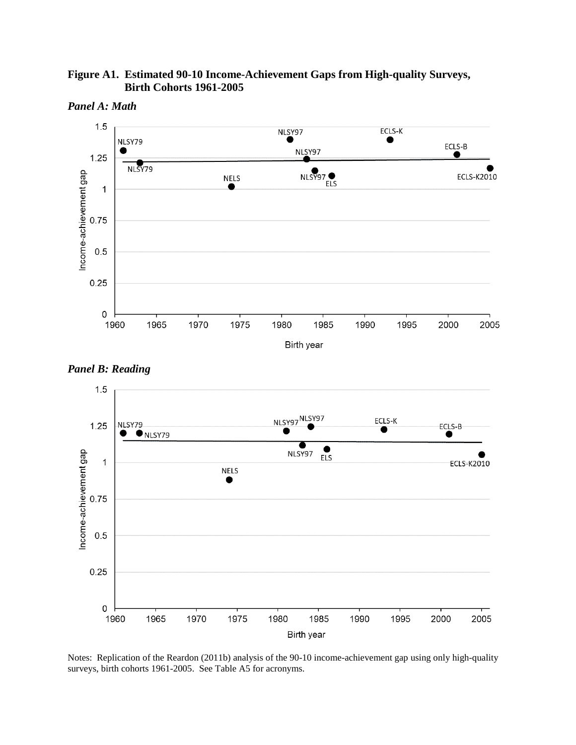**Figure A1. Estimated 90-10 Income-Achievement Gaps from High-quality Surveys, Birth Cohorts 1961-2005**

***Panel A: Math***

***Panel B: Reading***

Notes: Replication of the Reardon (2011b) analysis of the 90-10 income-achievement gap using only high-quality surveys, birth cohorts 1961-2005. See Table A5 for acronyms.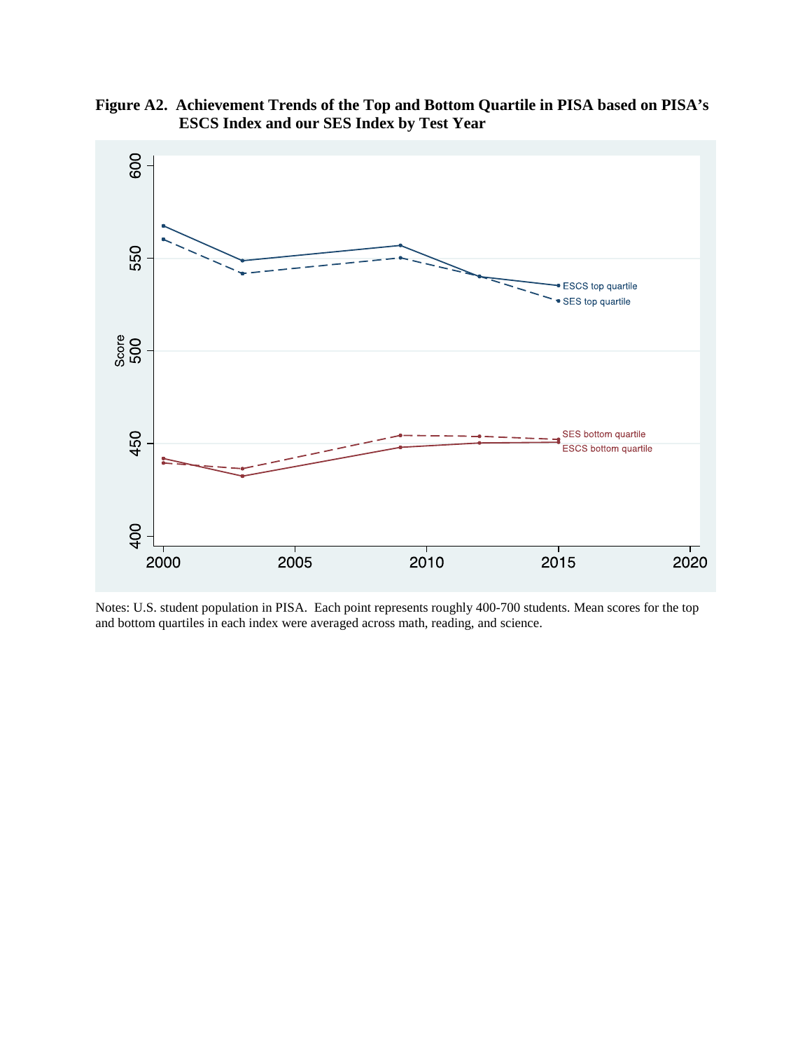**Figure A2. Achievement Trends of the Top and Bottom Quartile in PISA based on PISA's ESCS Index and our SES Index by Test Year**

Notes: U.S. student population in PISA. Each point represents roughly 400-700 students. Mean scores for the top and bottom quartiles in each index were averaged across math, reading, and science.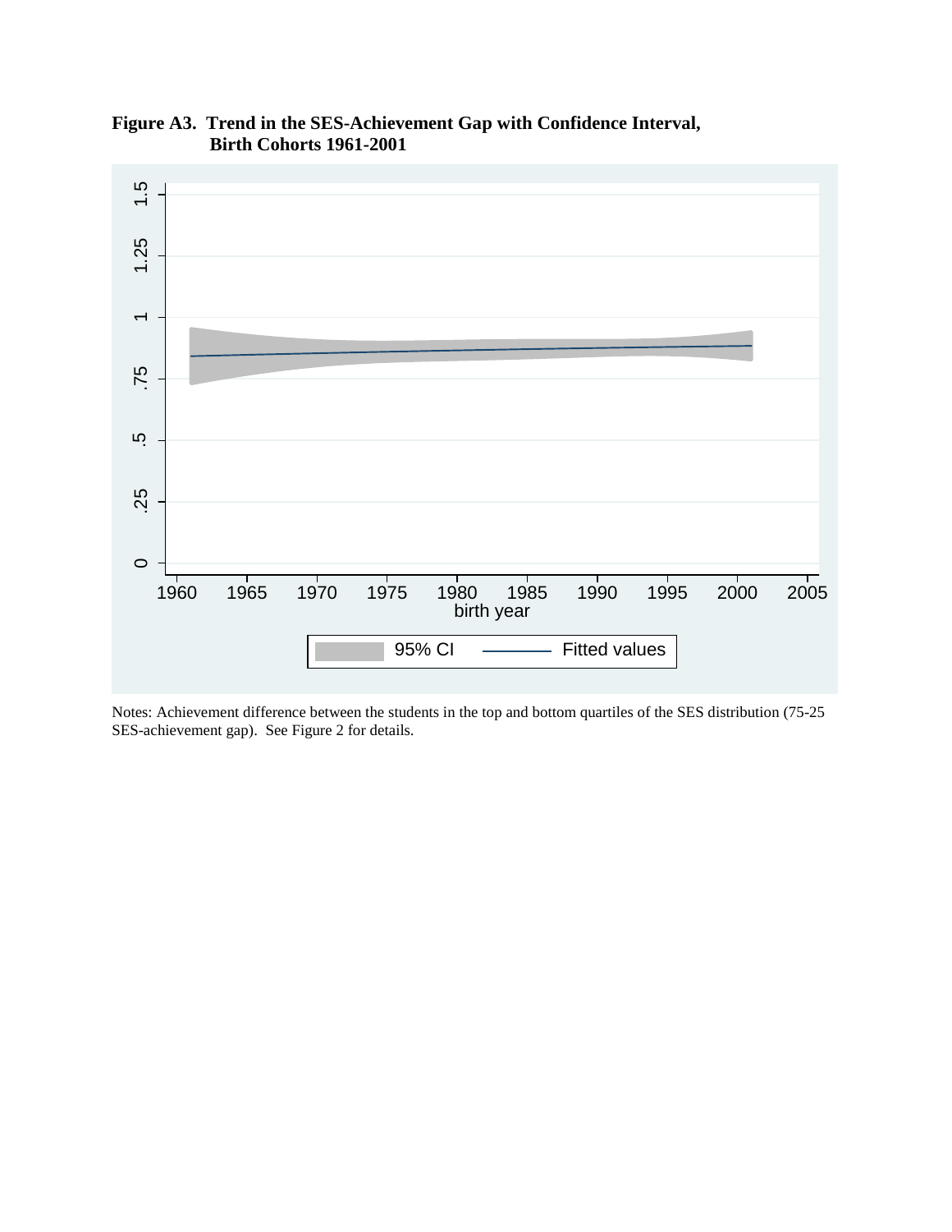**Figure A3. Trend in the SES-Achievement Gap with Confidence Interval, Birth Cohorts 1961-2001**

Notes: Achievement difference between the students in the top and bottom quartiles of the SES distribution (75-25 SES-achievement gap). See Figure 2 for details.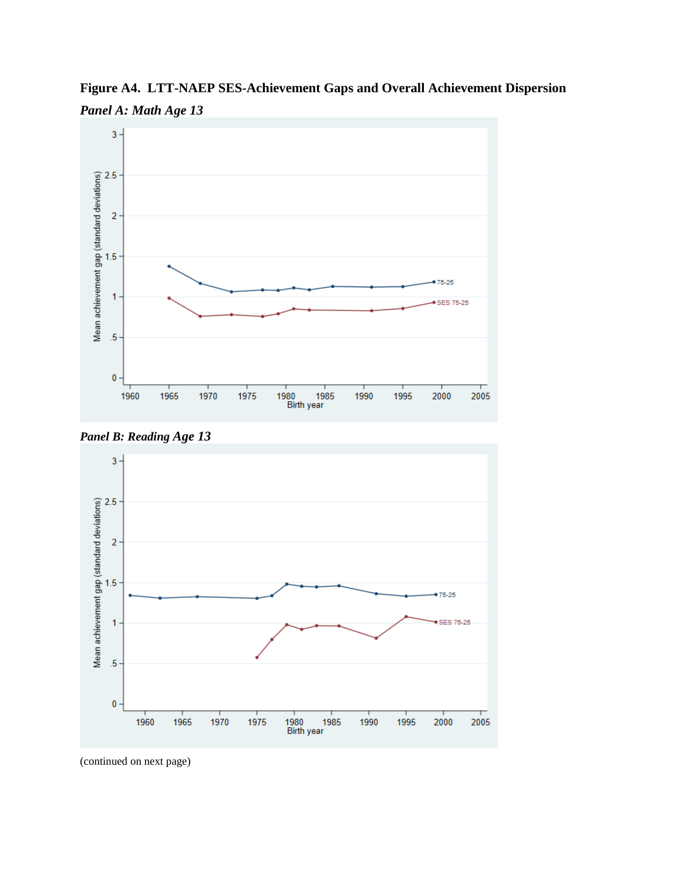**Figure A4. LTT-NAEP SES-Achievement Gaps and Overall Achievement Dispersion**

***Panel A: Math Age 13***

***Panel B: Reading Age 13***

(continued on next page)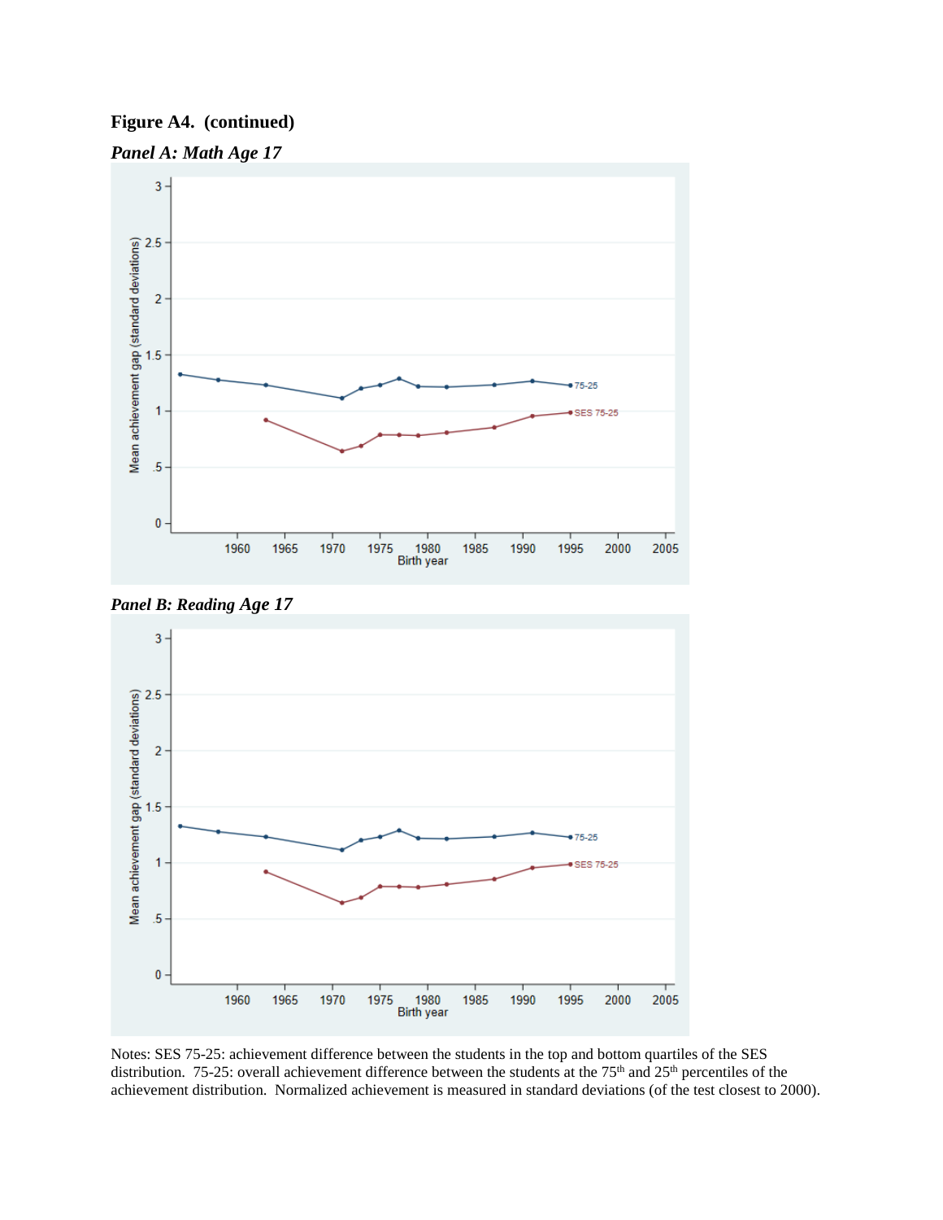**Figure A4. (continued)**

***Panel A: Math Age 17***

***Panel B: Reading Age 17***

Notes: SES 75-25: achievement difference between the students in the top and bottom quartiles of the SES distribution. 75-25: overall achievement difference between the students at the 75th and 25th percentiles of the achievement distribution. Normalized achievement is measured in standard deviations (of the test closest to 2000).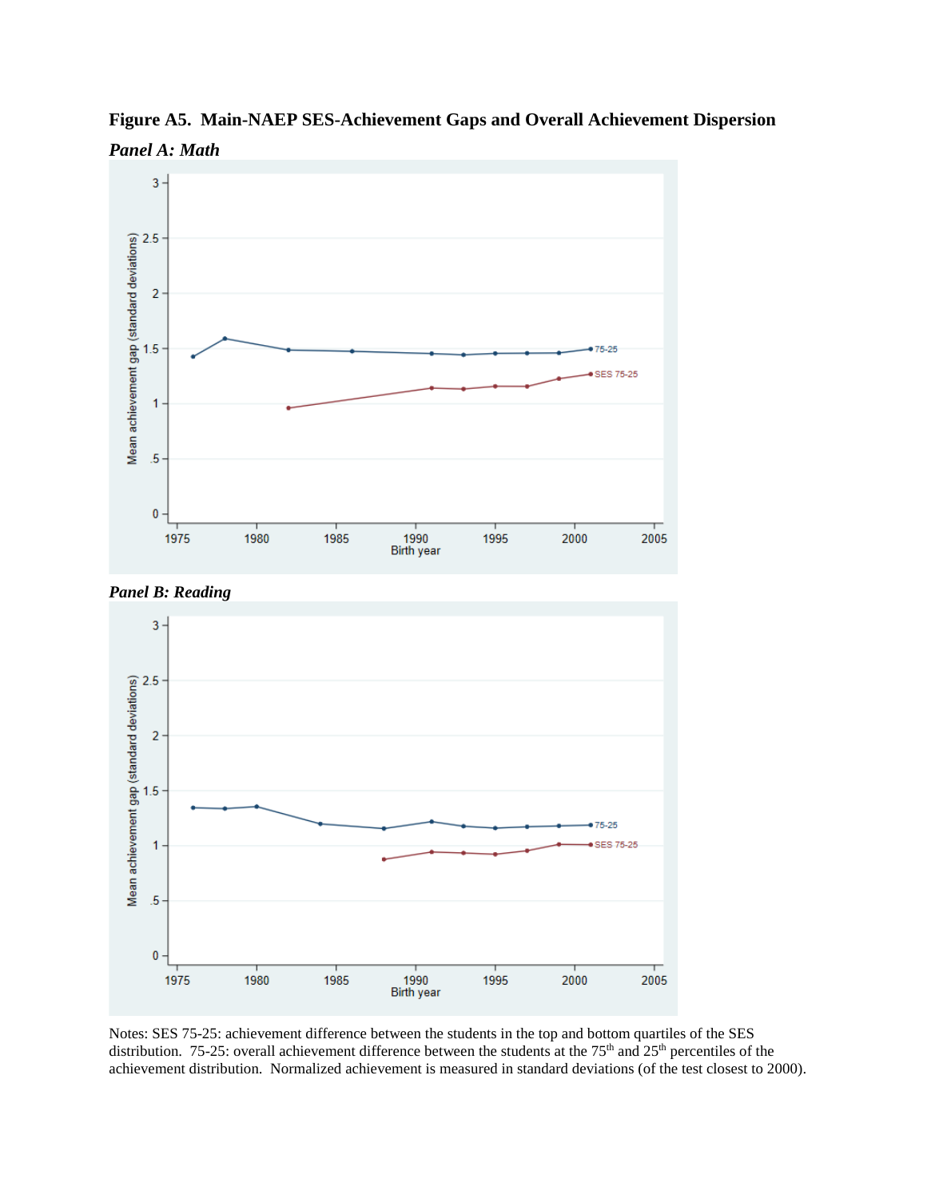**Figure A5. Main-NAEP SES-Achievement Gaps and Overall Achievement Dispersion**

***Panel A: Math***

***Panel B: Reading***

Notes: SES 75-25: achievement difference between the students in the top and bottom quartiles of the SES distribution. 75-25: overall achievement difference between the students at the 75th and 25th percentiles of the achievement distribution. Normalized achievement is measured in standard deviations (of the test closest to 2000).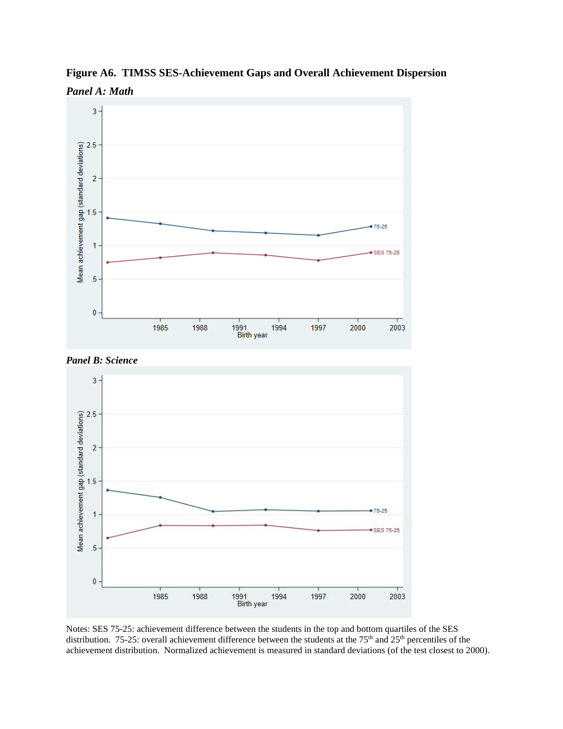**Figure A6. TIMSS SES-Achievement Gaps and Overall Achievement Dispersion**

***Panel A: Math***

***Panel B: Science***

Notes: SES 75-25: achievement difference between the students in the top and bottom quartiles of the SES distribution. 75-25: overall achievement difference between the students at the 75th and 25th percentiles of the achievement distribution. Normalized achievement is measured in standard deviations (of the test closest to 2000).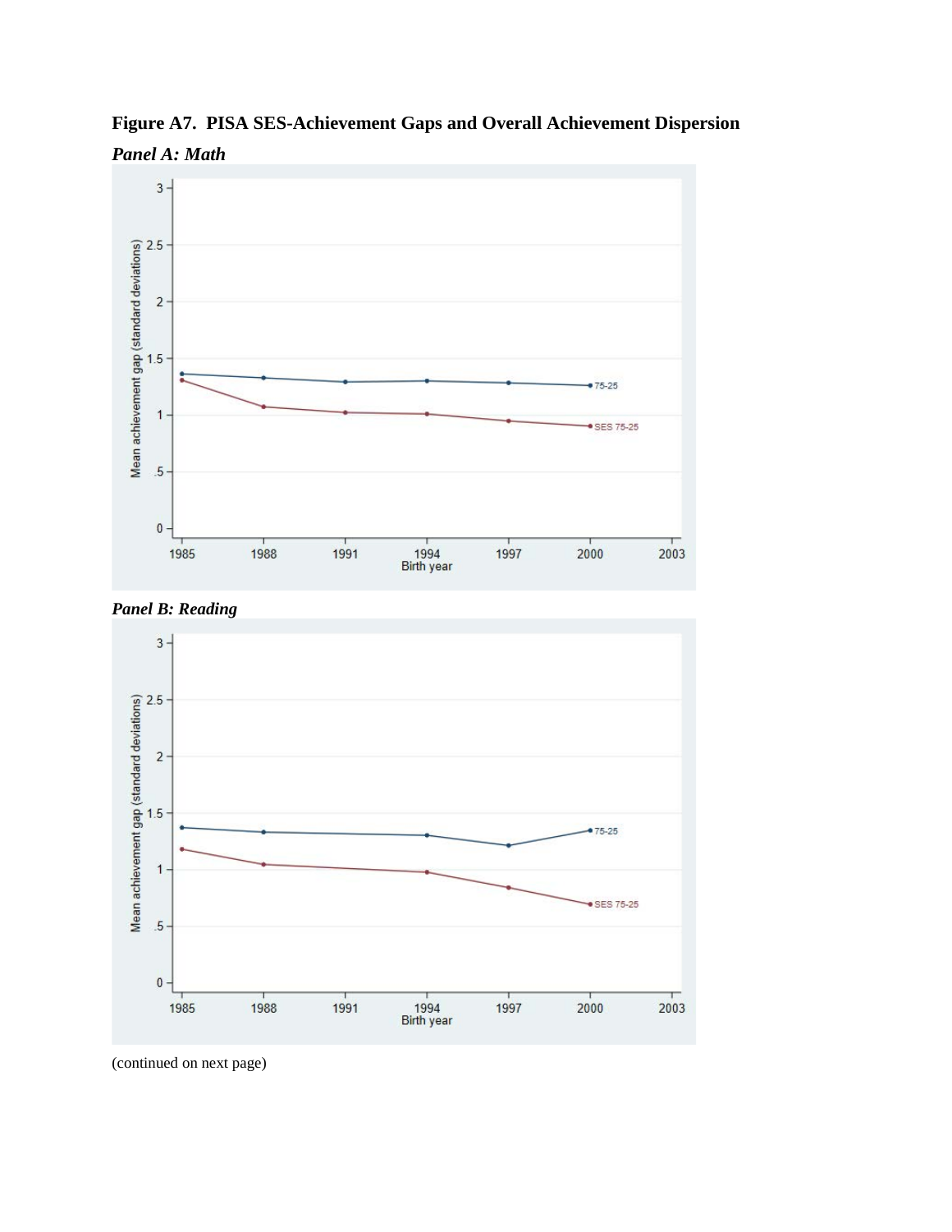**Figure A7. PISA SES-Achievement Gaps and Overall Achievement Dispersion**

***Panel A: Math***

***Panel B: Reading***

(continued on next page)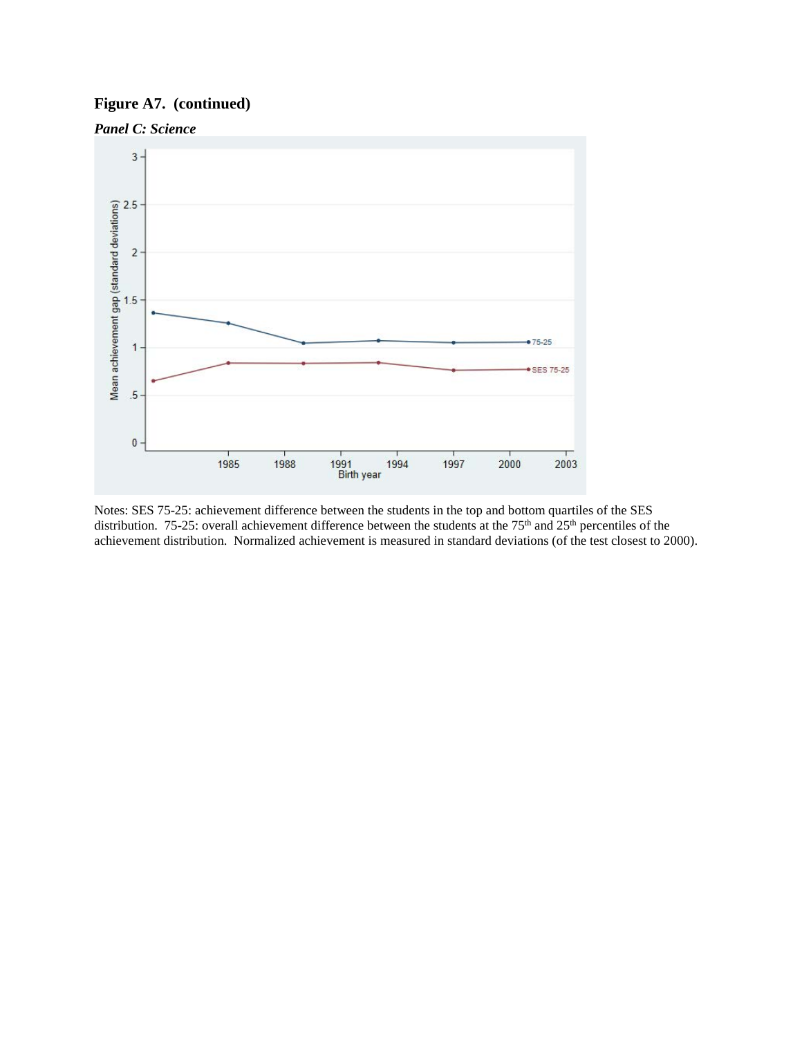**Figure A7. (continued)**

***Panel C: Science***

Notes: SES 75-25: achievement difference between the students in the top and bottom quartiles of the SES distribution. 75-25: overall achievement difference between the students at the 75th and 25th percentiles of the achievement distribution. Normalized achievement is measured in standard deviations (of the test closest to 2000).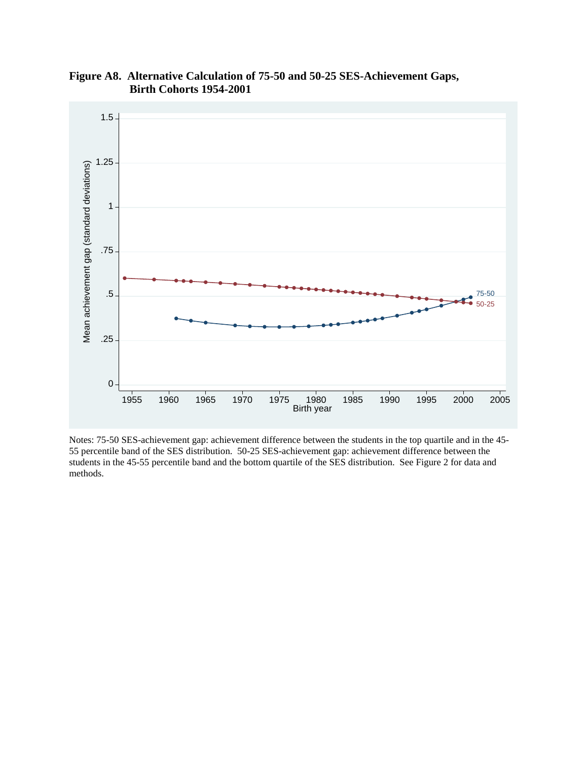**Figure A8. Alternative Calculation of 75-50 and 50-25 SES-Achievement Gaps, Birth Cohorts 1954-2001**

Notes: 75-50 SES-achievement gap: achievement difference between the students in the top quartile and in the 45-55 percentile band of the SES distribution. 50-25 SES-achievement gap: achievement difference between the students in the 45-55 percentile band and the bottom quartile of the SES distribution. See Figure 2 for data and methods.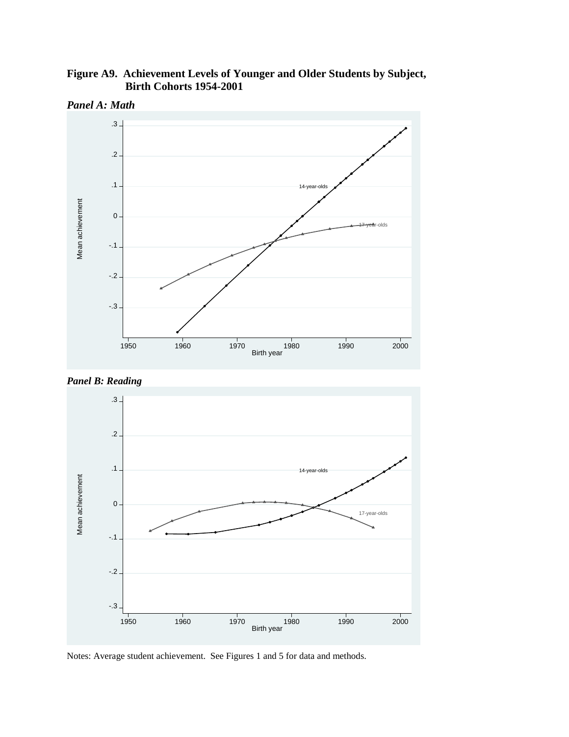**Figure A9. Achievement Levels of Younger and Older Students by Subject, Birth Cohorts 1954-2001**

***Panel A: Math***

***Panel B: Reading***

Notes: Average student achievement. See Figures 1 and 5 for data and methods.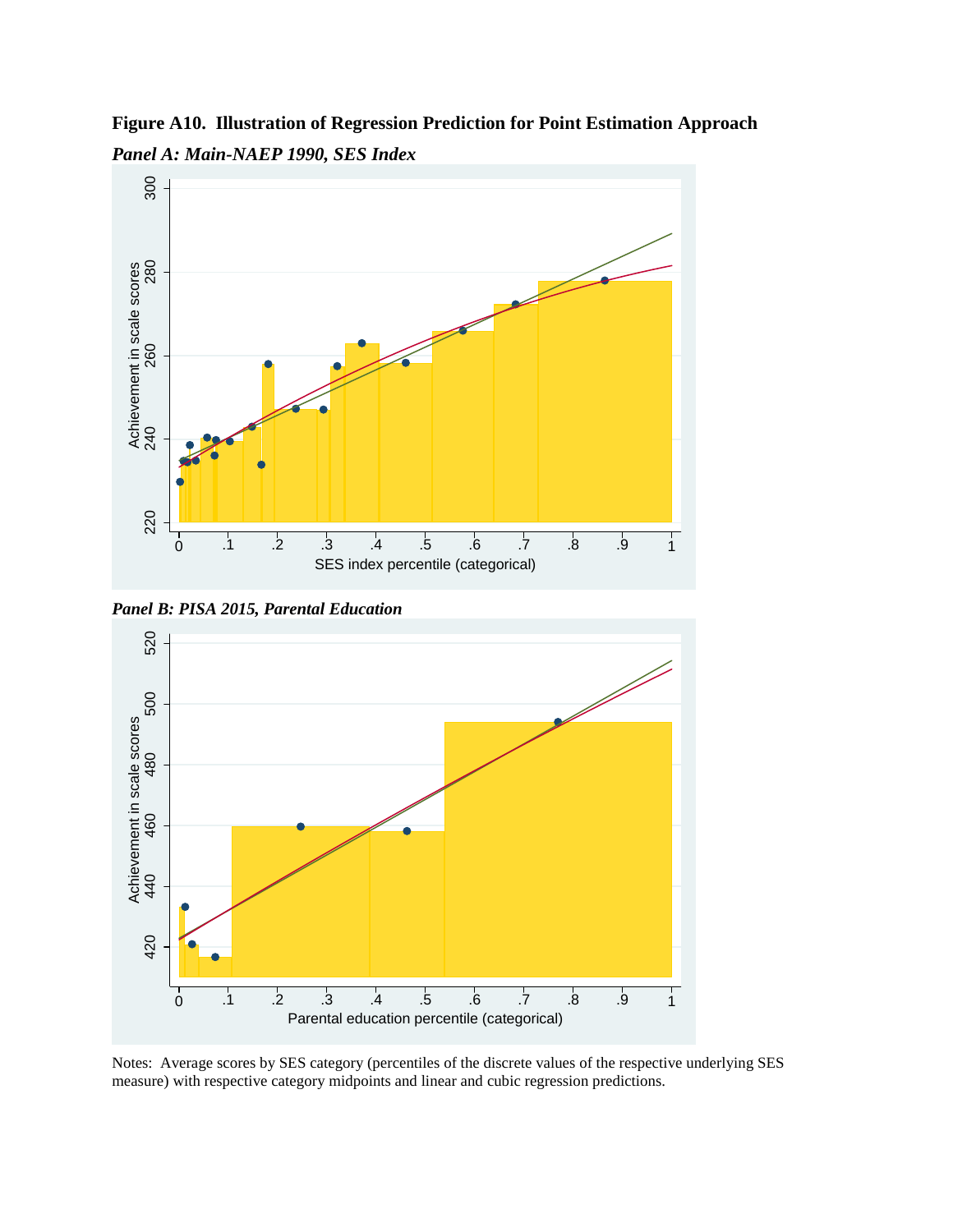**Figure A10. Illustration of Regression Prediction for Point Estimation Approach**

***Panel A: Main-NAEP 1990, SES Index***

***Panel B: PISA 2015, Parental Education***

Notes: Average scores by SES category (percentiles of the discrete values of the respective underlying SES measure) with respective category midpoints and linear and cubic regression predictions.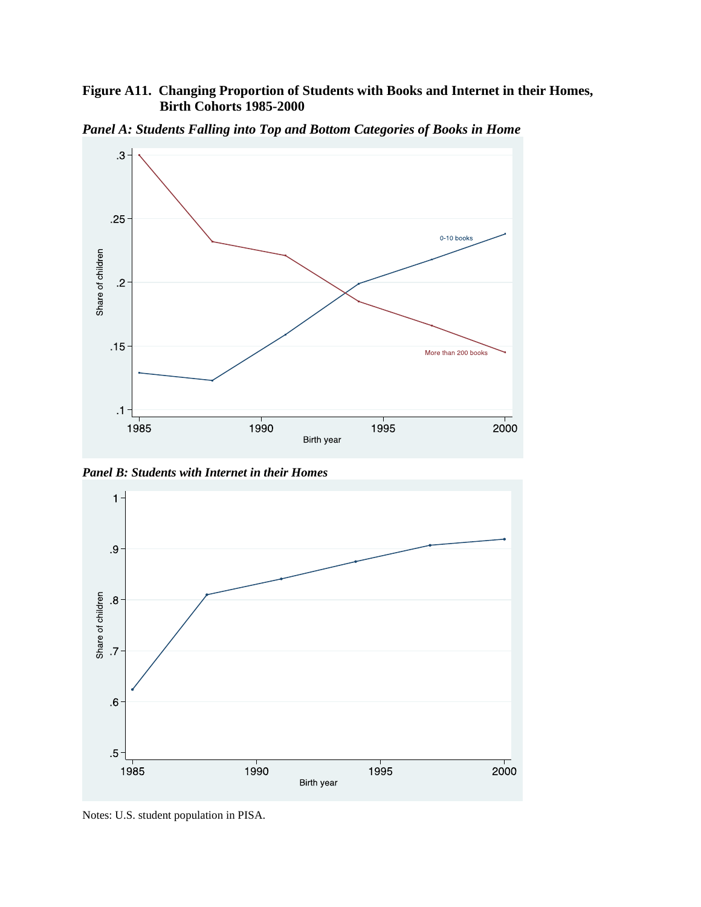**Figure A11. Changing Proportion of Students with Books and Internet in their Homes, Birth Cohorts 1985-2000**

*Panel A: Students Falling into Top and Bottom Categories of Books in Home*

*Panel B: Students with Internet in their Homes*

Notes: U.S. student population in PISA.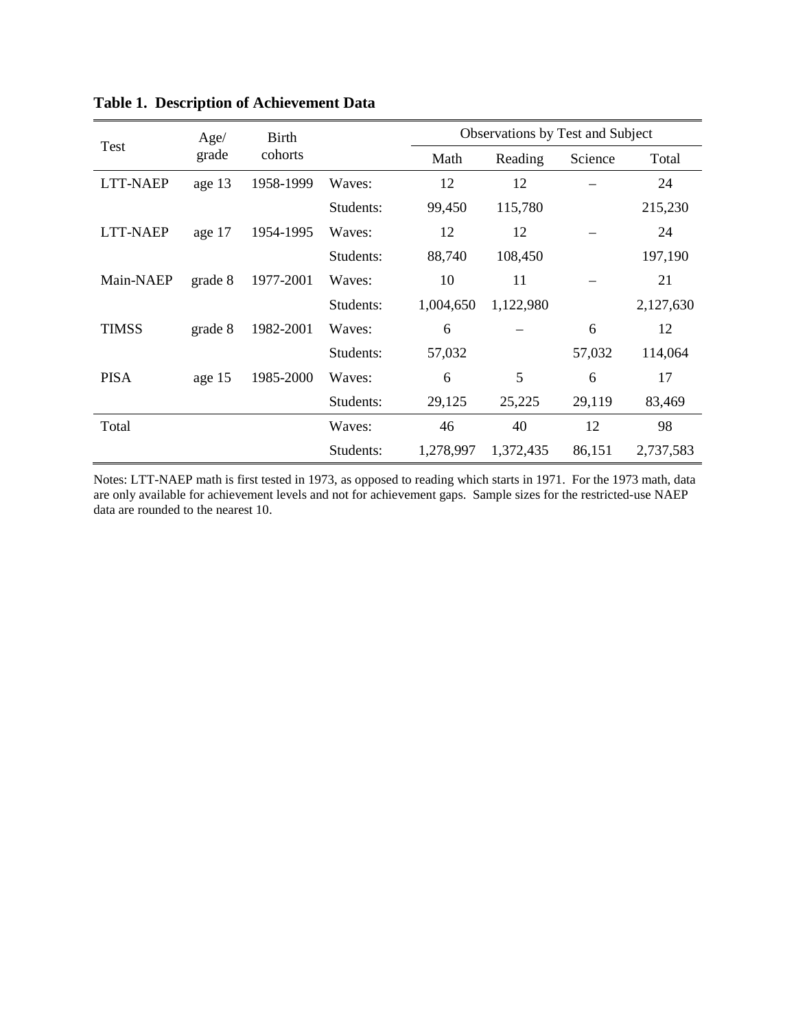**Table 1. Description of Achievement Data**

| Test | Age/ grade | Birth cohorts | | Observations by Test and Subject | | | |
|---|---|---|---|---|---|---|---|
| | | | | Math | Reading | Science | Total |
| LTT-NAEP | age 13 | 1958-1999 | Waves: | 12 | 12 | – | 24 |
| | | | Students: | 99,450 | 115,780 | | 215,230 |
| LTT-NAEP | age 17 | 1954-1995 | Waves: | 12 | 12 | – | 24 |
| | | | Students: | 88,740 | 108,450 | | 197,190 |
| Main-NAEP | grade 8 | 1977-2001 | Waves: | 10 | 11 | – | 21 |
| | | | Students: | 1,004,650 | 1,122,980 | | 2,127,630 |
| TIMSS | grade 8 | 1982-2001 | Waves: | 6 | – | 6 | 12 |
| | | | Students: | 57,032 | | 57,032 | 114,064 |
| PISA | age 15 | 1985-2000 | Waves: | 6 | 5 | 6 | 17 |
| | | | Students: | 29,125 | 25,225 | 29,119 | 83,469 |
| Total | | | Waves: | 46 | 40 | 12 | 98 |
| | | | Students: | 1,278,997 | 1,372,435 | 86,151 | 2,737,583 |

Notes: LTT-NAEP math is first tested in 1973, as opposed to reading which starts in 1971. For the 1973 math, data are only available for achievement levels and not for achievement gaps. Sample sizes for the restricted-use NAEP data are rounded to the nearest 10.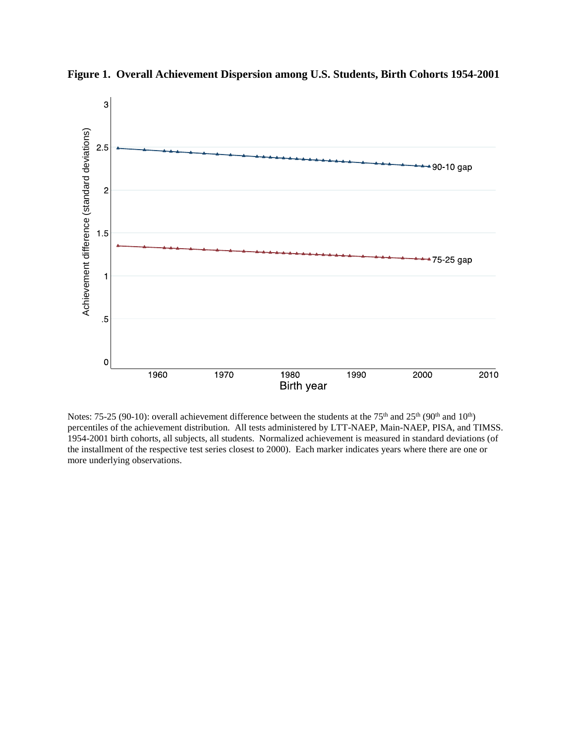**Figure 1. Overall Achievement Dispersion among U.S. Students, Birth Cohorts 1954-2001**

Notes: 75-25 (90-10): overall achievement difference between the students at the 75[th] and 25[th] (90[th] and 10[th]) percentiles of the achievement distribution. All tests administered by LTT-NAEP, Main-NAEP, PISA, and TIMSS. 1954-2001 birth cohorts, all subjects, all students. Normalized achievement is measured in standard deviations (of the installment of the respective test series closest to 2000). Each marker indicates years where there are one or more underlying observations.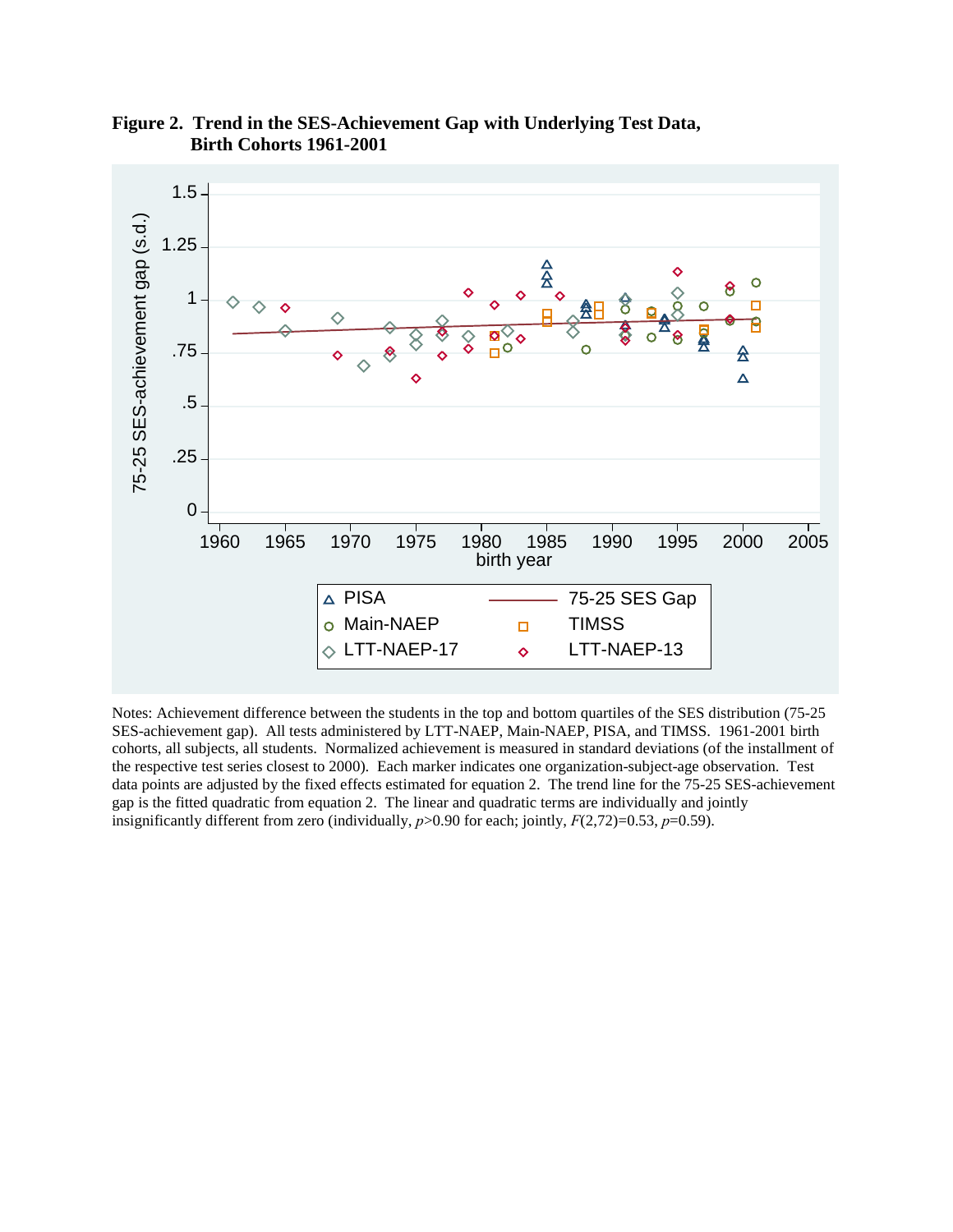**Figure 2. Trend in the SES-Achievement Gap with Underlying Test Data, Birth Cohorts 1961-2001**

Notes: Achievement difference between the students in the top and bottom quartiles of the SES distribution (75-25 SES-achievement gap). All tests administered by LTT-NAEP, Main-NAEP, PISA, and TIMSS. 1961-2001 birth cohorts, all subjects, all students. Normalized achievement is measured in standard deviations (of the installment of the respective test series closest to 2000). Each marker indicates one organization-subject-age observation. Test data points are adjusted by the fixed effects estimated for equation 2. The trend line for the 75-25 SES-achievement gap is the fitted quadratic from equation 2. The linear and quadratic terms are individually and jointly insignificantly different from zero (individually, $p$>0.90 for each; jointly, $F(2,72)=0.53$, $p$=0.59).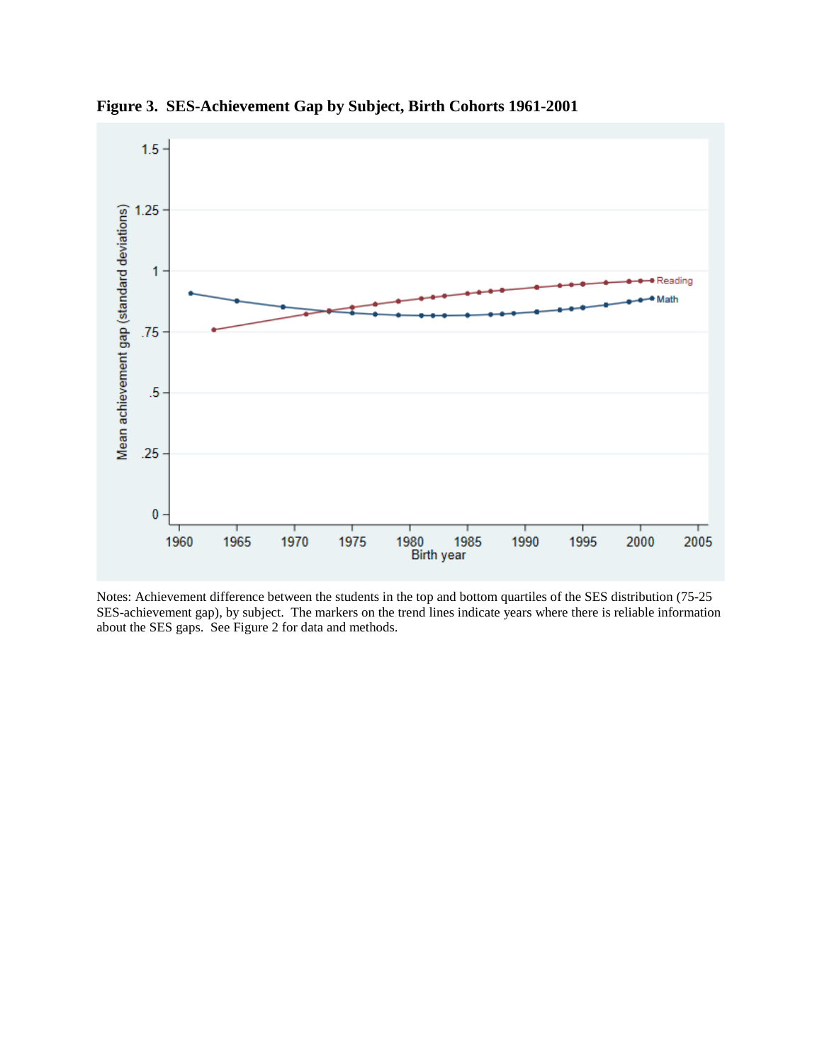**Figure 3. SES-Achievement Gap by Subject, Birth Cohorts 1961-2001**

Notes: Achievement difference between the students in the top and bottom quartiles of the SES distribution (75-25 SES-achievement gap), by subject. The markers on the trend lines indicate years where there is reliable information about the SES gaps. See Figure 2 for data and methods.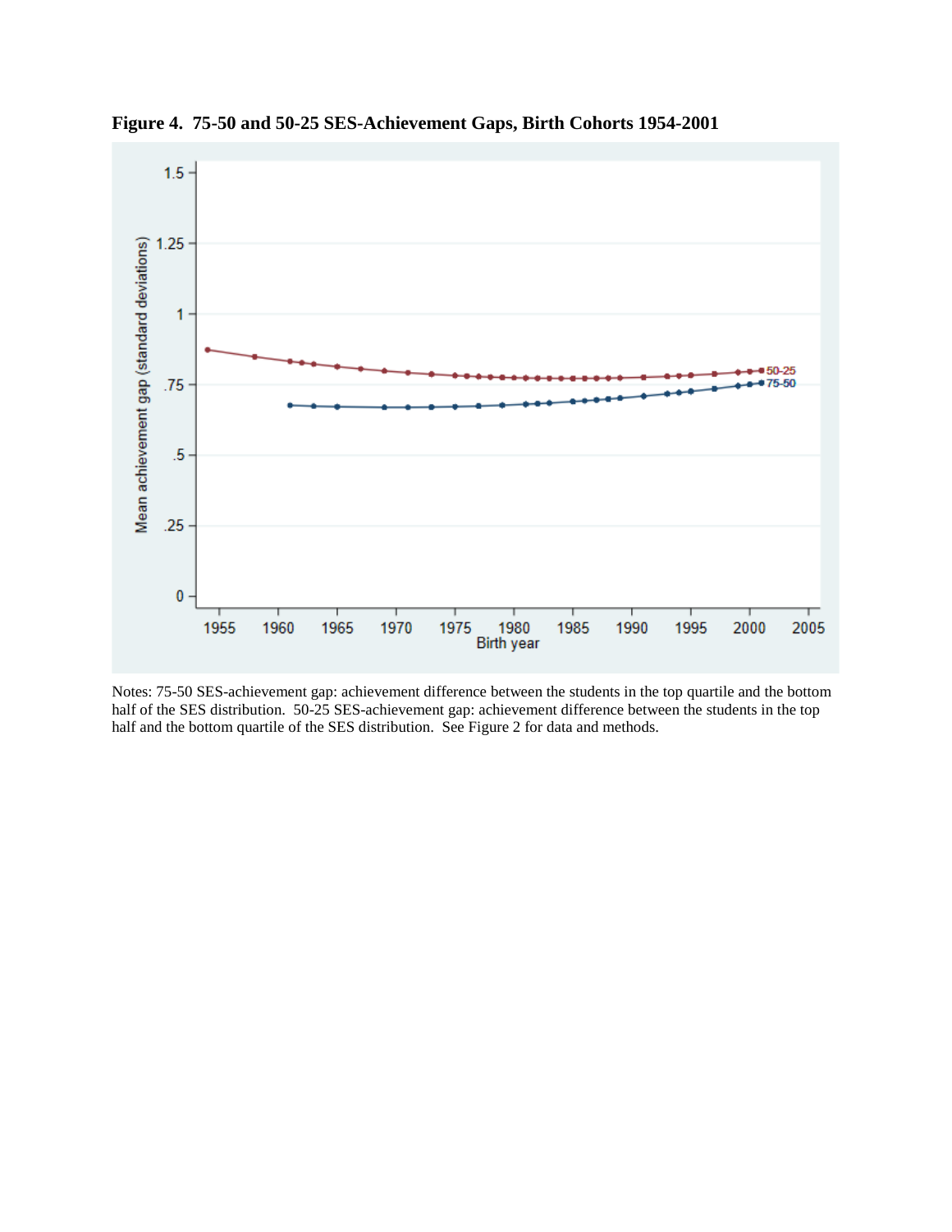**Figure 4. 75-50 and 50-25 SES-Achievement Gaps, Birth Cohorts 1954-2001**

Notes: 75-50 SES-achievement gap: achievement difference between the students in the top quartile and the bottom half of the SES distribution. 50-25 SES-achievement gap: achievement difference between the students in the top half and the bottom quartile of the SES distribution. See Figure 2 for data and methods.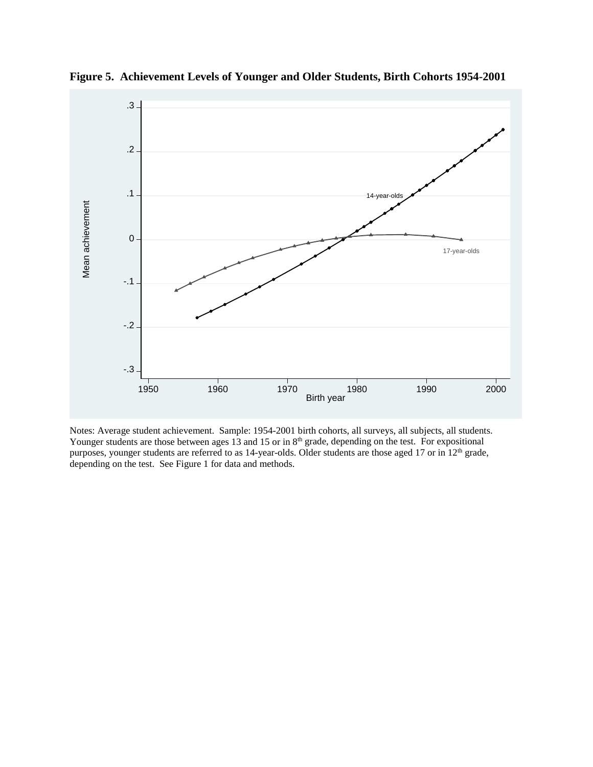**Figure 5. Achievement Levels of Younger and Older Students, Birth Cohorts 1954-2001**

Notes: Average student achievement. Sample: 1954-2001 birth cohorts, all surveys, all subjects, all students. Younger students are those between ages 13 and 15 or in 8th grade, depending on the test. For expositional purposes, younger students are referred to as 14-year-olds. Older students are those aged 17 or in 12th grade, depending on the test. See Figure 1 for data and methods.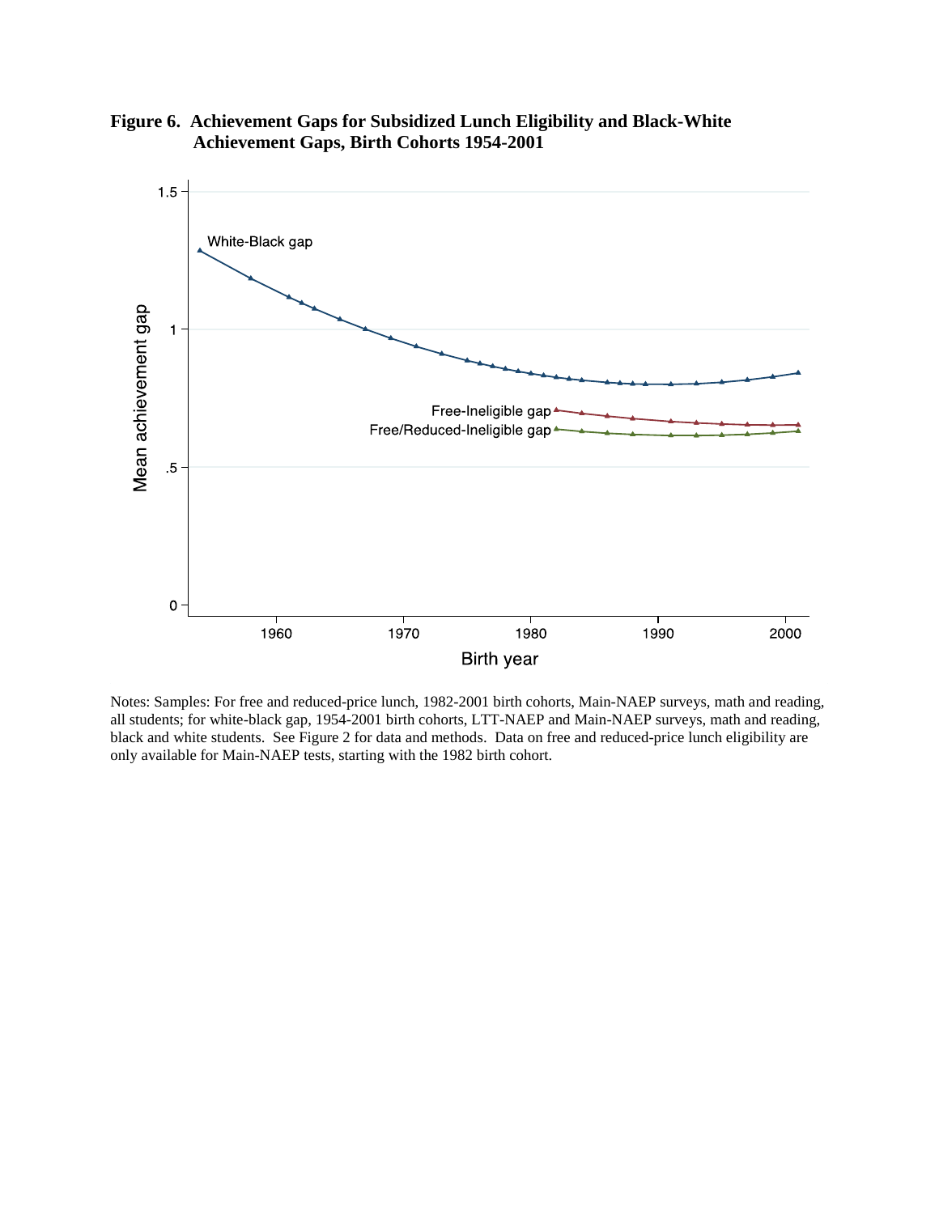**Figure 6. Achievement Gaps for Subsidized Lunch Eligibility and Black-White Achievement Gaps, Birth Cohorts 1954-2001**

Notes: Samples: For free and reduced-price lunch, 1982-2001 birth cohorts, Main-NAEP surveys, math and reading, all students; for white-black gap, 1954-2001 birth cohorts, LTT-NAEP and Main-NAEP surveys, math and reading, black and white students. See Figure 2 for data and methods. Data on free and reduced-price lunch eligibility are only available for Main-NAEP tests, starting with the 1982 birth cohort.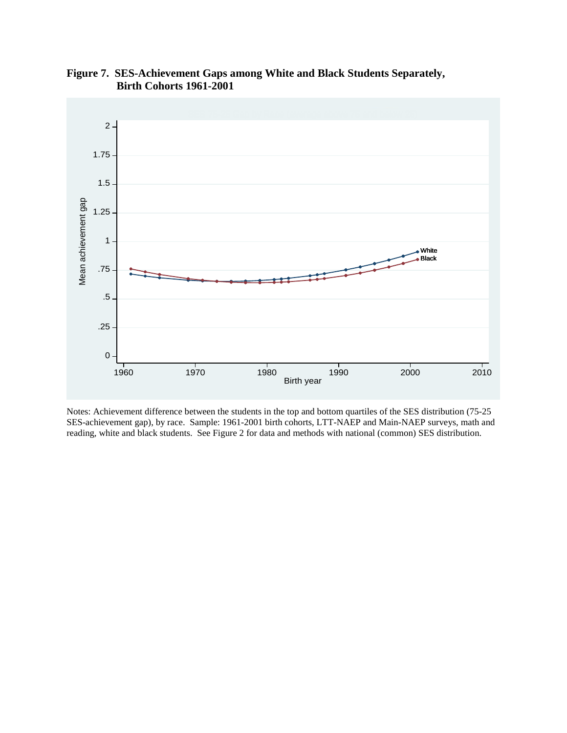**Figure 7. SES-Achievement Gaps among White and Black Students Separately, Birth Cohorts 1961-2001**

Notes: Achievement difference between the students in the top and bottom quartiles of the SES distribution (75-25 SES-achievement gap), by race. Sample: 1961-2001 birth cohorts, LTT-NAEP and Main-NAEP surveys, math and reading, white and black students. See Figure 2 for data and methods with national (common) SES distribution.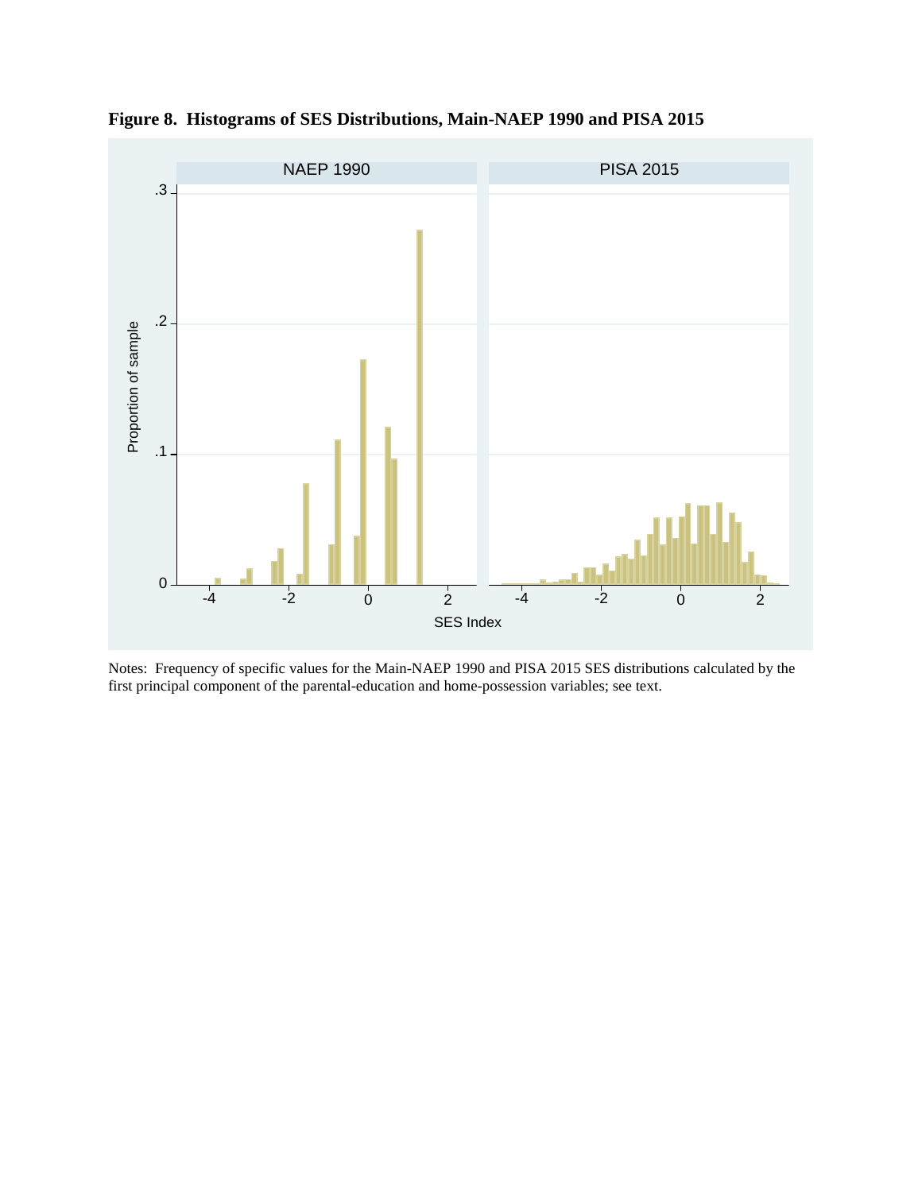**Figure 8. Histograms of SES Distributions, Main-NAEP 1990 and PISA 2015**

Notes: Frequency of specific values for the Main-NAEP 1990 and PISA 2015 SES distributions calculated by the first principal component of the parental-education and home-possession variables; see text.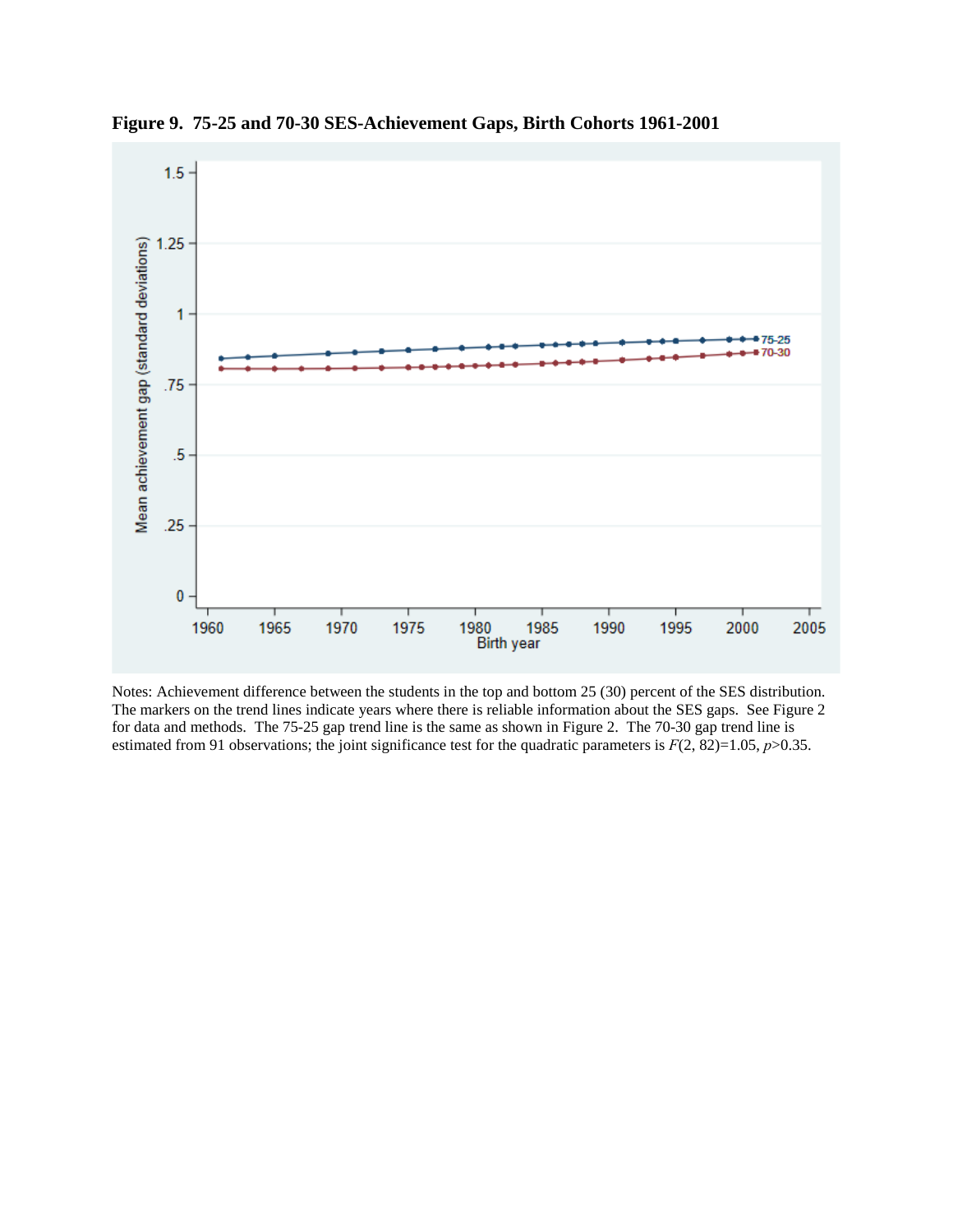**Figure 9. 75-25 and 70-30 SES-Achievement Gaps, Birth Cohorts 1961-2001**

Notes: Achievement difference between the students in the top and bottom 25 (30) percent of the SES distribution. The markers on the trend lines indicate years where there is reliable information about the SES gaps. See Figure 2 for data and methods. The 75-25 gap trend line is the same as shown in Figure 2. The 70-30 gap trend line is estimated from 91 observations; the joint significance test for the quadratic parameters is $F(2, 82)=1.05$, $p>0.35$.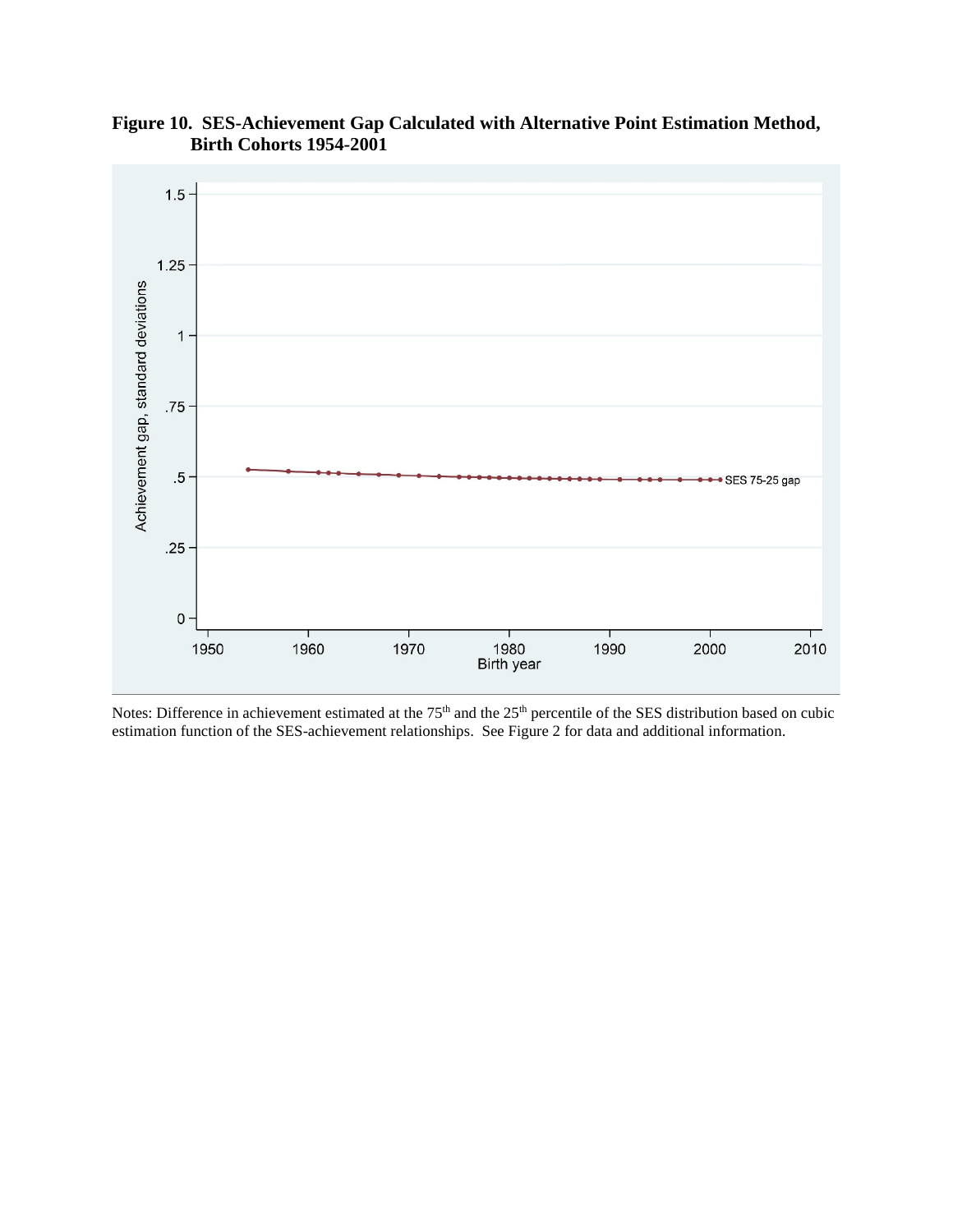**Figure 10. SES-Achievement Gap Calculated with Alternative Point Estimation Method, Birth Cohorts 1954-2001**

Notes: Difference in achievement estimated at the 75[th] and the 25[th] percentile of the SES distribution based on cubic estimation function of the SES-achievement relationships. See Figure 2 for data and additional information.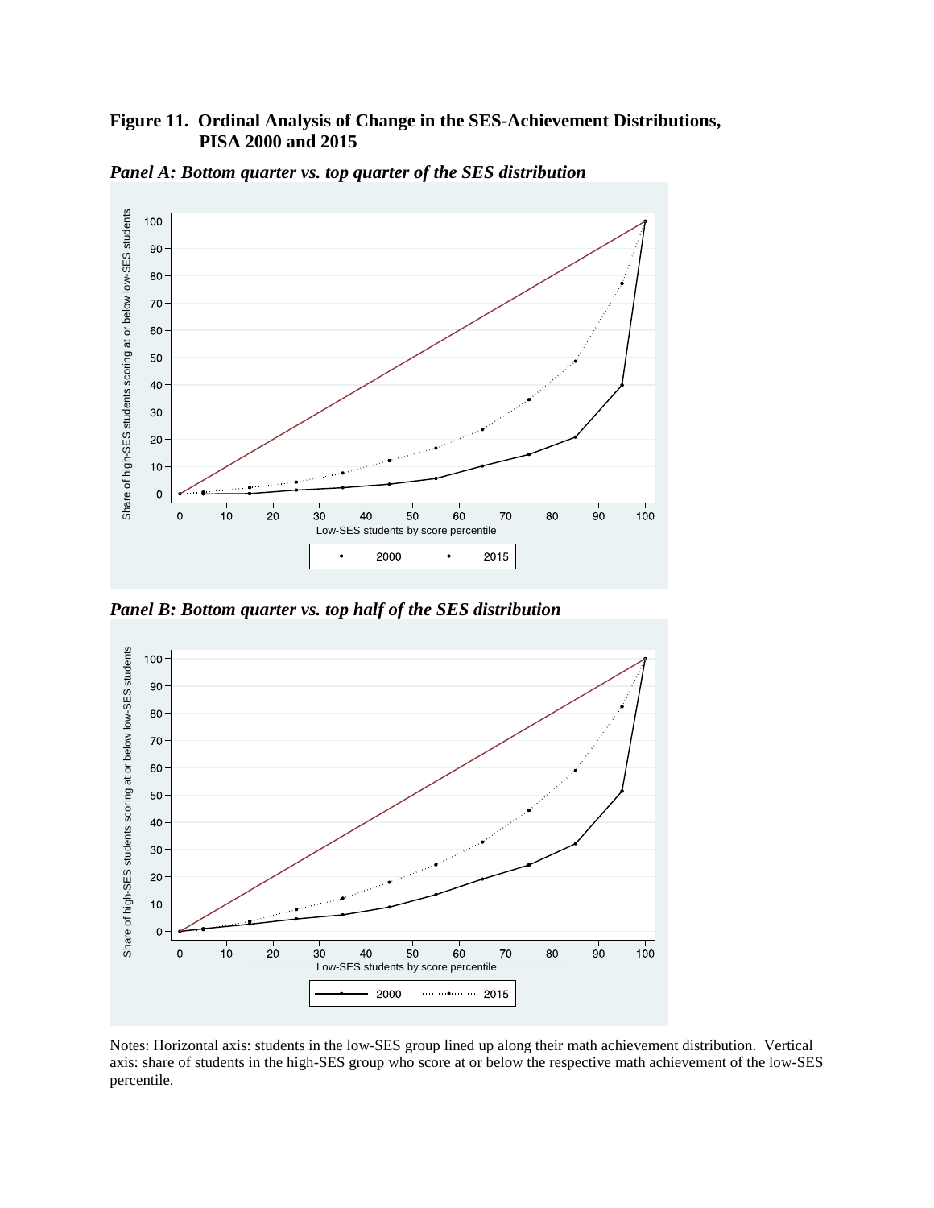**Figure 11. Ordinal Analysis of Change in the SES-Achievement Distributions, PISA 2000 and 2015**

*Panel A: Bottom quarter vs. top quarter of the SES distribution*

*Panel B: Bottom quarter vs. top half of the SES distribution*

Notes: Horizontal axis: students in the low-SES group lined up along their math achievement distribution. Vertical axis: share of students in the high-SES group who score at or below the respective math achievement of the low-SES percentile.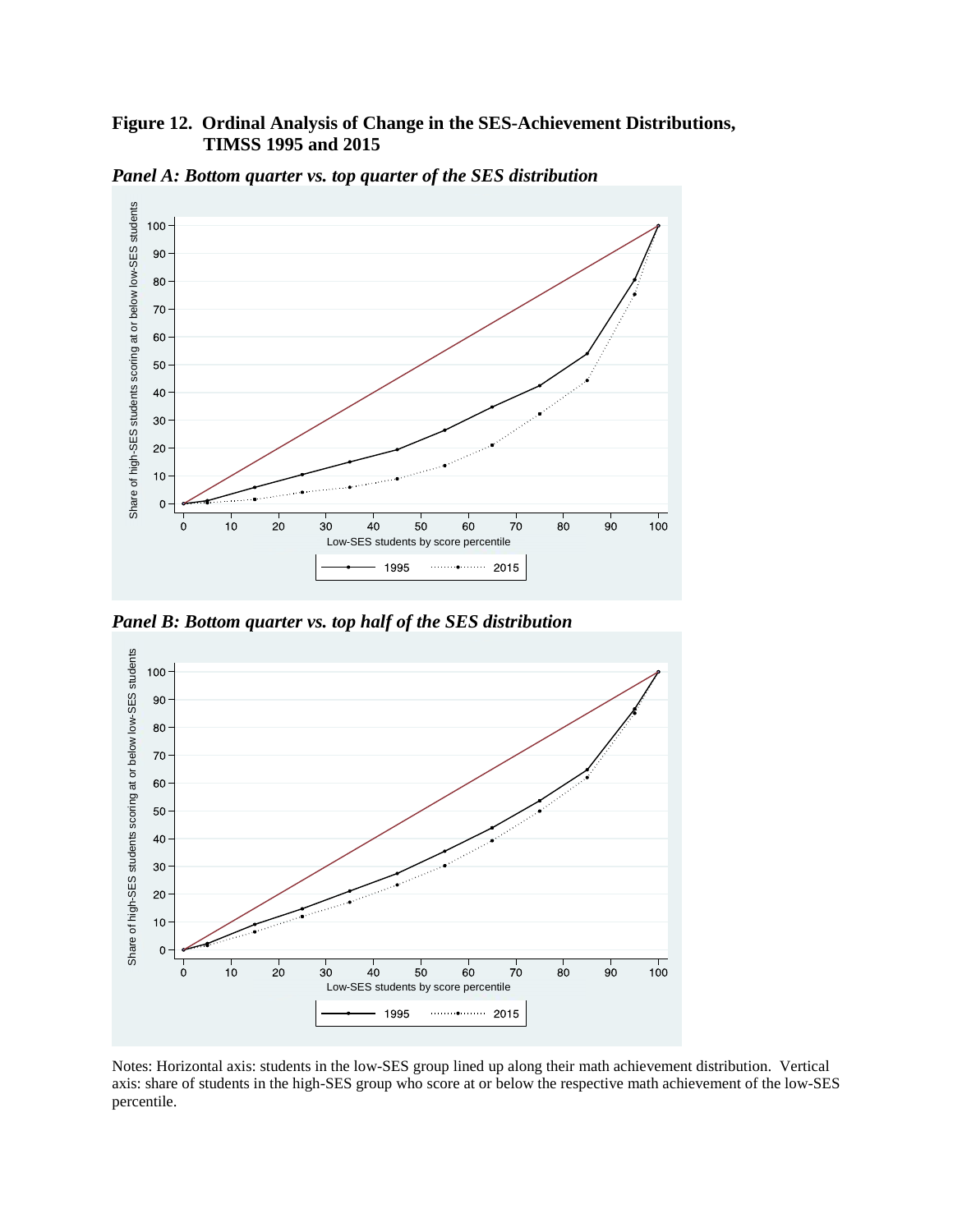**Figure 12. Ordinal Analysis of Change in the SES-Achievement Distributions, TIMSS 1995 and 2015**

*Panel A: Bottom quarter vs. top quarter of the SES distribution*

Share of high-SES students scoring at or below low-SES students

0 10 20 30 40 50 60 70 80 90 100

Low-SES students by score percentile

0 10 20 30 40 50 60 70 80 90 100

1995 2015

*Panel B: Bottom quarter vs. top half of the SES distribution*

Share of high-SES students scoring at or below low-SES students

0 10 20 30 40 50 60 70 80 90 100

Low-SES students by score percentile

0 10 20 30 40 50 60 70 80 90 100

1995 2015

Notes: Horizontal axis: students in the low-SES group lined up along their math achievement distribution. Vertical axis: share of students in the high-SES group who score at or below the respective math achievement of the low-SES percentile.